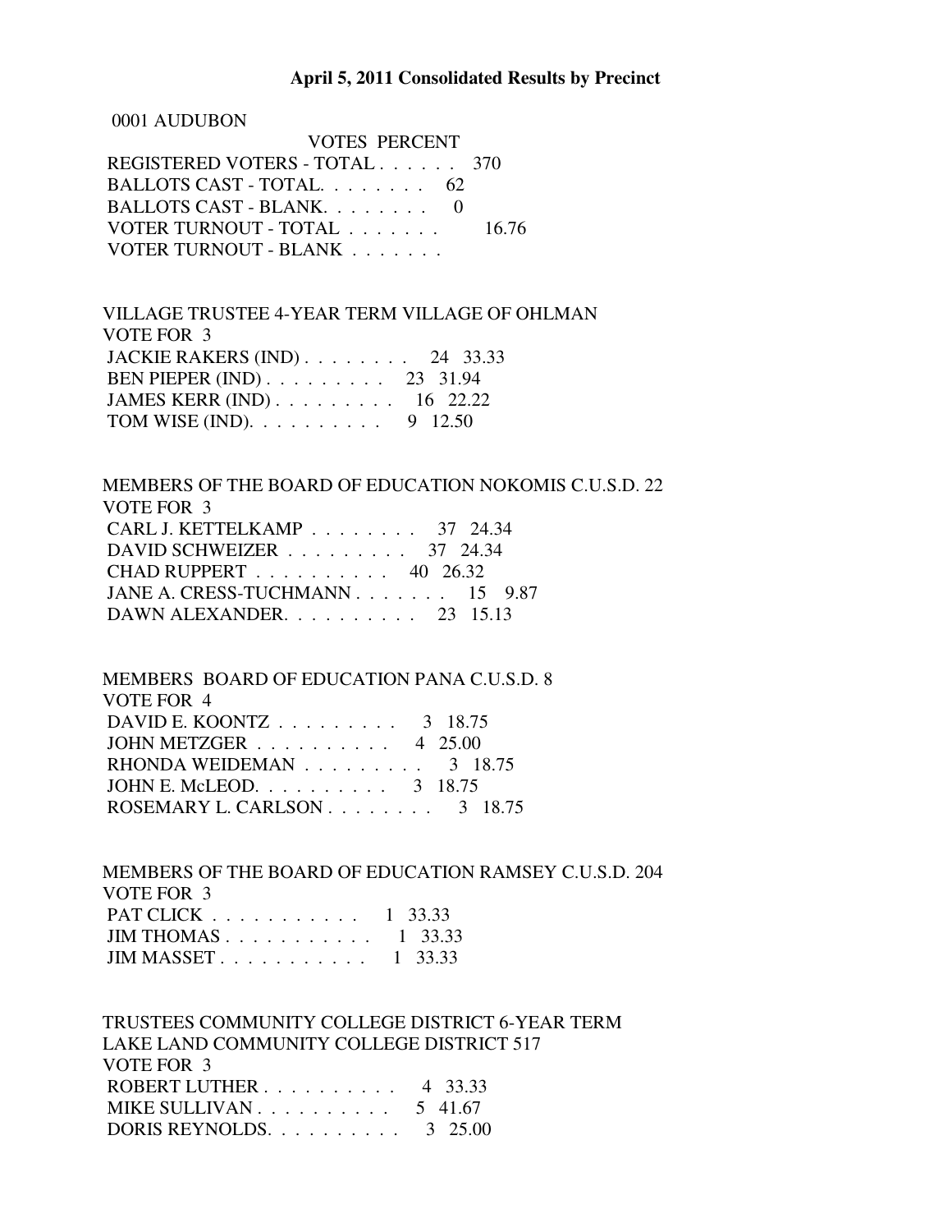# April 5, 2011 Consolidated Results by Precinct

0001 AUDUBON

| | VOTES | PERCENT |
|---|---|---|
| REGISTERED VOTERS - TOTAL . . . . . . | 370 | |
| BALLOTS CAST - TOTAL. . . . . . . . | 62 | |
| BALLOTS CAST - BLANK. . . . . . . . | 0 | |
| VOTER TURNOUT - TOTAL . . . . . . . | | 16.76 |
| VOTER TURNOUT - BLANK . . . . . . . | | |

VILLAGE TRUSTEE 4-YEAR TERM VILLAGE OF OHLMAN
VOTE FOR 3

| | VOTES | PERCENT |
|---|---|---|
| JACKIE RAKERS (IND) . . . . . . . . | 24 | 33.33 |
| BEN PIEPER (IND) . . . . . . . . . | 23 | 31.94 |
| JAMES KERR (IND) . . . . . . . . . | 16 | 22.22 |
| TOM WISE (IND). . . . . . . . . . | 9 | 12.50 |

MEMBERS OF THE BOARD OF EDUCATION NOKOMIS C.U.S.D. 22
VOTE FOR 3

| | VOTES | PERCENT |
|---|---|---|
| CARL J. KETTELKAMP . . . . . . . . | 37 | 24.34 |
| DAVID SCHWEIZER . . . . . . . . . | 37 | 24.34 |
| CHAD RUPPERT . . . . . . . . . . | 40 | 26.32 |
| JANE A. CRESS-TUCHMANN . . . . . . . | 15 | 9.87 |
| DAWN ALEXANDER. . . . . . . . . . | 23 | 15.13 |

MEMBERS BOARD OF EDUCATION PANA C.U.S.D. 8
VOTE FOR 4

| | VOTES | PERCENT |
|---|---|---|
| DAVID E. KOONTZ . . . . . . . . . | 3 | 18.75 |
| JOHN METZGER . . . . . . . . . . | 4 | 25.00 |
| RHONDA WEIDEMAN . . . . . . . . . | 3 | 18.75 |
| JOHN E. McLEOD. . . . . . . . . . | 3 | 18.75 |
| ROSEMARY L. CARLSON . . . . . . . . | 3 | 18.75 |

MEMBERS OF THE BOARD OF EDUCATION RAMSEY C.U.S.D. 204
VOTE FOR 3

| | VOTES | PERCENT |
|---|---|---|
| PAT CLICK . . . . . . . . . . . | 1 | 33.33 |
| JIM THOMAS . . . . . . . . . . . | 1 | 33.33 |
| JIM MASSET . . . . . . . . . . . | 1 | 33.33 |

TRUSTEES COMMUNITY COLLEGE DISTRICT 6-YEAR TERM
LAKE LAND COMMUNITY COLLEGE DISTRICT 517
VOTE FOR 3

| | VOTES | PERCENT |
|---|---|---|
| ROBERT LUTHER . . . . . . . . . . | 4 | 33.33 |
| MIKE SULLIVAN . . . . . . . . . . | 5 | 41.67 |
| DORIS REYNOLDS. . . . . . . . . . | 3 | 25.00 |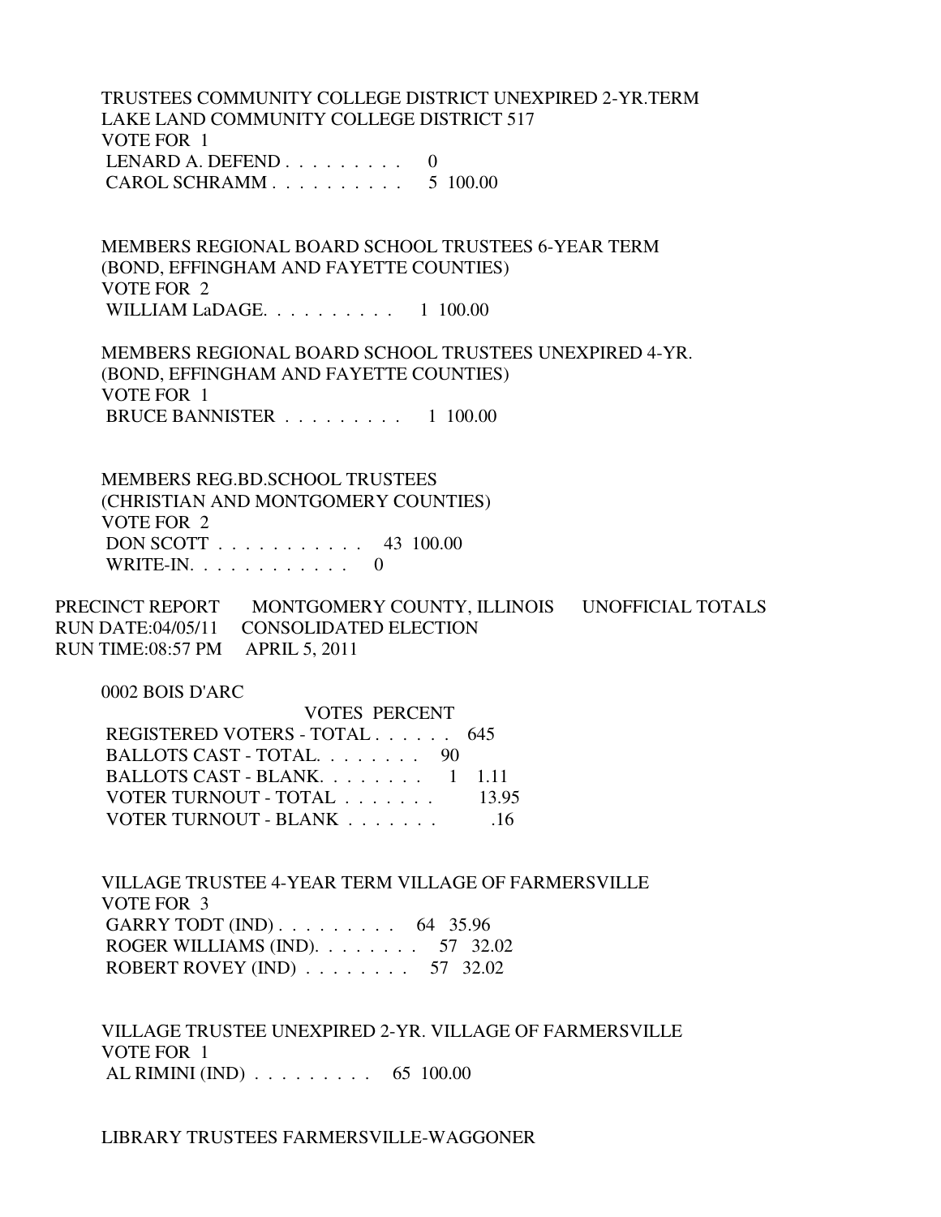TRUSTEES COMMUNITY COLLEGE DISTRICT UNEXPIRED 2-YR.TERM
LAKE LAND COMMUNITY COLLEGE DISTRICT 517
VOTE FOR 1

| | VOTES | PERCENT |
|---|---|---|
| LENARD A. DEFEND . . . . . . . . . | 0 | |
| CAROL SCHRAMM . . . . . . . . . . | 5 | 100.00 |

MEMBERS REGIONAL BOARD SCHOOL TRUSTEES 6-YEAR TERM
(BOND, EFFINGHAM AND FAYETTE COUNTIES)
VOTE FOR 2

| | VOTES | PERCENT |
|---|---|---|
| WILLIAM LaDAGE. . . . . . . . . . | 1 | 100.00 |

MEMBERS REGIONAL BOARD SCHOOL TRUSTEES UNEXPIRED 4-YR.
(BOND, EFFINGHAM AND FAYETTE COUNTIES)
VOTE FOR 1

| | VOTES | PERCENT |
|---|---|---|
| BRUCE BANNISTER . . . . . . . . . | 1 | 100.00 |

MEMBERS REG.BD.SCHOOL TRUSTEES
(CHRISTIAN AND MONTGOMERY COUNTIES)
VOTE FOR 2

| | VOTES | PERCENT |
|---|---|---|
| DON SCOTT . . . . . . . . . . . | 43 | 100.00 |
| WRITE-IN. . . . . . . . . . . . | 0 | |

PRECINCT REPORT MONTGOMERY COUNTY, ILLINOIS UNOFFICIAL TOTALS
RUN DATE:04/05/11 CONSOLIDATED ELECTION
RUN TIME:08:57 PM APRIL 5, 2011

0002 BOIS D'ARC

| | VOTES | PERCENT |
|---|---|---|
| REGISTERED VOTERS - TOTAL . . . . . . | 645 | |
| BALLOTS CAST - TOTAL. . . . . . . . | 90 | |
| BALLOTS CAST - BLANK. . . . . . . . | 1 | 1.11 |
| VOTER TURNOUT - TOTAL . . . . . . . | | 13.95 |
| VOTER TURNOUT - BLANK . . . . . . . | | .16 |

VILLAGE TRUSTEE 4-YEAR TERM VILLAGE OF FARMERSVILLE
VOTE FOR 3

| | VOTES | PERCENT |
|---|---|---|
| GARRY TODT (IND) . . . . . . . . . | 64 | 35.96 |
| ROGER WILLIAMS (IND). . . . . . . . | 57 | 32.02 |
| ROBERT ROVEY (IND) . . . . . . . . | 57 | 32.02 |

VILLAGE TRUSTEE UNEXPIRED 2-YR. VILLAGE OF FARMERSVILLE
VOTE FOR 1

| | VOTES | PERCENT |
|---|---|---|
| AL RIMINI (IND) . . . . . . . . . | 65 | 100.00 |

LIBRARY TRUSTEES FARMERSVILLE-WAGGONER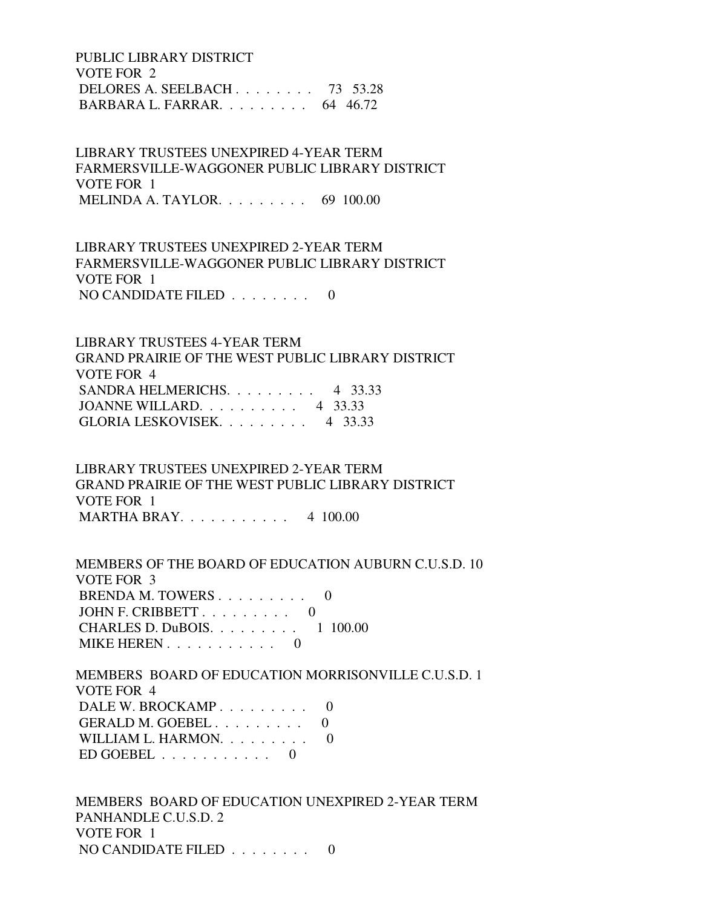PUBLIC LIBRARY DISTRICT
VOTE FOR 2
 DELORES A. SEELBACH . . . . . . . .  73  53.28
 BARBARA L. FARRAR. . . . . . . . .  64  46.72

LIBRARY TRUSTEES UNEXPIRED 4-YEAR TERM
FARMERSVILLE-WAGGONER PUBLIC LIBRARY DISTRICT
VOTE FOR 1
 MELINDA A. TAYLOR. . . . . . . . .  69  100.00

LIBRARY TRUSTEES UNEXPIRED 2-YEAR TERM
FARMERSVILLE-WAGGONER PUBLIC LIBRARY DISTRICT
VOTE FOR 1
 NO CANDIDATE FILED . . . . . . . .  0

LIBRARY TRUSTEES 4-YEAR TERM
GRAND PRAIRIE OF THE WEST PUBLIC LIBRARY DISTRICT
VOTE FOR 4
 SANDRA HELMERICHS. . . . . . . . .  4  33.33
 JOANNE WILLARD. . . . . . . . . .  4  33.33
 GLORIA LESKOVISEK. . . . . . . . .  4  33.33

LIBRARY TRUSTEES UNEXPIRED 2-YEAR TERM
GRAND PRAIRIE OF THE WEST PUBLIC LIBRARY DISTRICT
VOTE FOR 1
 MARTHA BRAY. . . . . . . . . . .  4  100.00

MEMBERS OF THE BOARD OF EDUCATION AUBURN C.U.S.D. 10
VOTE FOR 3
 BRENDA M. TOWERS . . . . . . . . .  0
 JOHN F. CRIBBETT . . . . . . . . .  0
 CHARLES D. DuBOIS. . . . . . . . .  1  100.00
 MIKE HEREN . . . . . . . . . . .  0

MEMBERS BOARD OF EDUCATION MORRISONVILLE C.U.S.D. 1
VOTE FOR 4
 DALE W. BROCKAMP . . . . . . . . .  0
 GERALD M. GOEBEL . . . . . . . . .  0
 WILLIAM L. HARMON. . . . . . . . .  0
 ED GOEBEL . . . . . . . . . . .  0

MEMBERS BOARD OF EDUCATION UNEXPIRED 2-YEAR TERM
PANHANDLE C.U.S.D. 2
VOTE FOR 1
 NO CANDIDATE FILED . . . . . . . .  0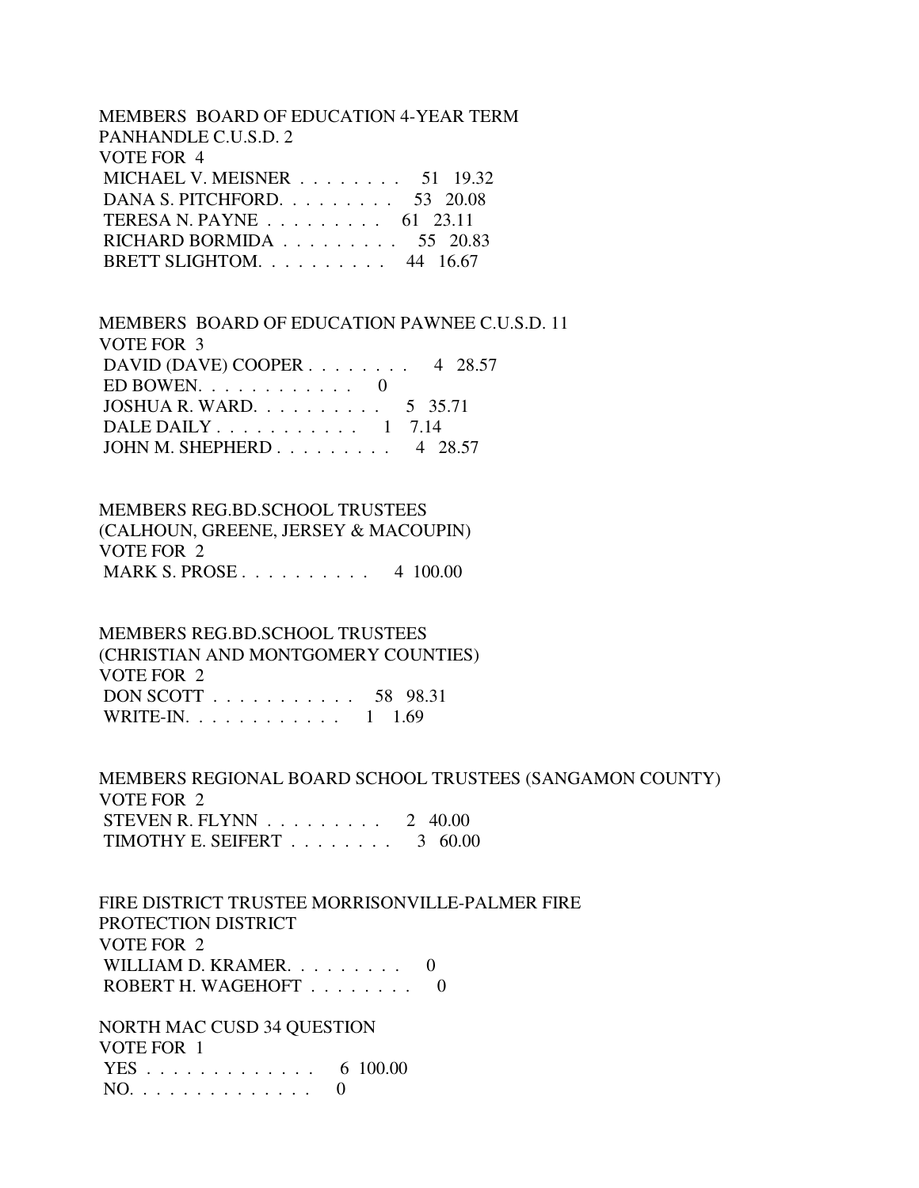MEMBERS BOARD OF EDUCATION 4-YEAR TERM
PANHANDLE C.U.S.D. 2
VOTE FOR 4

| Candidate | Votes | Percent |
|---|---|---|
| MICHAEL V. MEISNER | 51 | 19.32 |
| DANA S. PITCHFORD | 53 | 20.08 |
| TERESA N. PAYNE | 61 | 23.11 |
| RICHARD BORMIDA | 55 | 20.83 |
| BRETT SLIGHTOM | 44 | 16.67 |

MEMBERS BOARD OF EDUCATION PAWNEE C.U.S.D. 11
VOTE FOR 3

| Candidate | Votes | Percent |
|---|---|---|
| DAVID (DAVE) COOPER | 4 | 28.57 |
| ED BOWEN | 0 | |
| JOSHUA R. WARD | 5 | 35.71 |
| DALE DAILY | 1 | 7.14 |
| JOHN M. SHEPHERD | 4 | 28.57 |

MEMBERS REG.BD.SCHOOL TRUSTEES
(CALHOUN, GREENE, JERSEY & MACOUPIN)
VOTE FOR 2

| Candidate | Votes | Percent |
|---|---|---|
| MARK S. PROSE | 4 | 100.00 |

MEMBERS REG.BD.SCHOOL TRUSTEES
(CHRISTIAN AND MONTGOMERY COUNTIES)
VOTE FOR 2

| Candidate | Votes | Percent |
|---|---|---|
| DON SCOTT | 58 | 98.31 |
| WRITE-IN | 1 | 1.69 |

MEMBERS REGIONAL BOARD SCHOOL TRUSTEES (SANGAMON COUNTY)
VOTE FOR 2

| Candidate | Votes | Percent |
|---|---|---|
| STEVEN R. FLYNN | 2 | 40.00 |
| TIMOTHY E. SEIFERT | 3 | 60.00 |

FIRE DISTRICT TRUSTEE MORRISONVILLE-PALMER FIRE
PROTECTION DISTRICT
VOTE FOR 2

| Candidate | Votes | Percent |
|---|---|---|
| WILLIAM D. KRAMER | 0 | |
| ROBERT H. WAGEHOFT | 0 | |

NORTH MAC CUSD 34 QUESTION
VOTE FOR 1

| Choice | Votes | Percent |
|---|---|---|
| YES | 6 | 100.00 |
| NO | 0 | |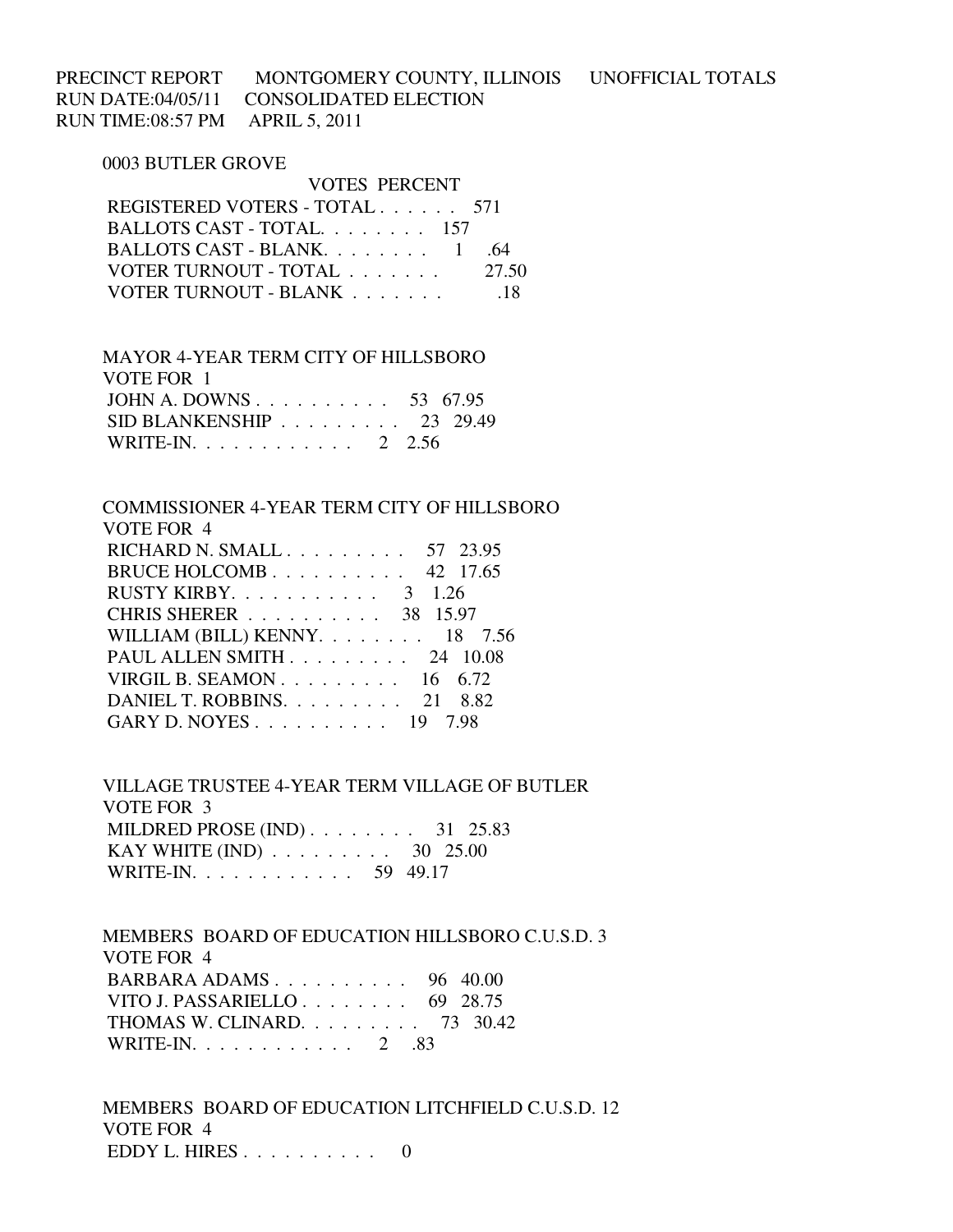PRECINCT REPORT MONTGOMERY COUNTY, ILLINOIS UNOFFICIAL TOTALS
RUN DATE:04/05/11 CONSOLIDATED ELECTION
RUN TIME:08:57 PM APRIL 5, 2011

## 0003 BUTLER GROVE

| | VOTES | PERCENT |
|---|---|---|
| REGISTERED VOTERS - TOTAL | 571 | |
| BALLOTS CAST - TOTAL | 157 | |
| BALLOTS CAST - BLANK | 1 | .64 |
| VOTER TURNOUT - TOTAL | | 27.50 |
| VOTER TURNOUT - BLANK | | .18 |

### MAYOR 4-YEAR TERM CITY OF HILLSBORO
VOTE FOR 1

| | VOTES | PERCENT |
|---|---|---|
| JOHN A. DOWNS | 53 | 67.95 |
| SID BLANKENSHIP | 23 | 29.49 |
| WRITE-IN | 2 | 2.56 |

### COMMISSIONER 4-YEAR TERM CITY OF HILLSBORO
VOTE FOR 4

| | VOTES | PERCENT |
|---|---|---|
| RICHARD N. SMALL | 57 | 23.95 |
| BRUCE HOLCOMB | 42 | 17.65 |
| RUSTY KIRBY | 3 | 1.26 |
| CHRIS SHERER | 38 | 15.97 |
| WILLIAM (BILL) KENNY | 18 | 7.56 |
| PAUL ALLEN SMITH | 24 | 10.08 |
| VIRGIL B. SEAMON | 16 | 6.72 |
| DANIEL T. ROBBINS | 21 | 8.82 |
| GARY D. NOYES | 19 | 7.98 |

### VILLAGE TRUSTEE 4-YEAR TERM VILLAGE OF BUTLER
VOTE FOR 3

| | VOTES | PERCENT |
|---|---|---|
| MILDRED PROSE (IND) | 31 | 25.83 |
| KAY WHITE (IND) | 30 | 25.00 |
| WRITE-IN | 59 | 49.17 |

### MEMBERS BOARD OF EDUCATION HILLSBORO C.U.S.D. 3
VOTE FOR 4

| | VOTES | PERCENT |
|---|---|---|
| BARBARA ADAMS | 96 | 40.00 |
| VITO J. PASSARIELLO | 69 | 28.75 |
| THOMAS W. CLINARD | 73 | 30.42 |
| WRITE-IN | 2 | .83 |

### MEMBERS BOARD OF EDUCATION LITCHFIELD C.U.S.D. 12
VOTE FOR 4

| | VOTES | PERCENT |
|---|---|---|
| EDDY L. HIRES | 0 | |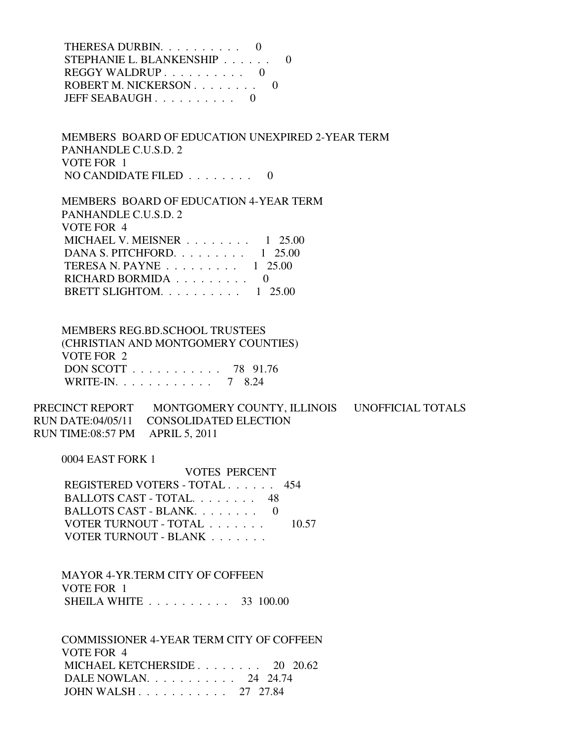THERESA DURBIN. . . . . . . . . . 0
STEPHANIE L. BLANKENSHIP . . . . . . 0
REGGY WALDRUP . . . . . . . . . . 0
ROBERT M. NICKERSON . . . . . . . . 0
JEFF SEABAUGH . . . . . . . . . . 0

MEMBERS BOARD OF EDUCATION UNEXPIRED 2-YEAR TERM
PANHANDLE C.U.S.D. 2
VOTE FOR 1
NO CANDIDATE FILED . . . . . . . . 0

MEMBERS BOARD OF EDUCATION 4-YEAR TERM
PANHANDLE C.U.S.D. 2
VOTE FOR 4
MICHAEL V. MEISNER . . . . . . . . 1 25.00
DANA S. PITCHFORD. . . . . . . . . 1 25.00
TERESA N. PAYNE . . . . . . . . . 1 25.00
RICHARD BORMIDA . . . . . . . . . 0
BRETT SLIGHTOM. . . . . . . . . . 1 25.00

MEMBERS REG.BD.SCHOOL TRUSTEES
(CHRISTIAN AND MONTGOMERY COUNTIES)
VOTE FOR 2
DON SCOTT . . . . . . . . . . . 78 91.76
WRITE-IN. . . . . . . . . . . . 7 8.24

PRECINCT REPORT MONTGOMERY COUNTY, ILLINOIS UNOFFICIAL TOTALS
RUN DATE:04/05/11 CONSOLIDATED ELECTION
RUN TIME:08:57 PM APRIL 5, 2011

0004 EAST FORK 1

| | VOTES | PERCENT |
|---|---|---|
| REGISTERED VOTERS - TOTAL . . . . . . | 454 | |
| BALLOTS CAST - TOTAL. . . . . . . . | 48 | |
| BALLOTS CAST - BLANK. . . . . . . . | 0 | |
| VOTER TURNOUT - TOTAL . . . . . . . | | 10.57 |
| VOTER TURNOUT - BLANK . . . . . . . | | |

MAYOR 4-YR.TERM CITY OF COFFEEN
VOTE FOR 1
SHEILA WHITE . . . . . . . . . . 33 100.00

COMMISSIONER 4-YEAR TERM CITY OF COFFEEN
VOTE FOR 4
MICHAEL KETCHERSIDE . . . . . . . . 20 20.62
DALE NOWLAN. . . . . . . . . . . 24 24.74
JOHN WALSH . . . . . . . . . . . 27 27.84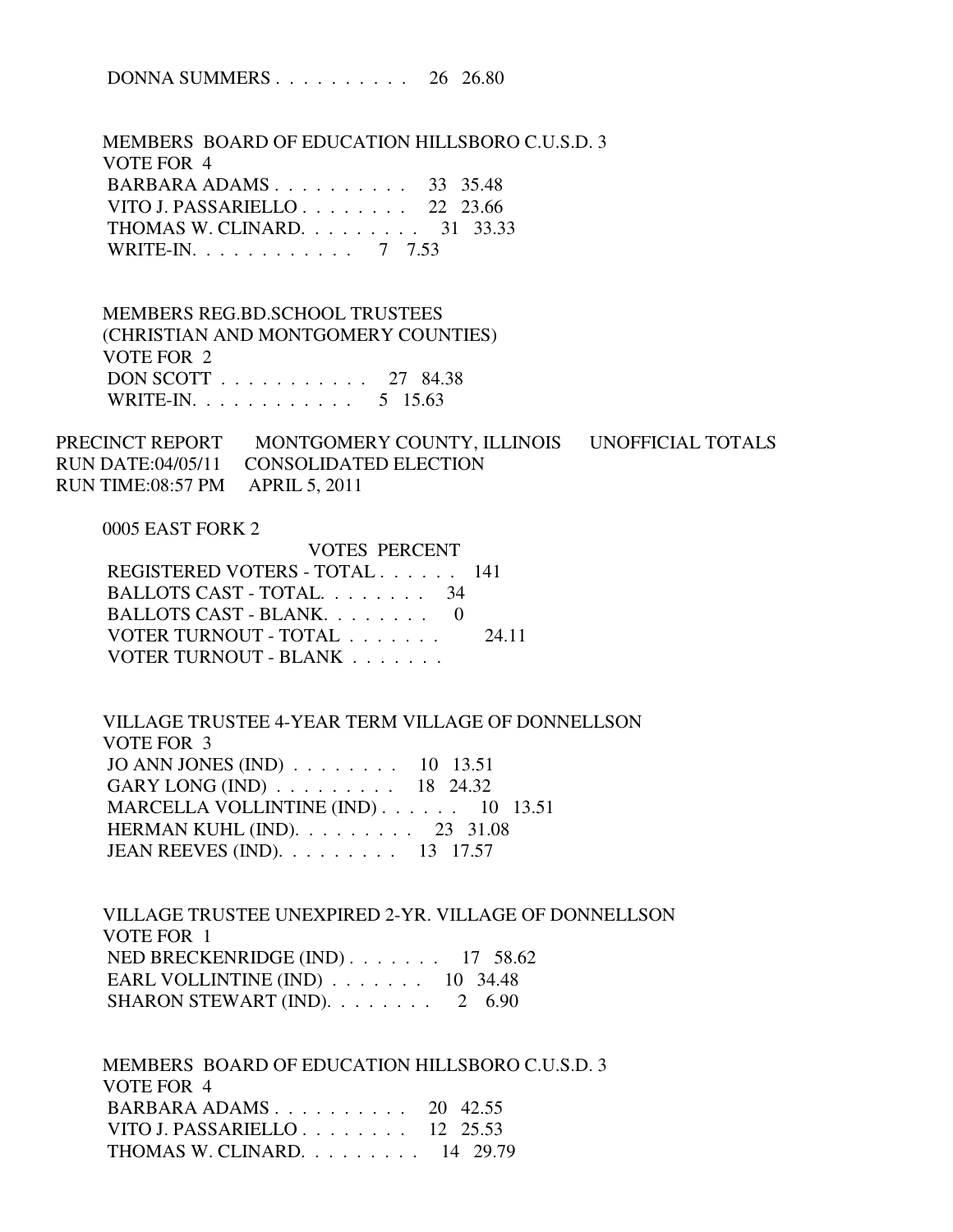DONNA SUMMERS . . . . . . . . . .  26  26.80

MEMBERS BOARD OF EDUCATION HILLSBORO C.U.S.D. 3
VOTE FOR 4

| | | |
|---|---|---|
| BARBARA ADAMS . . . . . . . . . . | 33 | 35.48 |
| VITO J. PASSARIELLO . . . . . . . . | 22 | 23.66 |
| THOMAS W. CLINARD. . . . . . . . . | 31 | 33.33 |
| WRITE-IN. . . . . . . . . . . . | 7 | 7.53 |

MEMBERS REG.BD.SCHOOL TRUSTEES
(CHRISTIAN AND MONTGOMERY COUNTIES)
VOTE FOR 2

| | | |
|---|---|---|
| DON SCOTT . . . . . . . . . . . | 27 | 84.38 |
| WRITE-IN. . . . . . . . . . . . | 5 | 15.63 |

PRECINCT REPORT    MONTGOMERY COUNTY, ILLINOIS    UNOFFICIAL TOTALS
RUN DATE:04/05/11    CONSOLIDATED ELECTION
RUN TIME:08:57 PM    APRIL 5, 2011

0005 EAST FORK 2

| | VOTES | PERCENT |
|---|---|---|
| REGISTERED VOTERS - TOTAL . . . . . . | 141 | |
| BALLOTS CAST - TOTAL. . . . . . . . | 34 | |
| BALLOTS CAST - BLANK. . . . . . . . | 0 | |
| VOTER TURNOUT - TOTAL . . . . . . . | | 24.11 |
| VOTER TURNOUT - BLANK . . . . . . . | | |

VILLAGE TRUSTEE 4-YEAR TERM VILLAGE OF DONNELLSON
VOTE FOR 3

| | | |
|---|---|---|
| JO ANN JONES (IND) . . . . . . . . | 10 | 13.51 |
| GARY LONG (IND) . . . . . . . . . | 18 | 24.32 |
| MARCELLA VOLLINTINE (IND) . . . . . . | 10 | 13.51 |
| HERMAN KUHL (IND). . . . . . . . . | 23 | 31.08 |
| JEAN REEVES (IND). . . . . . . . . | 13 | 17.57 |

VILLAGE TRUSTEE UNEXPIRED 2-YR. VILLAGE OF DONNELLSON
VOTE FOR 1

| | | |
|---|---|---|
| NED BRECKENRIDGE (IND) . . . . . . . | 17 | 58.62 |
| EARL VOLLINTINE (IND) . . . . . . . | 10 | 34.48 |
| SHARON STEWART (IND). . . . . . . . | 2 | 6.90 |

MEMBERS BOARD OF EDUCATION HILLSBORO C.U.S.D. 3
VOTE FOR 4

| | | |
|---|---|---|
| BARBARA ADAMS . . . . . . . . . . | 20 | 42.55 |
| VITO J. PASSARIELLO . . . . . . . . | 12 | 25.53 |
| THOMAS W. CLINARD. . . . . . . . . | 14 | 29.79 |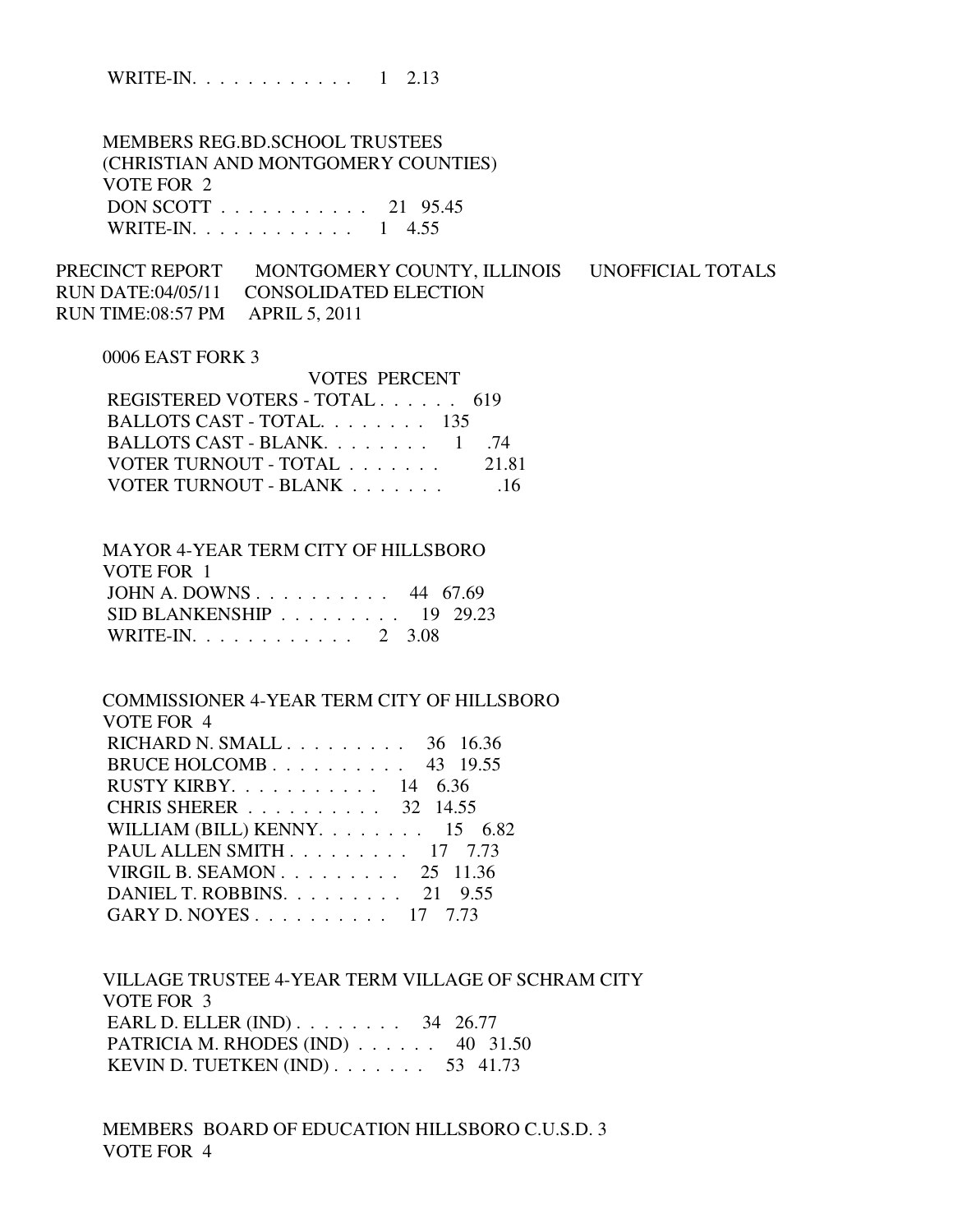WRITE-IN. . . . . . . . . . . . 1 2.13

MEMBERS REG.BD.SCHOOL TRUSTEES
(CHRISTIAN AND MONTGOMERY COUNTIES)
VOTE FOR 2

| | VOTES | PERCENT |
|---|---|---|
| DON SCOTT | 21 | 95.45 |
| WRITE-IN. | 1 | 4.55 |

PRECINCT REPORT MONTGOMERY COUNTY, ILLINOIS UNOFFICIAL TOTALS
RUN DATE:04/05/11 CONSOLIDATED ELECTION
RUN TIME:08:57 PM APRIL 5, 2011

0006 EAST FORK 3

| | VOTES | PERCENT |
|---|---|---|
| REGISTERED VOTERS - TOTAL | 619 | |
| BALLOTS CAST - TOTAL. | 135 | |
| BALLOTS CAST - BLANK. | 1 | .74 |
| VOTER TURNOUT - TOTAL | | 21.81 |
| VOTER TURNOUT - BLANK | | .16 |

MAYOR 4-YEAR TERM CITY OF HILLSBORO
VOTE FOR 1

| | VOTES | PERCENT |
|---|---|---|
| JOHN A. DOWNS | 44 | 67.69 |
| SID BLANKENSHIP | 19 | 29.23 |
| WRITE-IN. | 2 | 3.08 |

COMMISSIONER 4-YEAR TERM CITY OF HILLSBORO
VOTE FOR 4

| | VOTES | PERCENT |
|---|---|---|
| RICHARD N. SMALL | 36 | 16.36 |
| BRUCE HOLCOMB | 43 | 19.55 |
| RUSTY KIRBY. | 14 | 6.36 |
| CHRIS SHERER | 32 | 14.55 |
| WILLIAM (BILL) KENNY. | 15 | 6.82 |
| PAUL ALLEN SMITH | 17 | 7.73 |
| VIRGIL B. SEAMON | 25 | 11.36 |
| DANIEL T. ROBBINS. | 21 | 9.55 |
| GARY D. NOYES | 17 | 7.73 |

VILLAGE TRUSTEE 4-YEAR TERM VILLAGE OF SCHRAM CITY
VOTE FOR 3

| | VOTES | PERCENT |
|---|---|---|
| EARL D. ELLER (IND) | 34 | 26.77 |
| PATRICIA M. RHODES (IND) | 40 | 31.50 |
| KEVIN D. TUETKEN (IND) | 53 | 41.73 |

MEMBERS BOARD OF EDUCATION HILLSBORO C.U.S.D. 3
VOTE FOR 4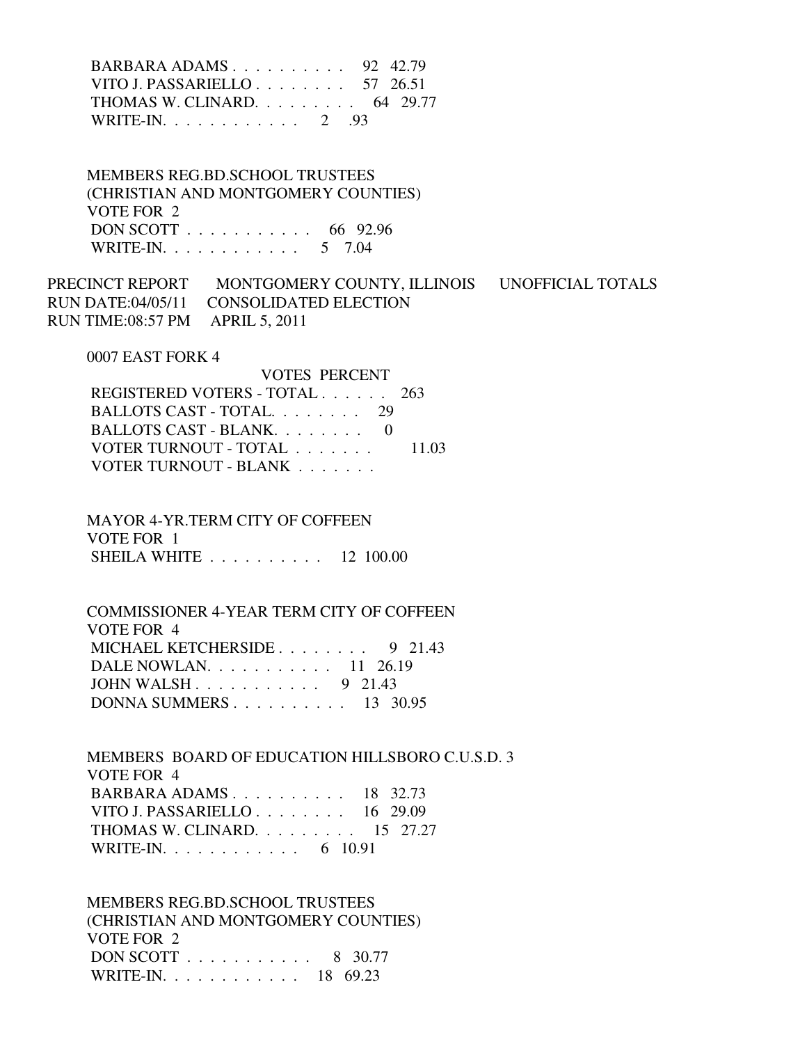BARBARA ADAMS . . . . . . . . . . 92 42.79
VITO J. PASSARIELLO . . . . . . . . 57 26.51
THOMAS W. CLINARD. . . . . . . . . 64 29.77
WRITE-IN. . . . . . . . . . . . 2 .93

MEMBERS REG.BD.SCHOOL TRUSTEES
(CHRISTIAN AND MONTGOMERY COUNTIES)
VOTE FOR 2
DON SCOTT . . . . . . . . . . . 66 92.96
WRITE-IN. . . . . . . . . . . . 5 7.04

PRECINCT REPORT MONTGOMERY COUNTY, ILLINOIS UNOFFICIAL TOTALS
RUN DATE:04/05/11 CONSOLIDATED ELECTION
RUN TIME:08:57 PM APRIL 5, 2011

0007 EAST FORK 4

| | VOTES | PERCENT |
|---|---|---|
| REGISTERED VOTERS - TOTAL . . . . . . | 263 | |
| BALLOTS CAST - TOTAL. . . . . . . . | 29 | |
| BALLOTS CAST - BLANK. . . . . . . . | 0 | |
| VOTER TURNOUT - TOTAL . . . . . . . | | 11.03 |
| VOTER TURNOUT - BLANK . . . . . . . | | |

MAYOR 4-YR.TERM CITY OF COFFEEN
VOTE FOR 1
SHEILA WHITE . . . . . . . . . . 12 100.00

COMMISSIONER 4-YEAR TERM CITY OF COFFEEN
VOTE FOR 4
MICHAEL KETCHERSIDE . . . . . . . . 9 21.43
DALE NOWLAN. . . . . . . . . . . 11 26.19
JOHN WALSH . . . . . . . . . . . 9 21.43
DONNA SUMMERS . . . . . . . . . . 13 30.95

MEMBERS BOARD OF EDUCATION HILLSBORO C.U.S.D. 3
VOTE FOR 4
BARBARA ADAMS . . . . . . . . . . 18 32.73
VITO J. PASSARIELLO . . . . . . . . 16 29.09
THOMAS W. CLINARD. . . . . . . . . 15 27.27
WRITE-IN. . . . . . . . . . . . 6 10.91

MEMBERS REG.BD.SCHOOL TRUSTEES
(CHRISTIAN AND MONTGOMERY COUNTIES)
VOTE FOR 2
DON SCOTT . . . . . . . . . . . 8 30.77
WRITE-IN. . . . . . . . . . . . 18 69.23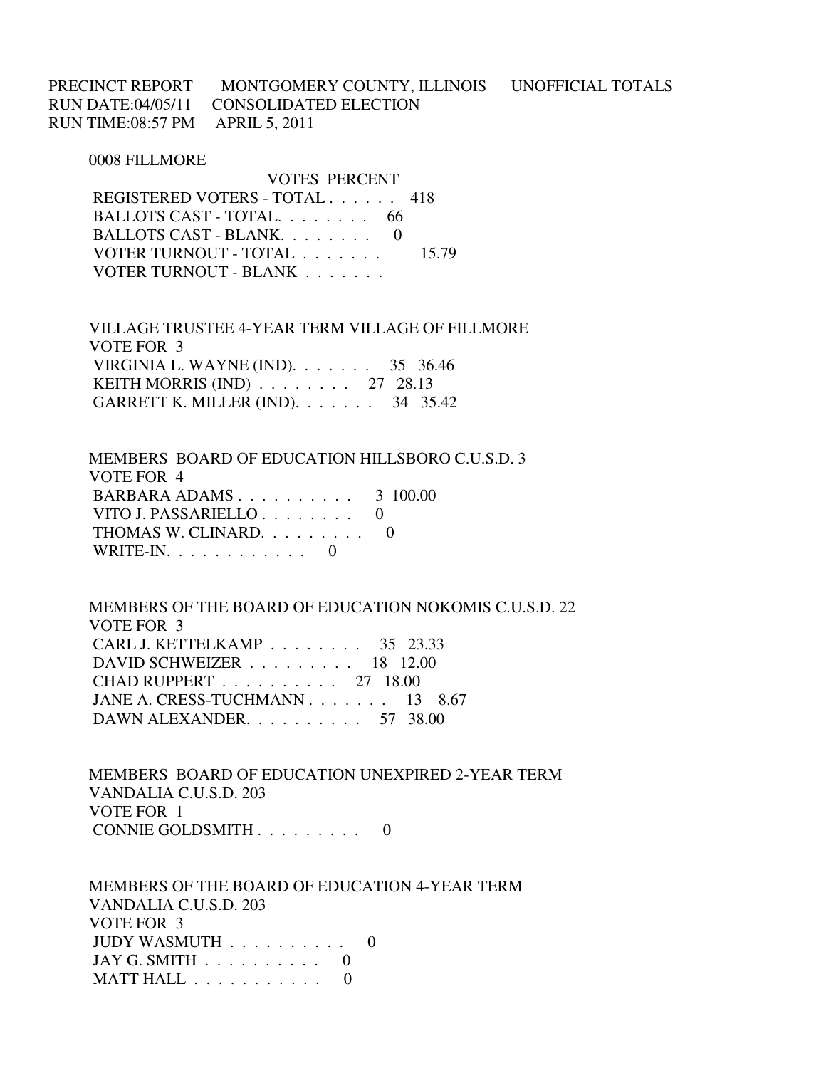PRECINCT REPORT    MONTGOMERY COUNTY, ILLINOIS    UNOFFICIAL TOTALS
RUN DATE:04/05/11    CONSOLIDATED ELECTION
RUN TIME:08:57 PM    APRIL 5, 2011

0008 FILLMORE

| | VOTES | PERCENT |
|---|---|---|
| REGISTERED VOTERS - TOTAL . . . . . . | 418 | |
| BALLOTS CAST - TOTAL. . . . . . . . | 66 | |
| BALLOTS CAST - BLANK. . . . . . . . | 0 | |
| VOTER TURNOUT - TOTAL . . . . . . . | | 15.79 |
| VOTER TURNOUT - BLANK . . . . . . . | | |

VILLAGE TRUSTEE 4-YEAR TERM VILLAGE OF FILLMORE
VOTE FOR 3

| | VOTES | PERCENT |
|---|---|---|
| VIRGINIA L. WAYNE (IND). . . . . . . | 35 | 36.46 |
| KEITH MORRIS (IND) . . . . . . . . | 27 | 28.13 |
| GARRETT K. MILLER (IND). . . . . . . | 34 | 35.42 |

MEMBERS BOARD OF EDUCATION HILLSBORO C.U.S.D. 3
VOTE FOR 4

| | VOTES | PERCENT |
|---|---|---|
| BARBARA ADAMS . . . . . . . . . . | 3 | 100.00 |
| VITO J. PASSARIELLO . . . . . . . . | 0 | |
| THOMAS W. CLINARD. . . . . . . . . | 0 | |
| WRITE-IN. . . . . . . . . . . . | 0 | |

MEMBERS OF THE BOARD OF EDUCATION NOKOMIS C.U.S.D. 22
VOTE FOR 3

| | VOTES | PERCENT |
|---|---|---|
| CARL J. KETTELKAMP . . . . . . . . | 35 | 23.33 |
| DAVID SCHWEIZER . . . . . . . . . | 18 | 12.00 |
| CHAD RUPPERT . . . . . . . . . . | 27 | 18.00 |
| JANE A. CRESS-TUCHMANN . . . . . . . | 13 | 8.67 |
| DAWN ALEXANDER. . . . . . . . . . | 57 | 38.00 |

MEMBERS BOARD OF EDUCATION UNEXPIRED 2-YEAR TERM
VANDALIA C.U.S.D. 203
VOTE FOR 1

| | VOTES | PERCENT |
|---|---|---|
| CONNIE GOLDSMITH . . . . . . . . . | 0 | |

MEMBERS OF THE BOARD OF EDUCATION 4-YEAR TERM
VANDALIA C.U.S.D. 203
VOTE FOR 3

| | VOTES | PERCENT |
|---|---|---|
| JUDY WASMUTH . . . . . . . . . . | 0 | |
| JAY G. SMITH . . . . . . . . . . | 0 | |
| MATT HALL . . . . . . . . . . . | 0 | |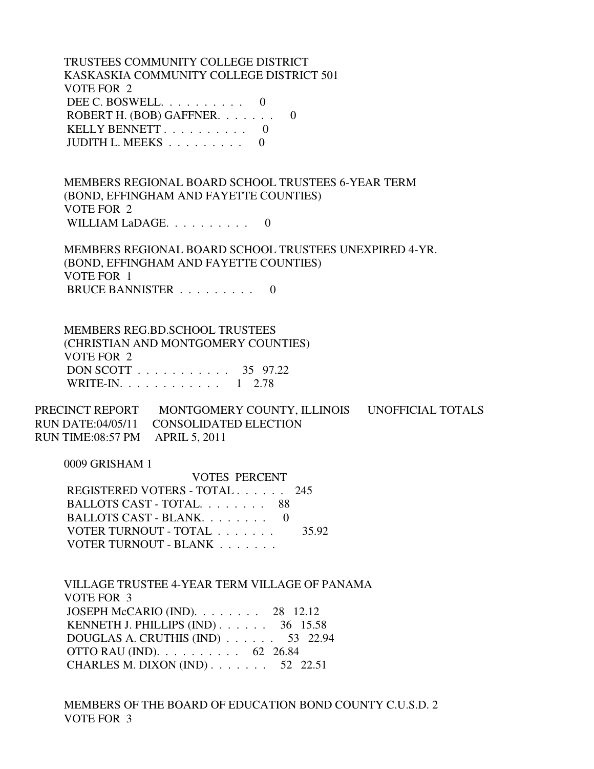TRUSTEES COMMUNITY COLLEGE DISTRICT
KASKASKIA COMMUNITY COLLEGE DISTRICT 501
VOTE FOR 2

| | VOTES | PERCENT |
|---|---|---|
| DEE C. BOSWELL | 0 | |
| ROBERT H. (BOB) GAFFNER | 0 | |
| KELLY BENNETT | 0 | |
| JUDITH L. MEEKS | 0 | |

MEMBERS REGIONAL BOARD SCHOOL TRUSTEES 6-YEAR TERM
(BOND, EFFINGHAM AND FAYETTE COUNTIES)
VOTE FOR 2

| | VOTES | PERCENT |
|---|---|---|
| WILLIAM LaDAGE | 0 | |

MEMBERS REGIONAL BOARD SCHOOL TRUSTEES UNEXPIRED 4-YR.
(BOND, EFFINGHAM AND FAYETTE COUNTIES)
VOTE FOR 1

| | VOTES | PERCENT |
|---|---|---|
| BRUCE BANNISTER | 0 | |

MEMBERS REG.BD.SCHOOL TRUSTEES
(CHRISTIAN AND MONTGOMERY COUNTIES)
VOTE FOR 2

| | VOTES | PERCENT |
|---|---|---|
| DON SCOTT | 35 | 97.22 |
| WRITE-IN. | 1 | 2.78 |

PRECINCT REPORT MONTGOMERY COUNTY, ILLINOIS UNOFFICIAL TOTALS
RUN DATE:04/05/11 CONSOLIDATED ELECTION
RUN TIME:08:57 PM APRIL 5, 2011

0009 GRISHAM 1

| | VOTES | PERCENT |
|---|---|---|
| REGISTERED VOTERS - TOTAL | 245 | |
| BALLOTS CAST - TOTAL | 88 | |
| BALLOTS CAST - BLANK | 0 | |
| VOTER TURNOUT - TOTAL | | 35.92 |
| VOTER TURNOUT - BLANK | | |

VILLAGE TRUSTEE 4-YEAR TERM VILLAGE OF PANAMA
VOTE FOR 3

| | VOTES | PERCENT |
|---|---|---|
| JOSEPH McCARIO (IND) | 28 | 12.12 |
| KENNETH J. PHILLIPS (IND) | 36 | 15.58 |
| DOUGLAS A. CRUTHIS (IND) | 53 | 22.94 |
| OTTO RAU (IND) | 62 | 26.84 |
| CHARLES M. DIXON (IND) | 52 | 22.51 |

MEMBERS OF THE BOARD OF EDUCATION BOND COUNTY C.U.S.D. 2
VOTE FOR 3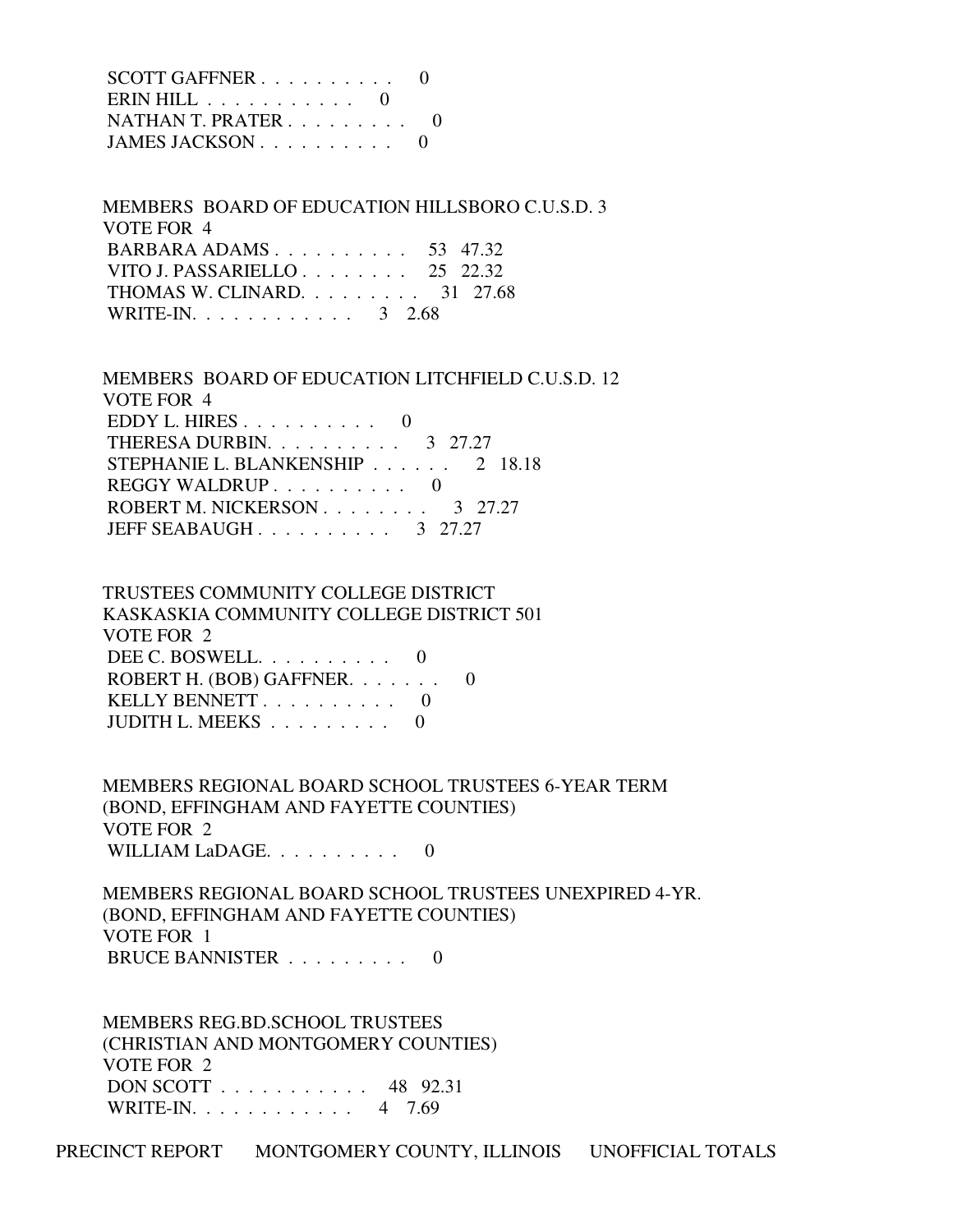SCOTT GAFFNER . . . . . . . . . . 0
ERIN HILL . . . . . . . . . . . 0
NATHAN T. PRATER . . . . . . . . . 0
JAMES JACKSON . . . . . . . . . . 0

MEMBERS BOARD OF EDUCATION HILLSBORO C.U.S.D. 3
VOTE FOR 4

| Candidate | Votes | Percent |
|---|---|---|
| BARBARA ADAMS | 53 | 47.32 |
| VITO J. PASSARIELLO | 25 | 22.32 |
| THOMAS W. CLINARD | 31 | 27.68 |
| WRITE-IN | 3 | 2.68 |

MEMBERS BOARD OF EDUCATION LITCHFIELD C.U.S.D. 12
VOTE FOR 4

| Candidate | Votes | Percent |
|---|---|---|
| EDDY L. HIRES | 0 | |
| THERESA DURBIN | 3 | 27.27 |
| STEPHANIE L. BLANKENSHIP | 2 | 18.18 |
| REGGY WALDRUP | 0 | |
| ROBERT M. NICKERSON | 3 | 27.27 |
| JEFF SEABAUGH | 3 | 27.27 |

TRUSTEES COMMUNITY COLLEGE DISTRICT
KASKASKIA COMMUNITY COLLEGE DISTRICT 501
VOTE FOR 2

| Candidate | Votes |
|---|---|
| DEE C. BOSWELL | 0 |
| ROBERT H. (BOB) GAFFNER | 0 |
| KELLY BENNETT | 0 |
| JUDITH L. MEEKS | 0 |

MEMBERS REGIONAL BOARD SCHOOL TRUSTEES 6-YEAR TERM
(BOND, EFFINGHAM AND FAYETTE COUNTIES)
VOTE FOR 2

| Candidate | Votes |
|---|---|
| WILLIAM LaDAGE | 0 |

MEMBERS REGIONAL BOARD SCHOOL TRUSTEES UNEXPIRED 4-YR.
(BOND, EFFINGHAM AND FAYETTE COUNTIES)
VOTE FOR 1

| Candidate | Votes |
|---|---|
| BRUCE BANNISTER | 0 |

MEMBERS REG.BD.SCHOOL TRUSTEES
(CHRISTIAN AND MONTGOMERY COUNTIES)
VOTE FOR 2

| Candidate | Votes | Percent |
|---|---|---|
| DON SCOTT | 48 | 92.31 |
| WRITE-IN | 4 | 7.69 |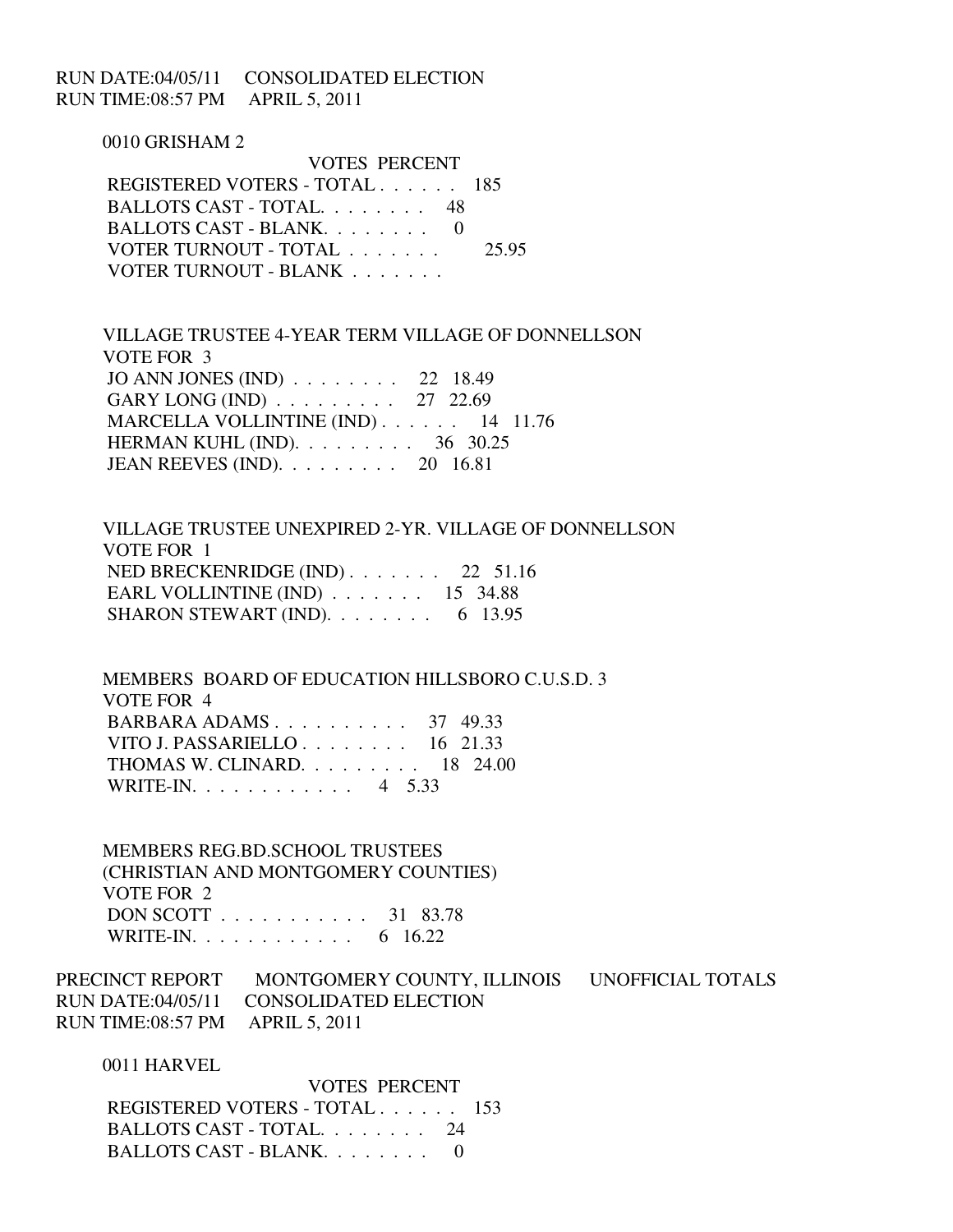RUN DATE:04/05/11 CONSOLIDATED ELECTION
RUN TIME:08:57 PM APRIL 5, 2011

0010 GRISHAM 2

| | VOTES | PERCENT |
|---|---|---|
| REGISTERED VOTERS - TOTAL . . . . . . | 185 | |
| BALLOTS CAST - TOTAL. . . . . . . . | 48 | |
| BALLOTS CAST - BLANK. . . . . . . . | 0 | |
| VOTER TURNOUT - TOTAL . . . . . . . | | 25.95 |
| VOTER TURNOUT - BLANK . . . . . . . | | |

VILLAGE TRUSTEE 4-YEAR TERM VILLAGE OF DONNELLSON
VOTE FOR 3

| | VOTES | PERCENT |
|---|---|---|
| JO ANN JONES (IND) . . . . . . . . | 22 | 18.49 |
| GARY LONG (IND) . . . . . . . . . | 27 | 22.69 |
| MARCELLA VOLLINTINE (IND) . . . . . . | 14 | 11.76 |
| HERMAN KUHL (IND). . . . . . . . . | 36 | 30.25 |
| JEAN REEVES (IND). . . . . . . . . | 20 | 16.81 |

VILLAGE TRUSTEE UNEXPIRED 2-YR. VILLAGE OF DONNELLSON
VOTE FOR 1

| | VOTES | PERCENT |
|---|---|---|
| NED BRECKENRIDGE (IND) . . . . . . . | 22 | 51.16 |
| EARL VOLLINTINE (IND) . . . . . . . | 15 | 34.88 |
| SHARON STEWART (IND). . . . . . . . | 6 | 13.95 |

MEMBERS BOARD OF EDUCATION HILLSBORO C.U.S.D. 3
VOTE FOR 4

| | VOTES | PERCENT |
|---|---|---|
| BARBARA ADAMS . . . . . . . . . . | 37 | 49.33 |
| VITO J. PASSARIELLO . . . . . . . . | 16 | 21.33 |
| THOMAS W. CLINARD. . . . . . . . . | 18 | 24.00 |
| WRITE-IN. . . . . . . . . . . . | 4 | 5.33 |

MEMBERS REG.BD.SCHOOL TRUSTEES
(CHRISTIAN AND MONTGOMERY COUNTIES)
VOTE FOR 2

| | VOTES | PERCENT |
|---|---|---|
| DON SCOTT . . . . . . . . . . . | 31 | 83.78 |
| WRITE-IN. . . . . . . . . . . . | 6 | 16.22 |

PRECINCT REPORT MONTGOMERY COUNTY, ILLINOIS UNOFFICIAL TOTALS
RUN DATE:04/05/11 CONSOLIDATED ELECTION
RUN TIME:08:57 PM APRIL 5, 2011

0011 HARVEL

| | VOTES | PERCENT |
|---|---|---|
| REGISTERED VOTERS - TOTAL . . . . . . | 153 | |
| BALLOTS CAST - TOTAL. . . . . . . . | 24 | |
| BALLOTS CAST - BLANK. . . . . . . . | 0 | |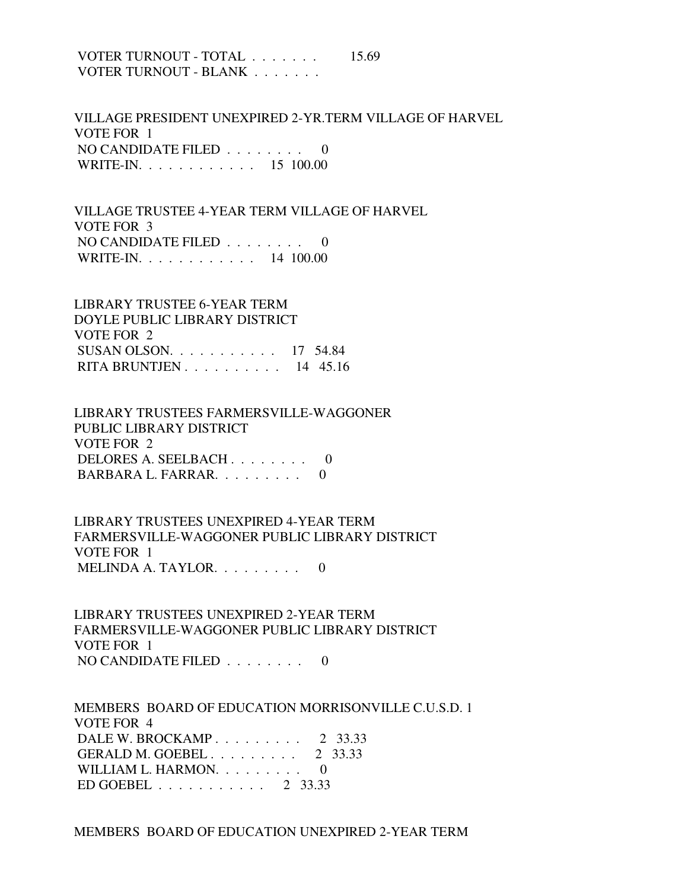VOTER TURNOUT - TOTAL . . . . . . . 15.69
VOTER TURNOUT - BLANK . . . . . . .

VILLAGE PRESIDENT UNEXPIRED 2-YR.TERM VILLAGE OF HARVEL
VOTE FOR 1
NO CANDIDATE FILED . . . . . . . . 0
WRITE-IN. . . . . . . . . . . . 15 100.00

VILLAGE TRUSTEE 4-YEAR TERM VILLAGE OF HARVEL
VOTE FOR 3
NO CANDIDATE FILED . . . . . . . . 0
WRITE-IN. . . . . . . . . . . . 14 100.00

LIBRARY TRUSTEE 6-YEAR TERM
DOYLE PUBLIC LIBRARY DISTRICT
VOTE FOR 2
SUSAN OLSON. . . . . . . . . . . 17 54.84
RITA BRUNTJEN . . . . . . . . . . 14 45.16

LIBRARY TRUSTEES FARMERSVILLE-WAGGONER
PUBLIC LIBRARY DISTRICT
VOTE FOR 2
DELORES A. SEELBACH . . . . . . . . 0
BARBARA L. FARRAR. . . . . . . . . 0

LIBRARY TRUSTEES UNEXPIRED 4-YEAR TERM
FARMERSVILLE-WAGGONER PUBLIC LIBRARY DISTRICT
VOTE FOR 1
MELINDA A. TAYLOR. . . . . . . . . 0

LIBRARY TRUSTEES UNEXPIRED 2-YEAR TERM
FARMERSVILLE-WAGGONER PUBLIC LIBRARY DISTRICT
VOTE FOR 1
NO CANDIDATE FILED . . . . . . . . 0

MEMBERS BOARD OF EDUCATION MORRISONVILLE C.U.S.D. 1
VOTE FOR 4
DALE W. BROCKAMP . . . . . . . . . 2 33.33
GERALD M. GOEBEL . . . . . . . . . 2 33.33
WILLIAM L. HARMON. . . . . . . . . 0
ED GOEBEL . . . . . . . . . . . 2 33.33

MEMBERS BOARD OF EDUCATION UNEXPIRED 2-YEAR TERM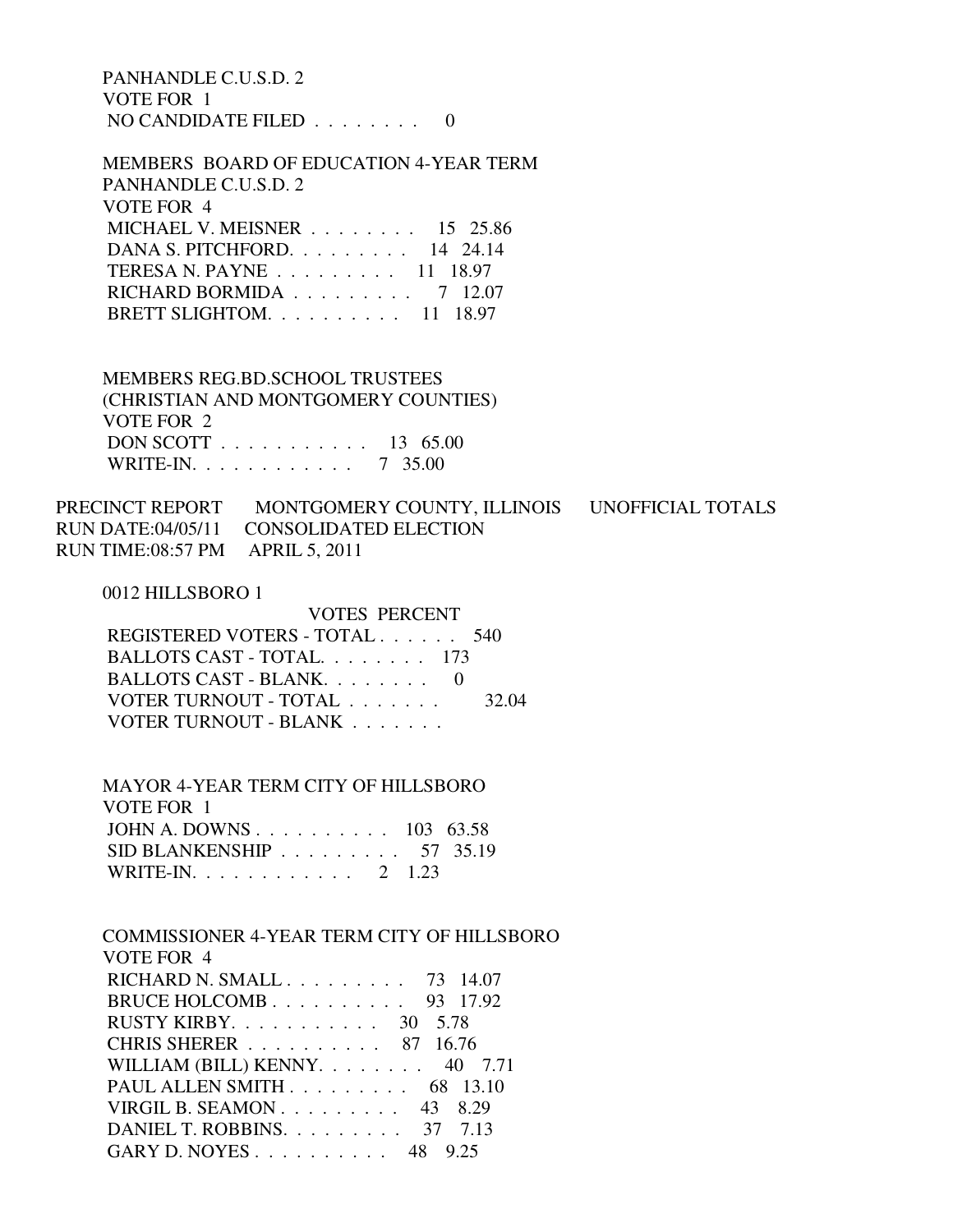PANHANDLE C.U.S.D. 2
VOTE FOR 1

| | VOTES | PERCENT |
|---|---|---|
| NO CANDIDATE FILED | 0 | |

MEMBERS BOARD OF EDUCATION 4-YEAR TERM
PANHANDLE C.U.S.D. 2
VOTE FOR 4

| | VOTES | PERCENT |
|---|---|---|
| MICHAEL V. MEISNER | 15 | 25.86 |
| DANA S. PITCHFORD | 14 | 24.14 |
| TERESA N. PAYNE | 11 | 18.97 |
| RICHARD BORMIDA | 7 | 12.07 |
| BRETT SLIGHTOM | 11 | 18.97 |

MEMBERS REG.BD.SCHOOL TRUSTEES
(CHRISTIAN AND MONTGOMERY COUNTIES)
VOTE FOR 2

| | VOTES | PERCENT |
|---|---|---|
| DON SCOTT | 13 | 65.00 |
| WRITE-IN | 7 | 35.00 |

PRECINCT REPORT MONTGOMERY COUNTY, ILLINOIS UNOFFICIAL TOTALS
RUN DATE:04/05/11 CONSOLIDATED ELECTION
RUN TIME:08:57 PM APRIL 5, 2011

0012 HILLSBORO 1

| | VOTES | PERCENT |
|---|---|---|
| REGISTERED VOTERS - TOTAL | 540 | |
| BALLOTS CAST - TOTAL | 173 | |
| BALLOTS CAST - BLANK | 0 | |
| VOTER TURNOUT - TOTAL | | 32.04 |
| VOTER TURNOUT - BLANK | | |

MAYOR 4-YEAR TERM CITY OF HILLSBORO
VOTE FOR 1

| | VOTES | PERCENT |
|---|---|---|
| JOHN A. DOWNS | 103 | 63.58 |
| SID BLANKENSHIP | 57 | 35.19 |
| WRITE-IN | 2 | 1.23 |

COMMISSIONER 4-YEAR TERM CITY OF HILLSBORO
VOTE FOR 4

| | VOTES | PERCENT |
|---|---|---|
| RICHARD N. SMALL | 73 | 14.07 |
| BRUCE HOLCOMB | 93 | 17.92 |
| RUSTY KIRBY | 30 | 5.78 |
| CHRIS SHERER | 87 | 16.76 |
| WILLIAM (BILL) KENNY | 40 | 7.71 |
| PAUL ALLEN SMITH | 68 | 13.10 |
| VIRGIL B. SEAMON | 43 | 8.29 |
| DANIEL T. ROBBINS | 37 | 7.13 |
| GARY D. NOYES | 48 | 9.25 |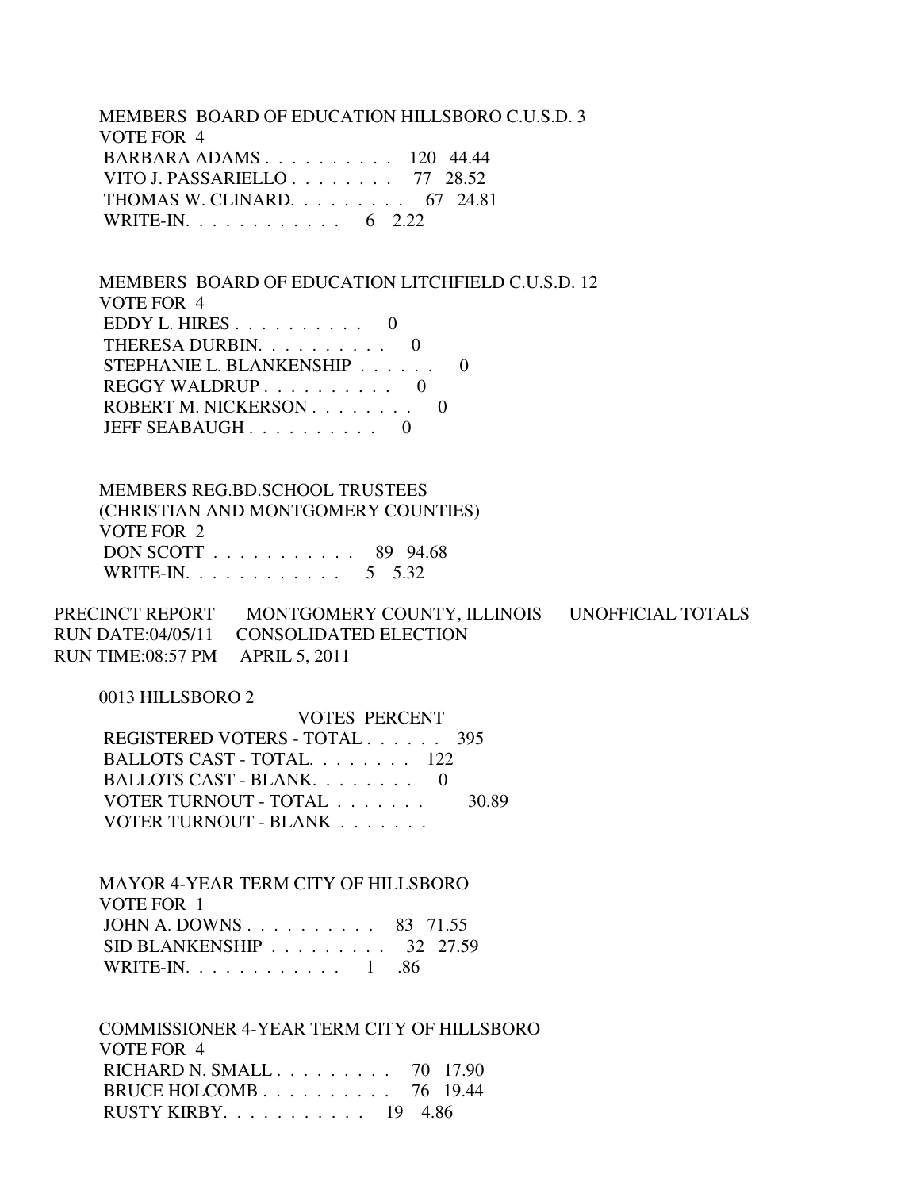MEMBERS BOARD OF EDUCATION HILLSBORO C.U.S.D. 3
VOTE FOR 4

| Candidate | Votes | Percent |
|---|---|---|
| BARBARA ADAMS | 120 | 44.44 |
| VITO J. PASSARIELLO | 77 | 28.52 |
| THOMAS W. CLINARD. | 67 | 24.81 |
| WRITE-IN. | 6 | 2.22 |

MEMBERS BOARD OF EDUCATION LITCHFIELD C.U.S.D. 12
VOTE FOR 4

| Candidate | Votes | Percent |
|---|---|---|
| EDDY L. HIRES | 0 | |
| THERESA DURBIN. | 0 | |
| STEPHANIE L. BLANKENSHIP | 0 | |
| REGGY WALDRUP | 0 | |
| ROBERT M. NICKERSON | 0 | |
| JEFF SEABAUGH | 0 | |

MEMBERS REG.BD.SCHOOL TRUSTEES
(CHRISTIAN AND MONTGOMERY COUNTIES)
VOTE FOR 2

| Candidate | Votes | Percent |
|---|---|---|
| DON SCOTT | 89 | 94.68 |
| WRITE-IN. | 5 | 5.32 |

PRECINCT REPORT MONTGOMERY COUNTY, ILLINOIS UNOFFICIAL TOTALS
RUN DATE:04/05/11 CONSOLIDATED ELECTION
RUN TIME:08:57 PM APRIL 5, 2011

0013 HILLSBORO 2

| | VOTES | PERCENT |
|---|---|---|
| REGISTERED VOTERS - TOTAL | 395 | |
| BALLOTS CAST - TOTAL. | 122 | |
| BALLOTS CAST - BLANK. | 0 | |
| VOTER TURNOUT - TOTAL | | 30.89 |
| VOTER TURNOUT - BLANK | | |

MAYOR 4-YEAR TERM CITY OF HILLSBORO
VOTE FOR 1

| Candidate | Votes | Percent |
|---|---|---|
| JOHN A. DOWNS | 83 | 71.55 |
| SID BLANKENSHIP | 32 | 27.59 |
| WRITE-IN. | 1 | .86 |

COMMISSIONER 4-YEAR TERM CITY OF HILLSBORO
VOTE FOR 4

| Candidate | Votes | Percent |
|---|---|---|
| RICHARD N. SMALL | 70 | 17.90 |
| BRUCE HOLCOMB | 76 | 19.44 |
| RUSTY KIRBY. | 19 | 4.86 |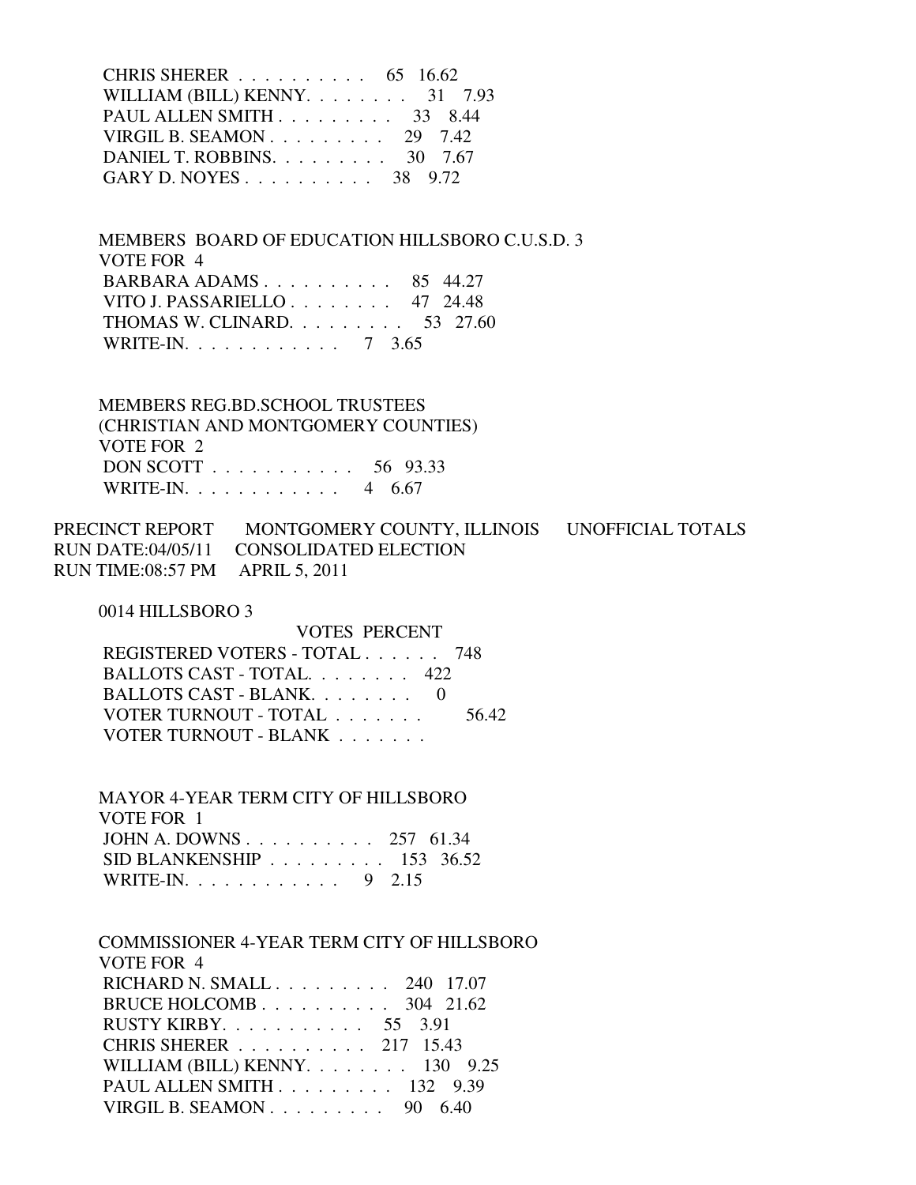CHRIS SHERER . . . . . . . . . . 65 16.62
WILLIAM (BILL) KENNY. . . . . . . . 31 7.93
PAUL ALLEN SMITH . . . . . . . . . 33 8.44
VIRGIL B. SEAMON . . . . . . . . . 29 7.42
DANIEL T. ROBBINS. . . . . . . . . 30 7.67
GARY D. NOYES . . . . . . . . . . 38 9.72

MEMBERS BOARD OF EDUCATION HILLSBORO C.U.S.D. 3
VOTE FOR 4
BARBARA ADAMS . . . . . . . . . . 85 44.27
VITO J. PASSARIELLO . . . . . . . . 47 24.48
THOMAS W. CLINARD. . . . . . . . . 53 27.60
WRITE-IN. . . . . . . . . . . . 7 3.65

MEMBERS REG.BD.SCHOOL TRUSTEES
(CHRISTIAN AND MONTGOMERY COUNTIES)
VOTE FOR 2
DON SCOTT . . . . . . . . . . . 56 93.33
WRITE-IN. . . . . . . . . . . . 4 6.67

PRECINCT REPORT MONTGOMERY COUNTY, ILLINOIS UNOFFICIAL TOTALS
RUN DATE:04/05/11 CONSOLIDATED ELECTION
RUN TIME:08:57 PM APRIL 5, 2011

0014 HILLSBORO 3

VOTES PERCENT
REGISTERED VOTERS - TOTAL . . . . . . 748
BALLOTS CAST - TOTAL. . . . . . . . 422
BALLOTS CAST - BLANK. . . . . . . . 0
VOTER TURNOUT - TOTAL . . . . . . . 56.42
VOTER TURNOUT - BLANK . . . . . . .

MAYOR 4-YEAR TERM CITY OF HILLSBORO
VOTE FOR 1
JOHN A. DOWNS . . . . . . . . . . 257 61.34
SID BLANKENSHIP . . . . . . . . . 153 36.52
WRITE-IN. . . . . . . . . . . . 9 2.15

COMMISSIONER 4-YEAR TERM CITY OF HILLSBORO
VOTE FOR 4
RICHARD N. SMALL . . . . . . . . . 240 17.07
BRUCE HOLCOMB . . . . . . . . . . 304 21.62
RUSTY KIRBY. . . . . . . . . . . 55 3.91
CHRIS SHERER . . . . . . . . . . 217 15.43
WILLIAM (BILL) KENNY. . . . . . . . 130 9.25
PAUL ALLEN SMITH . . . . . . . . . 132 9.39
VIRGIL B. SEAMON . . . . . . . . . 90 6.40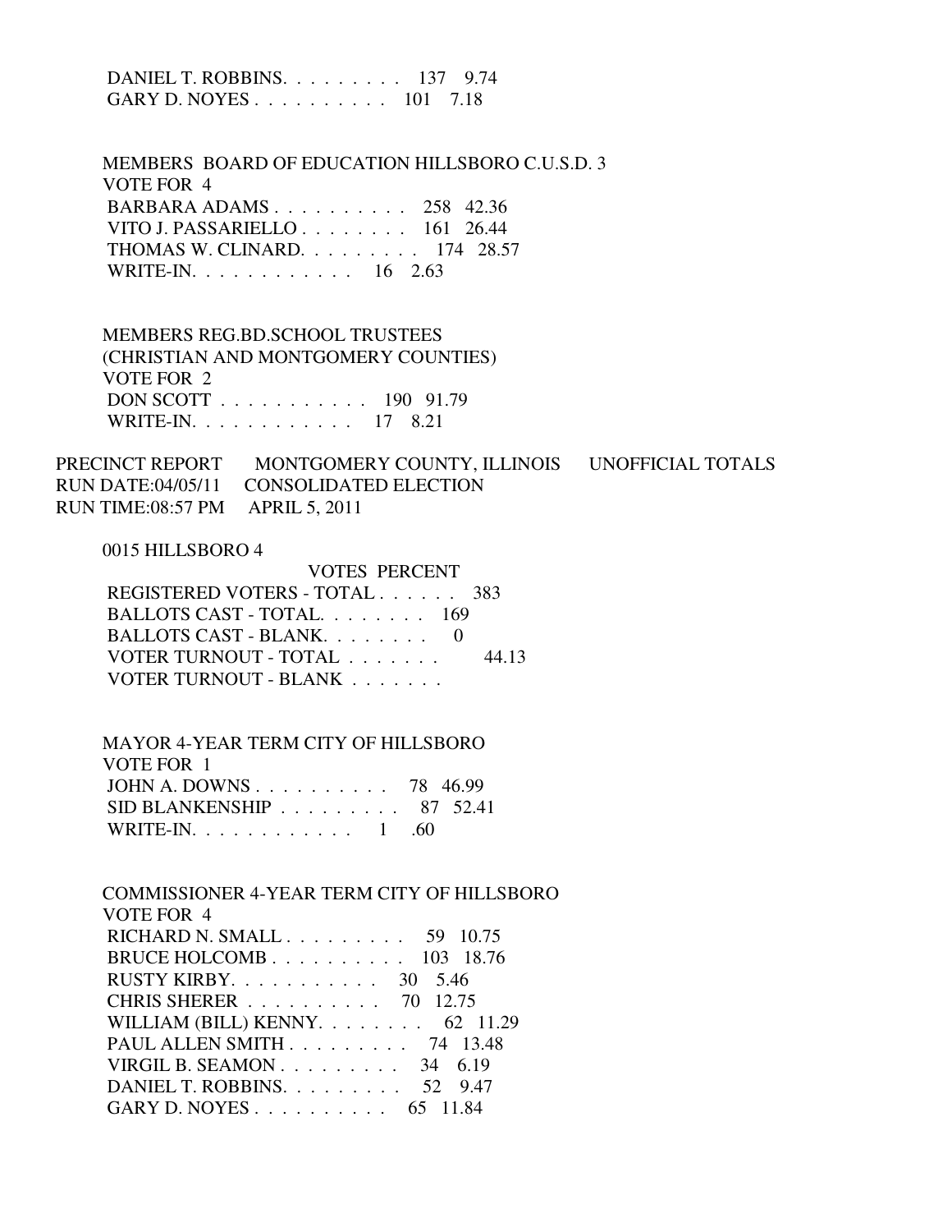DANIEL T. ROBBINS. . . . . . . . . 137 9.74
GARY D. NOYES . . . . . . . . . . 101 7.18

MEMBERS BOARD OF EDUCATION HILLSBORO C.U.S.D. 3
VOTE FOR 4

| | | |
|---|---|---|
| BARBARA ADAMS . . . . . . . . . . | 258 | 42.36 |
| VITO J. PASSARIELLO . . . . . . . . | 161 | 26.44 |
| THOMAS W. CLINARD. . . . . . . . . | 174 | 28.57 |
| WRITE-IN. . . . . . . . . . . . | 16 | 2.63 |

MEMBERS REG.BD.SCHOOL TRUSTEES
(CHRISTIAN AND MONTGOMERY COUNTIES)
VOTE FOR 2

| | | |
|---|---|---|
| DON SCOTT . . . . . . . . . . . | 190 | 91.79 |
| WRITE-IN. . . . . . . . . . . . | 17 | 8.21 |

PRECINCT REPORT MONTGOMERY COUNTY, ILLINOIS UNOFFICIAL TOTALS
RUN DATE:04/05/11 CONSOLIDATED ELECTION
RUN TIME:08:57 PM APRIL 5, 2011

0015 HILLSBORO 4

| | VOTES | PERCENT |
|---|---|---|
| REGISTERED VOTERS - TOTAL . . . . . . | 383 | |
| BALLOTS CAST - TOTAL. . . . . . . . | 169 | |
| BALLOTS CAST - BLANK. . . . . . . . | 0 | |
| VOTER TURNOUT - TOTAL . . . . . . . | | 44.13 |
| VOTER TURNOUT - BLANK . . . . . . . | | |

MAYOR 4-YEAR TERM CITY OF HILLSBORO
VOTE FOR 1

| | | |
|---|---|---|
| JOHN A. DOWNS . . . . . . . . . . | 78 | 46.99 |
| SID BLANKENSHIP . . . . . . . . . | 87 | 52.41 |
| WRITE-IN. . . . . . . . . . . . | 1 | .60 |

COMMISSIONER 4-YEAR TERM CITY OF HILLSBORO
VOTE FOR 4

| | | |
|---|---|---|
| RICHARD N. SMALL . . . . . . . . . | 59 | 10.75 |
| BRUCE HOLCOMB . . . . . . . . . . | 103 | 18.76 |
| RUSTY KIRBY. . . . . . . . . . . | 30 | 5.46 |
| CHRIS SHERER . . . . . . . . . . | 70 | 12.75 |
| WILLIAM (BILL) KENNY. . . . . . . . | 62 | 11.29 |
| PAUL ALLEN SMITH . . . . . . . . . | 74 | 13.48 |
| VIRGIL B. SEAMON . . . . . . . . . | 34 | 6.19 |
| DANIEL T. ROBBINS. . . . . . . . . | 52 | 9.47 |
| GARY D. NOYES . . . . . . . . . . | 65 | 11.84 |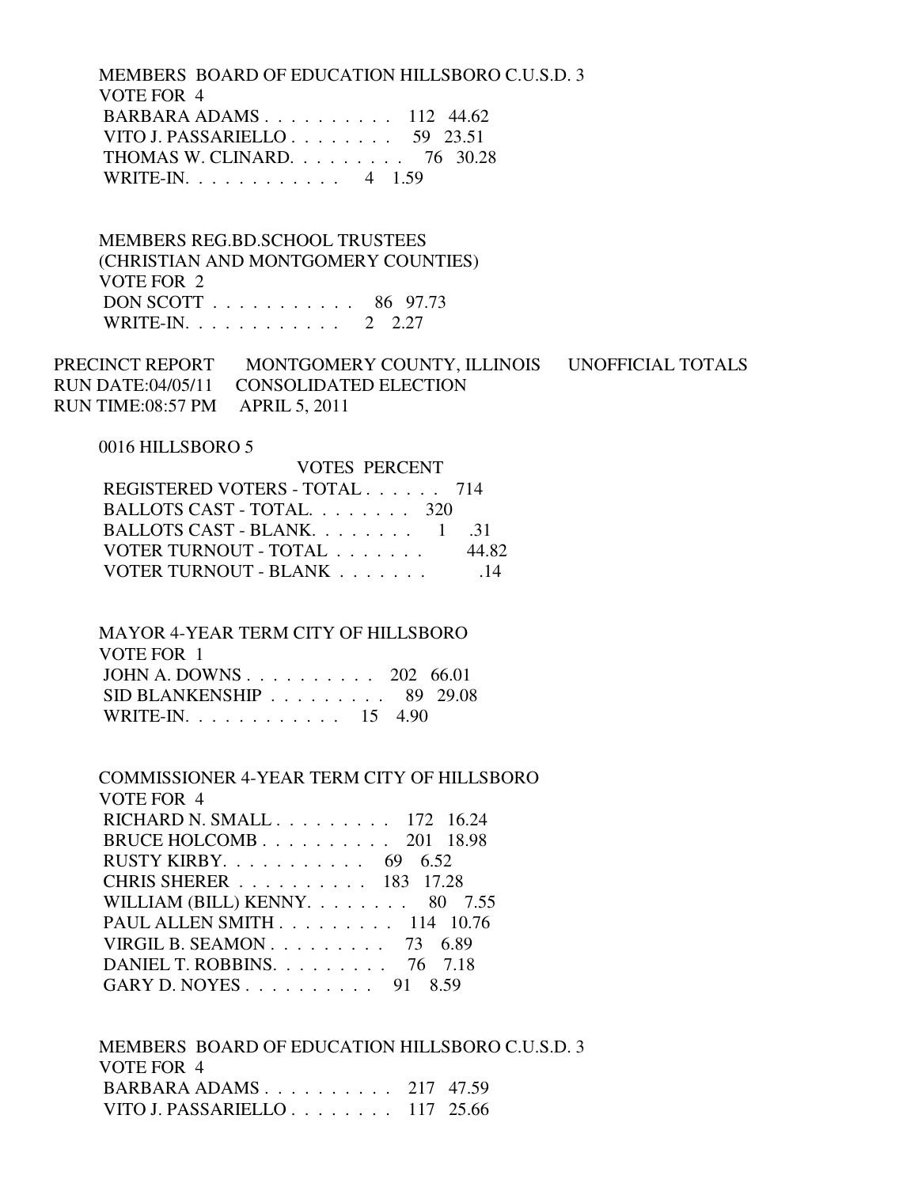MEMBERS BOARD OF EDUCATION HILLSBORO C.U.S.D. 3
VOTE FOR 4

| | | |
|---|---|---|
| BARBARA ADAMS . . . . . . . . . . . | 112 | 44.62 |
| VITO J. PASSARIELLO . . . . . . . . | 59 | 23.51 |
| THOMAS W. CLINARD. . . . . . . . . | 76 | 30.28 |
| WRITE-IN. . . . . . . . . . . . . | 4 | 1.59 |

MEMBERS REG.BD.SCHOOL TRUSTEES
(CHRISTIAN AND MONTGOMERY COUNTIES)
VOTE FOR 2

| | | |
|---|---|---|
| DON SCOTT . . . . . . . . . . . . | 86 | 97.73 |
| WRITE-IN. . . . . . . . . . . . . | 2 | 2.27 |

PRECINCT REPORT MONTGOMERY COUNTY, ILLINOIS UNOFFICIAL TOTALS
RUN DATE:04/05/11 CONSOLIDATED ELECTION
RUN TIME:08:57 PM APRIL 5, 2011

0016 HILLSBORO 5

| | VOTES | PERCENT |
|---|---|---|
| REGISTERED VOTERS - TOTAL . . . . . . | 714 | |
| BALLOTS CAST - TOTAL. . . . . . . . | 320 | |
| BALLOTS CAST - BLANK. . . . . . . . | 1 | .31 |
| VOTER TURNOUT - TOTAL . . . . . . . | | 44.82 |
| VOTER TURNOUT - BLANK . . . . . . . | | .14 |

MAYOR 4-YEAR TERM CITY OF HILLSBORO
VOTE FOR 1

| | | |
|---|---|---|
| JOHN A. DOWNS . . . . . . . . . . . | 202 | 66.01 |
| SID BLANKENSHIP . . . . . . . . . . | 89 | 29.08 |
| WRITE-IN. . . . . . . . . . . . . | 15 | 4.90 |

COMMISSIONER 4-YEAR TERM CITY OF HILLSBORO
VOTE FOR 4

| | | |
|---|---|---|
| RICHARD N. SMALL . . . . . . . . . . | 172 | 16.24 |
| BRUCE HOLCOMB . . . . . . . . . . . | 201 | 18.98 |
| RUSTY KIRBY. . . . . . . . . . . . | 69 | 6.52 |
| CHRIS SHERER . . . . . . . . . . . | 183 | 17.28 |
| WILLIAM (BILL) KENNY. . . . . . . . | 80 | 7.55 |
| PAUL ALLEN SMITH . . . . . . . . . | 114 | 10.76 |
| VIRGIL B. SEAMON . . . . . . . . . | 73 | 6.89 |
| DANIEL T. ROBBINS. . . . . . . . . | 76 | 7.18 |
| GARY D. NOYES . . . . . . . . . . . | 91 | 8.59 |

MEMBERS BOARD OF EDUCATION HILLSBORO C.U.S.D. 3
VOTE FOR 4

| | | |
|---|---|---|
| BARBARA ADAMS . . . . . . . . . . . | 217 | 47.59 |
| VITO J. PASSARIELLO . . . . . . . . | 117 | 25.66 |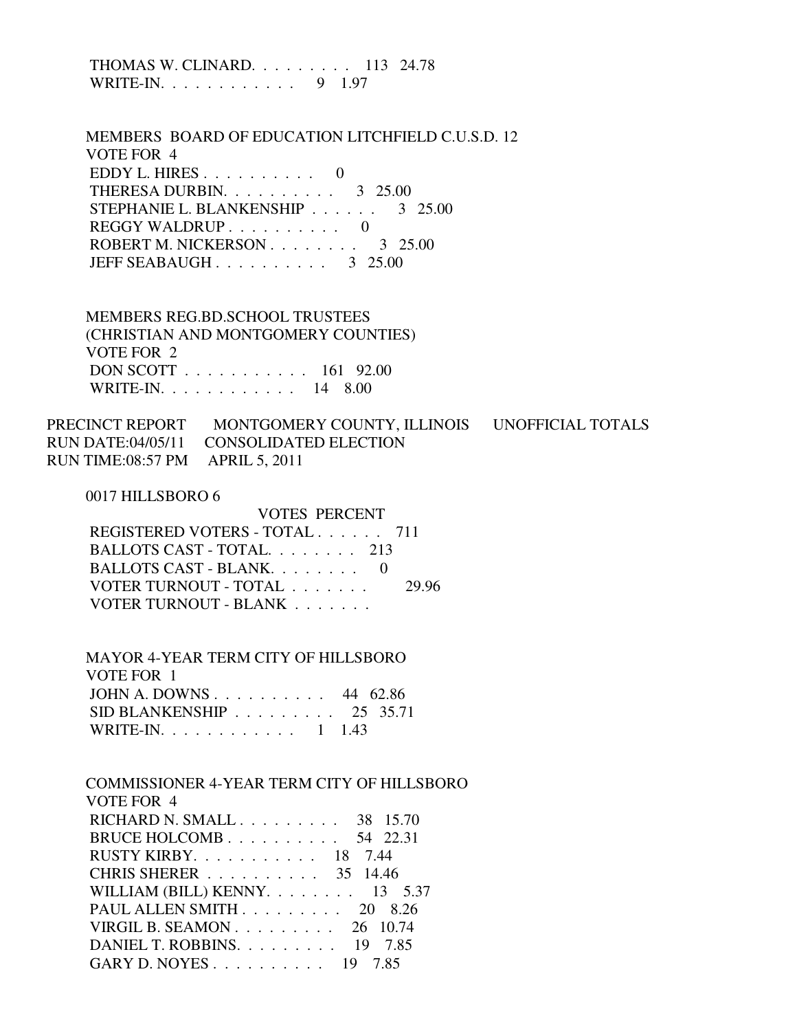| | | |
|---|---|---|
| THOMAS W. CLINARD | 113 | 24.78 |
| WRITE-IN. | 9 | 1.97 |

MEMBERS BOARD OF EDUCATION LITCHFIELD C.U.S.D. 12
VOTE FOR 4

| | | |
|---|---|---|
| EDDY L. HIRES | 0 | |
| THERESA DURBIN | 3 | 25.00 |
| STEPHANIE L. BLANKENSHIP | 3 | 25.00 |
| REGGY WALDRUP | 0 | |
| ROBERT M. NICKERSON | 3 | 25.00 |
| JEFF SEABAUGH | 3 | 25.00 |

MEMBERS REG.BD.SCHOOL TRUSTEES
(CHRISTIAN AND MONTGOMERY COUNTIES)
VOTE FOR 2

| | | |
|---|---|---|
| DON SCOTT | 161 | 92.00 |
| WRITE-IN. | 14 | 8.00 |

PRECINCT REPORT MONTGOMERY COUNTY, ILLINOIS UNOFFICIAL TOTALS
RUN DATE:04/05/11 CONSOLIDATED ELECTION
RUN TIME:08:57 PM APRIL 5, 2011

0017 HILLSBORO 6

| | VOTES | PERCENT |
|---|---|---|
| REGISTERED VOTERS - TOTAL | 711 | |
| BALLOTS CAST - TOTAL. | 213 | |
| BALLOTS CAST - BLANK. | 0 | |
| VOTER TURNOUT - TOTAL | | 29.96 |
| VOTER TURNOUT - BLANK | | |

MAYOR 4-YEAR TERM CITY OF HILLSBORO
VOTE FOR 1

| | | |
|---|---|---|
| JOHN A. DOWNS | 44 | 62.86 |
| SID BLANKENSHIP | 25 | 35.71 |
| WRITE-IN. | 1 | 1.43 |

COMMISSIONER 4-YEAR TERM CITY OF HILLSBORO
VOTE FOR 4

| | | |
|---|---|---|
| RICHARD N. SMALL | 38 | 15.70 |
| BRUCE HOLCOMB | 54 | 22.31 |
| RUSTY KIRBY. | 18 | 7.44 |
| CHRIS SHERER | 35 | 14.46 |
| WILLIAM (BILL) KENNY. | 13 | 5.37 |
| PAUL ALLEN SMITH | 20 | 8.26 |
| VIRGIL B. SEAMON | 26 | 10.74 |
| DANIEL T. ROBBINS. | 19 | 7.85 |
| GARY D. NOYES | 19 | 7.85 |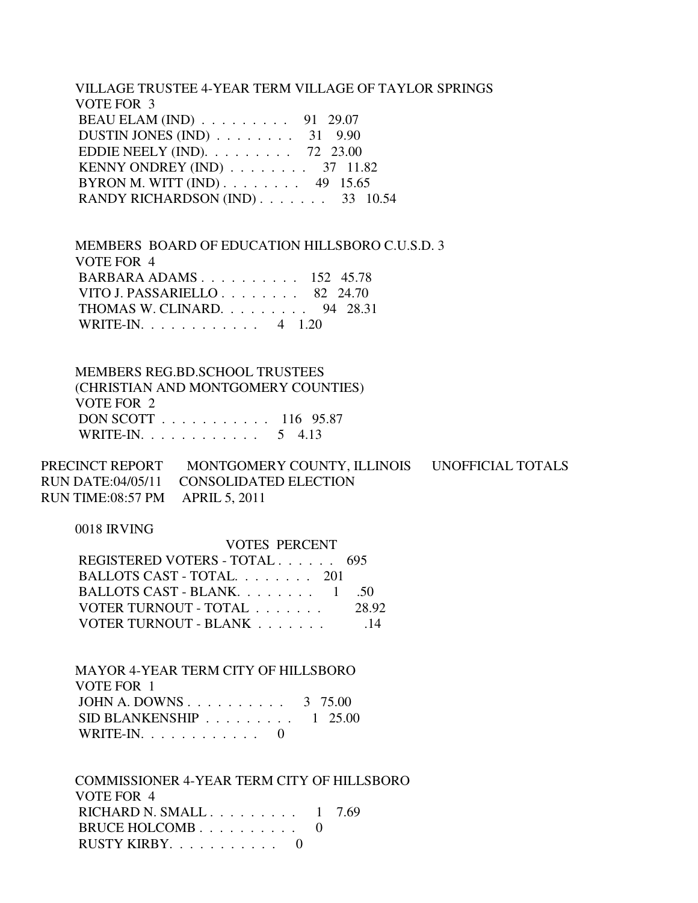VILLAGE TRUSTEE 4-YEAR TERM VILLAGE OF TAYLOR SPRINGS
VOTE FOR 3

| | | |
|---|---|---|
| BEAU ELAM (IND) . . . . . . . . . | 91 | 29.07 |
| DUSTIN JONES (IND) . . . . . . . . | 31 | 9.90 |
| EDDIE NEELY (IND). . . . . . . . . | 72 | 23.00 |
| KENNY ONDREY (IND) . . . . . . . . | 37 | 11.82 |
| BYRON M. WITT (IND) . . . . . . . . | 49 | 15.65 |
| RANDY RICHARDSON (IND) . . . . . . . | 33 | 10.54 |

MEMBERS BOARD OF EDUCATION HILLSBORO C.U.S.D. 3
VOTE FOR 4

| | | |
|---|---|---|
| BARBARA ADAMS . . . . . . . . . . | 152 | 45.78 |
| VITO J. PASSARIELLO . . . . . . . . | 82 | 24.70 |
| THOMAS W. CLINARD. . . . . . . . . | 94 | 28.31 |
| WRITE-IN. . . . . . . . . . . . | 4 | 1.20 |

MEMBERS REG.BD.SCHOOL TRUSTEES
(CHRISTIAN AND MONTGOMERY COUNTIES)
VOTE FOR 2

| | | |
|---|---|---|
| DON SCOTT . . . . . . . . . . . | 116 | 95.87 |
| WRITE-IN. . . . . . . . . . . . | 5 | 4.13 |

PRECINCT REPORT MONTGOMERY COUNTY, ILLINOIS UNOFFICIAL TOTALS
RUN DATE:04/05/11 CONSOLIDATED ELECTION
RUN TIME:08:57 PM APRIL 5, 2011

0018 IRVING

| | VOTES | PERCENT |
|---|---|---|
| REGISTERED VOTERS - TOTAL . . . . . . | 695 | |
| BALLOTS CAST - TOTAL. . . . . . . . | 201 | |
| BALLOTS CAST - BLANK. . . . . . . . | 1 | .50 |
| VOTER TURNOUT - TOTAL . . . . . . . | | 28.92 |
| VOTER TURNOUT - BLANK . . . . . . . | | .14 |

MAYOR 4-YEAR TERM CITY OF HILLSBORO
VOTE FOR 1

| | | |
|---|---|---|
| JOHN A. DOWNS . . . . . . . . . . | 3 | 75.00 |
| SID BLANKENSHIP . . . . . . . . . | 1 | 25.00 |
| WRITE-IN. . . . . . . . . . . . | 0 | |

COMMISSIONER 4-YEAR TERM CITY OF HILLSBORO
VOTE FOR 4

| | | |
|---|---|---|
| RICHARD N. SMALL . . . . . . . . . | 1 | 7.69 |
| BRUCE HOLCOMB . . . . . . . . . . | 0 | |
| RUSTY KIRBY. . . . . . . . . . . | 0 | |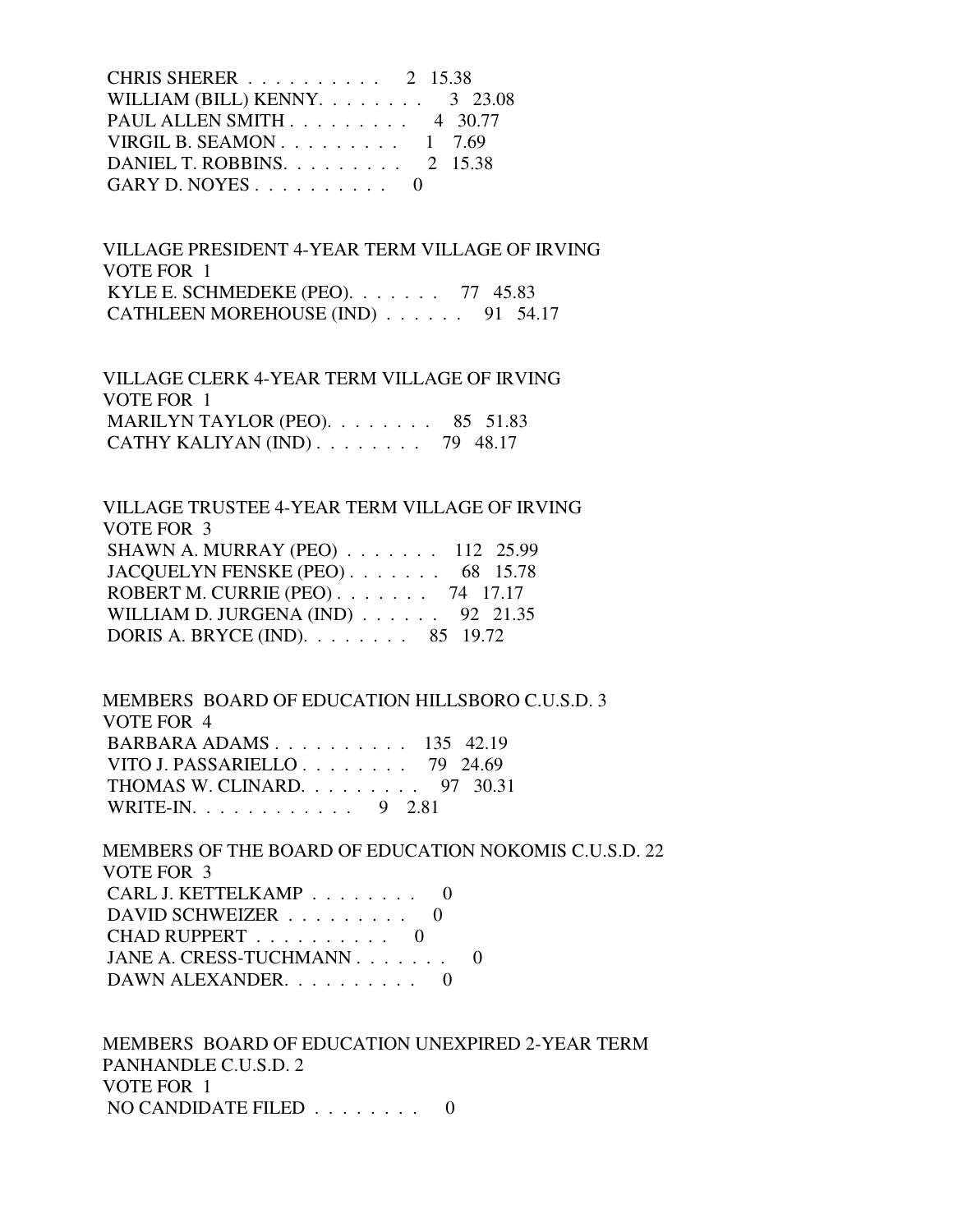CHRIS SHERER . . . . . . . . . . 2 15.38
WILLIAM (BILL) KENNY. . . . . . . . 3 23.08
PAUL ALLEN SMITH . . . . . . . . . 4 30.77
VIRGIL B. SEAMON . . . . . . . . . 1 7.69
DANIEL T. ROBBINS. . . . . . . . . 2 15.38
GARY D. NOYES . . . . . . . . . . 0

VILLAGE PRESIDENT 4-YEAR TERM VILLAGE OF IRVING
VOTE FOR 1
KYLE E. SCHMEDEKE (PEO). . . . . . . 77 45.83
CATHLEEN MOREHOUSE (IND) . . . . . . 91 54.17

VILLAGE CLERK 4-YEAR TERM VILLAGE OF IRVING
VOTE FOR 1
MARILYN TAYLOR (PEO). . . . . . . . 85 51.83
CATHY KALIYAN (IND) . . . . . . . . 79 48.17

VILLAGE TRUSTEE 4-YEAR TERM VILLAGE OF IRVING
VOTE FOR 3
SHAWN A. MURRAY (PEO) . . . . . . . 112 25.99
JACQUELYN FENSKE (PEO) . . . . . . . 68 15.78
ROBERT M. CURRIE (PEO) . . . . . . . 74 17.17
WILLIAM D. JURGENA (IND) . . . . . . 92 21.35
DORIS A. BRYCE (IND). . . . . . . . 85 19.72

MEMBERS BOARD OF EDUCATION HILLSBORO C.U.S.D. 3
VOTE FOR 4
BARBARA ADAMS . . . . . . . . . . 135 42.19
VITO J. PASSARIELLO . . . . . . . . 79 24.69
THOMAS W. CLINARD. . . . . . . . . 97 30.31
WRITE-IN. . . . . . . . . . . . 9 2.81

MEMBERS OF THE BOARD OF EDUCATION NOKOMIS C.U.S.D. 22
VOTE FOR 3
CARL J. KETTELKAMP . . . . . . . . 0
DAVID SCHWEIZER . . . . . . . . . 0
CHAD RUPPERT . . . . . . . . . . 0
JANE A. CRESS-TUCHMANN . . . . . . . 0
DAWN ALEXANDER. . . . . . . . . . 0

MEMBERS BOARD OF EDUCATION UNEXPIRED 2-YEAR TERM
PANHANDLE C.U.S.D. 2
VOTE FOR 1
NO CANDIDATE FILED . . . . . . . . 0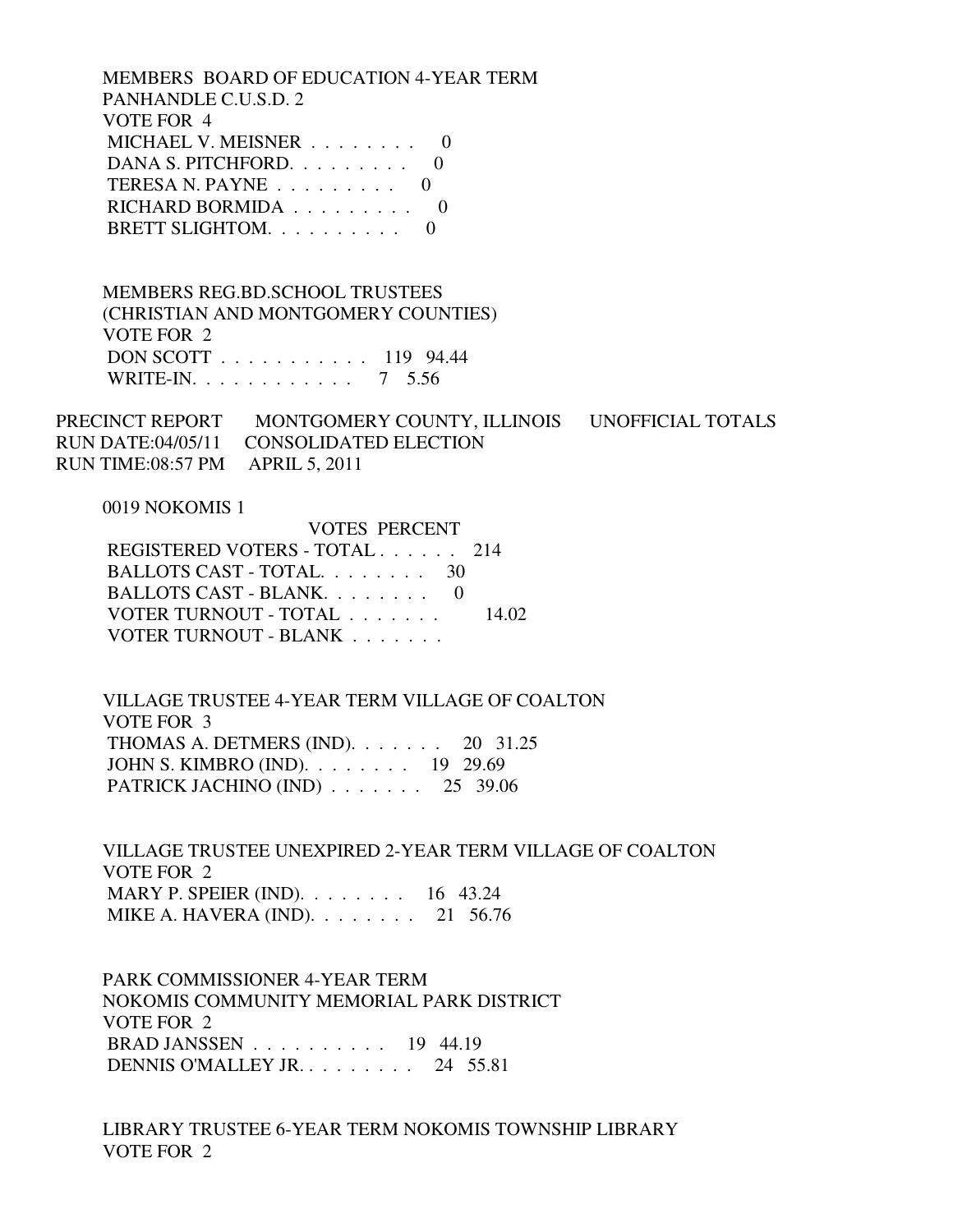MEMBERS BOARD OF EDUCATION 4-YEAR TERM
PANHANDLE C.U.S.D. 2
VOTE FOR 4

| | VOTES | PERCENT |
|---|---|---|
| MICHAEL V. MEISNER . . . . . . . . | 0 | |
| DANA S. PITCHFORD. . . . . . . . . | 0 | |
| TERESA N. PAYNE . . . . . . . . . | 0 | |
| RICHARD BORMIDA . . . . . . . . . | 0 | |
| BRETT SLIGHTOM. . . . . . . . . . | 0 | |

MEMBERS REG.BD.SCHOOL TRUSTEES
(CHRISTIAN AND MONTGOMERY COUNTIES)
VOTE FOR 2

| | VOTES | PERCENT |
|---|---|---|
| DON SCOTT . . . . . . . . . . . | 119 | 94.44 |
| WRITE-IN. . . . . . . . . . . . | 7 | 5.56 |

PRECINCT REPORT MONTGOMERY COUNTY, ILLINOIS UNOFFICIAL TOTALS
RUN DATE:04/05/11 CONSOLIDATED ELECTION
RUN TIME:08:57 PM APRIL 5, 2011

0019 NOKOMIS 1

| | VOTES | PERCENT |
|---|---|---|
| REGISTERED VOTERS - TOTAL . . . . . . | 214 | |
| BALLOTS CAST - TOTAL. . . . . . . . | 30 | |
| BALLOTS CAST - BLANK. . . . . . . . | 0 | |
| VOTER TURNOUT - TOTAL . . . . . . . | | 14.02 |
| VOTER TURNOUT - BLANK . . . . . . . | | |

VILLAGE TRUSTEE 4-YEAR TERM VILLAGE OF COALTON
VOTE FOR 3

| | VOTES | PERCENT |
|---|---|---|
| THOMAS A. DETMERS (IND). . . . . . . | 20 | 31.25 |
| JOHN S. KIMBRO (IND). . . . . . . . | 19 | 29.69 |
| PATRICK JACHINO (IND) . . . . . . . | 25 | 39.06 |

VILLAGE TRUSTEE UNEXPIRED 2-YEAR TERM VILLAGE OF COALTON
VOTE FOR 2

| | VOTES | PERCENT |
|---|---|---|
| MARY P. SPEIER (IND). . . . . . . . | 16 | 43.24 |
| MIKE A. HAVERA (IND). . . . . . . . | 21 | 56.76 |

PARK COMMISSIONER 4-YEAR TERM
NOKOMIS COMMUNITY MEMORIAL PARK DISTRICT
VOTE FOR 2

| | VOTES | PERCENT |
|---|---|---|
| BRAD JANSSEN . . . . . . . . . . | 19 | 44.19 |
| DENNIS O'MALLEY JR. . . . . . . . . | 24 | 55.81 |

LIBRARY TRUSTEE 6-YEAR TERM NOKOMIS TOWNSHIP LIBRARY
VOTE FOR 2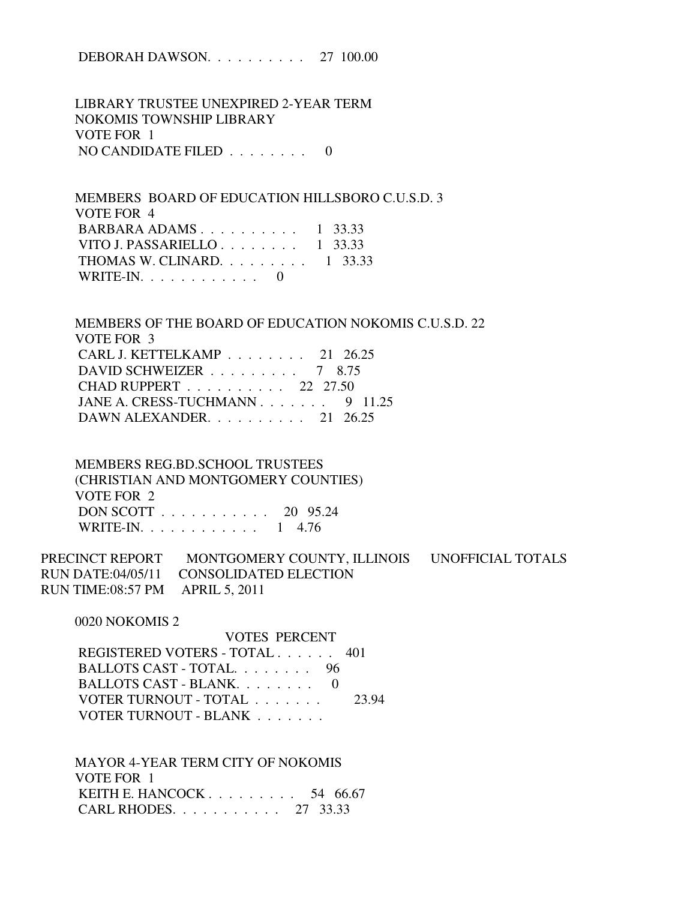DEBORAH DAWSON. . . . . . . . . . 27 100.00

LIBRARY TRUSTEE UNEXPIRED 2-YEAR TERM
NOKOMIS TOWNSHIP LIBRARY
VOTE FOR 1

NO CANDIDATE FILED . . . . . . . . 0

MEMBERS BOARD OF EDUCATION HILLSBORO C.U.S.D. 3
VOTE FOR 4

BARBARA ADAMS . . . . . . . . . . 1 33.33
VITO J. PASSARIELLO . . . . . . . . 1 33.33
THOMAS W. CLINARD. . . . . . . . . 1 33.33
WRITE-IN. . . . . . . . . . . . 0

MEMBERS OF THE BOARD OF EDUCATION NOKOMIS C.U.S.D. 22
VOTE FOR 3

CARL J. KETTELKAMP . . . . . . . . 21 26.25
DAVID SCHWEIZER . . . . . . . . . 7 8.75
CHAD RUPPERT . . . . . . . . . . 22 27.50
JANE A. CRESS-TUCHMANN . . . . . . . 9 11.25
DAWN ALEXANDER. . . . . . . . . . 21 26.25

MEMBERS REG.BD.SCHOOL TRUSTEES
(CHRISTIAN AND MONTGOMERY COUNTIES)
VOTE FOR 2

DON SCOTT . . . . . . . . . . . 20 95.24
WRITE-IN. . . . . . . . . . . . 1 4.76

PRECINCT REPORT MONTGOMERY COUNTY, ILLINOIS UNOFFICIAL TOTALS
RUN DATE:04/05/11 CONSOLIDATED ELECTION
RUN TIME:08:57 PM APRIL 5, 2011

0020 NOKOMIS 2

VOTES PERCENT

REGISTERED VOTERS - TOTAL . . . . . . 401
BALLOTS CAST - TOTAL. . . . . . . . 96
BALLOTS CAST - BLANK. . . . . . . . 0
VOTER TURNOUT - TOTAL . . . . . . . 23.94
VOTER TURNOUT - BLANK . . . . . . .

MAYOR 4-YEAR TERM CITY OF NOKOMIS
VOTE FOR 1

KEITH E. HANCOCK . . . . . . . . . 54 66.67
CARL RHODES. . . . . . . . . . . 27 33.33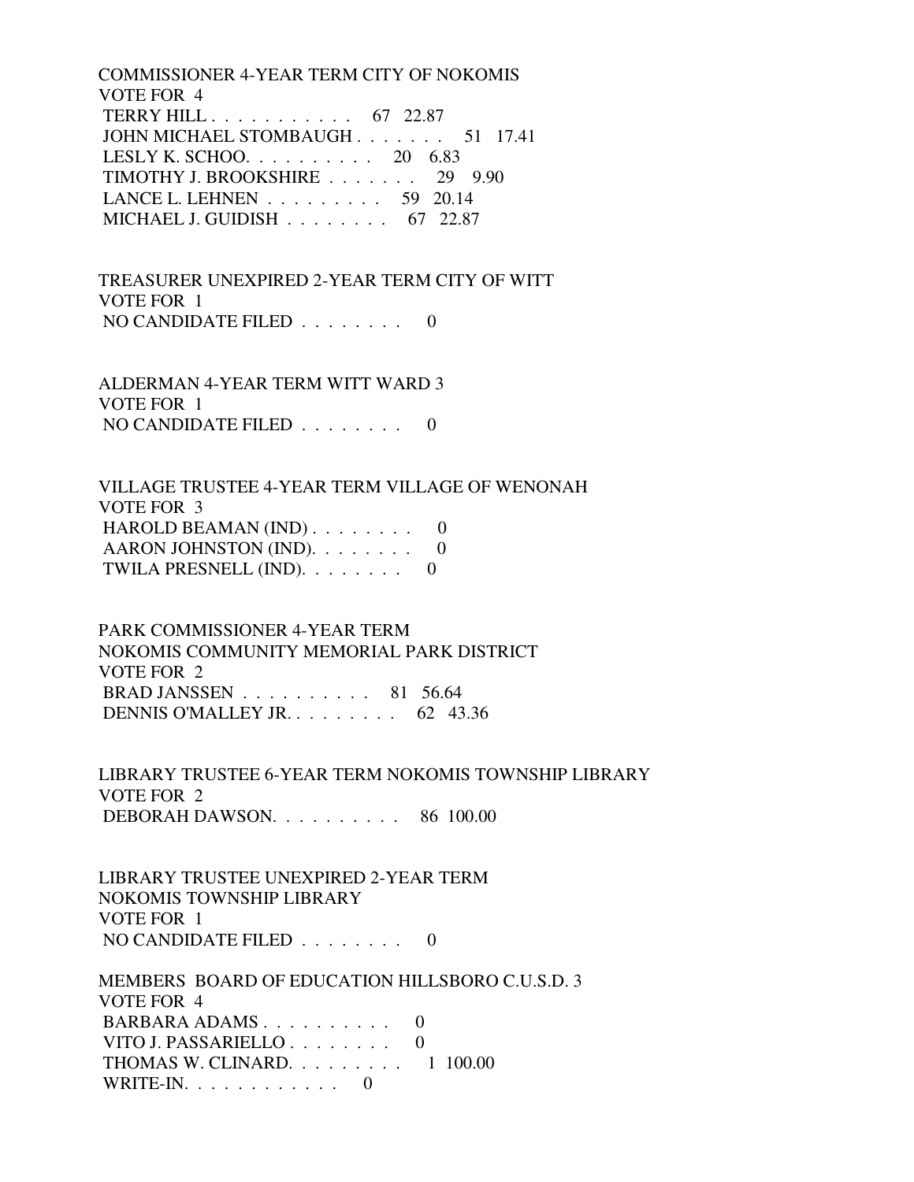COMMISSIONER 4-YEAR TERM CITY OF NOKOMIS
VOTE FOR 4
TERRY HILL . . . . . . . . . . . . 67 22.87
JOHN MICHAEL STOMBAUGH . . . . . . . 51 17.41
LESLY K. SCHOO. . . . . . . . . . . 20 6.83
TIMOTHY J. BROOKSHIRE . . . . . . . 29 9.90
LANCE L. LEHNEN . . . . . . . . . 59 20.14
MICHAEL J. GUIDISH . . . . . . . . 67 22.87

TREASURER UNEXPIRED 2-YEAR TERM CITY OF WITT
VOTE FOR 1
NO CANDIDATE FILED . . . . . . . . 0

ALDERMAN 4-YEAR TERM WITT WARD 3
VOTE FOR 1
NO CANDIDATE FILED . . . . . . . . 0

VILLAGE TRUSTEE 4-YEAR TERM VILLAGE OF WENONAH
VOTE FOR 3
HAROLD BEAMAN (IND) . . . . . . . . 0
AARON JOHNSTON (IND). . . . . . . . 0
TWILA PRESNELL (IND). . . . . . . . 0

PARK COMMISSIONER 4-YEAR TERM
NOKOMIS COMMUNITY MEMORIAL PARK DISTRICT
VOTE FOR 2
BRAD JANSSEN . . . . . . . . . . 81 56.64
DENNIS O'MALLEY JR. . . . . . . . . 62 43.36

LIBRARY TRUSTEE 6-YEAR TERM NOKOMIS TOWNSHIP LIBRARY
VOTE FOR 2
DEBORAH DAWSON. . . . . . . . . . 86 100.00

LIBRARY TRUSTEE UNEXPIRED 2-YEAR TERM
NOKOMIS TOWNSHIP LIBRARY
VOTE FOR 1
NO CANDIDATE FILED . . . . . . . . 0

MEMBERS BOARD OF EDUCATION HILLSBORO C.U.S.D. 3
VOTE FOR 4
BARBARA ADAMS . . . . . . . . . . 0
VITO J. PASSARIELLO . . . . . . . . 0
THOMAS W. CLINARD. . . . . . . . . 1 100.00
WRITE-IN. . . . . . . . . . . . 0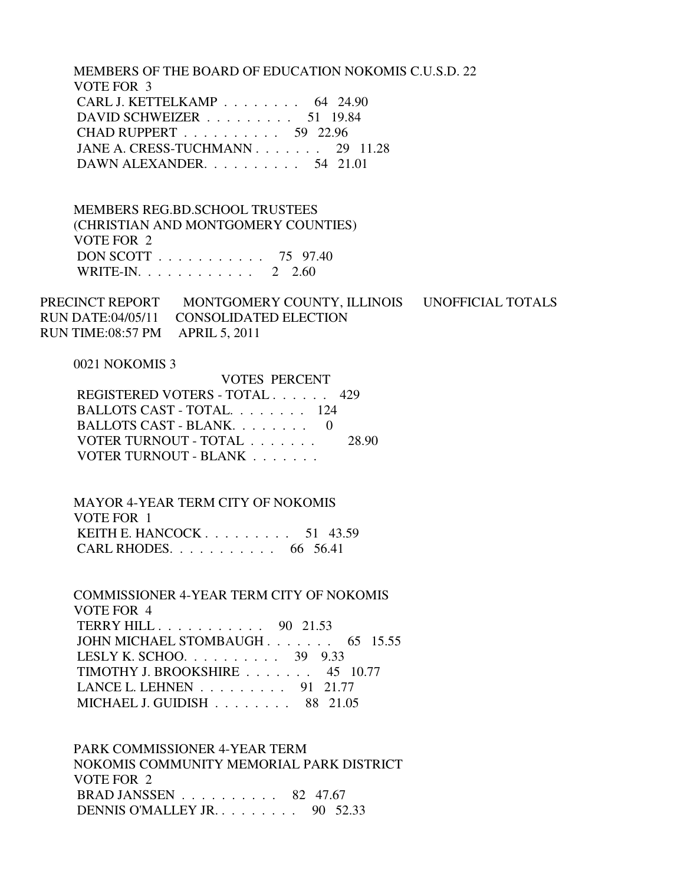MEMBERS OF THE BOARD OF EDUCATION NOKOMIS C.U.S.D. 22
VOTE FOR 3

| | | |
|---|---|---|
| CARL J. KETTELKAMP . . . . . . . . | 64 | 24.90 |
| DAVID SCHWEIZER . . . . . . . . . | 51 | 19.84 |
| CHAD RUPPERT . . . . . . . . . . | 59 | 22.96 |
| JANE A. CRESS-TUCHMANN . . . . . . . | 29 | 11.28 |
| DAWN ALEXANDER. . . . . . . . . . | 54 | 21.01 |

MEMBERS REG.BD.SCHOOL TRUSTEES
(CHRISTIAN AND MONTGOMERY COUNTIES)
VOTE FOR 2

| | | |
|---|---|---|
| DON SCOTT . . . . . . . . . . . | 75 | 97.40 |
| WRITE-IN. . . . . . . . . . . . | 2 | 2.60 |

PRECINCT REPORT MONTGOMERY COUNTY, ILLINOIS UNOFFICIAL TOTALS
RUN DATE:04/05/11 CONSOLIDATED ELECTION
RUN TIME:08:57 PM APRIL 5, 2011

0021 NOKOMIS 3

| | VOTES | PERCENT |
|---|---|---|
| REGISTERED VOTERS - TOTAL . . . . . . | 429 | |
| BALLOTS CAST - TOTAL. . . . . . . . | 124 | |
| BALLOTS CAST - BLANK. . . . . . . . | 0 | |
| VOTER TURNOUT - TOTAL . . . . . . . | | 28.90 |
| VOTER TURNOUT - BLANK . . . . . . . | | |

MAYOR 4-YEAR TERM CITY OF NOKOMIS
VOTE FOR 1

| | | |
|---|---|---|
| KEITH E. HANCOCK . . . . . . . . . | 51 | 43.59 |
| CARL RHODES. . . . . . . . . . . | 66 | 56.41 |

COMMISSIONER 4-YEAR TERM CITY OF NOKOMIS
VOTE FOR 4

| | | |
|---|---|---|
| TERRY HILL . . . . . . . . . . . | 90 | 21.53 |
| JOHN MICHAEL STOMBAUGH . . . . . . . | 65 | 15.55 |
| LESLY K. SCHOO. . . . . . . . . . | 39 | 9.33 |
| TIMOTHY J. BROOKSHIRE . . . . . . . | 45 | 10.77 |
| LANCE L. LEHNEN . . . . . . . . . | 91 | 21.77 |
| MICHAEL J. GUIDISH . . . . . . . . | 88 | 21.05 |

PARK COMMISSIONER 4-YEAR TERM
NOKOMIS COMMUNITY MEMORIAL PARK DISTRICT
VOTE FOR 2

| | | |
|---|---|---|
| BRAD JANSSEN . . . . . . . . . . | 82 | 47.67 |
| DENNIS O'MALLEY JR. . . . . . . . . | 90 | 52.33 |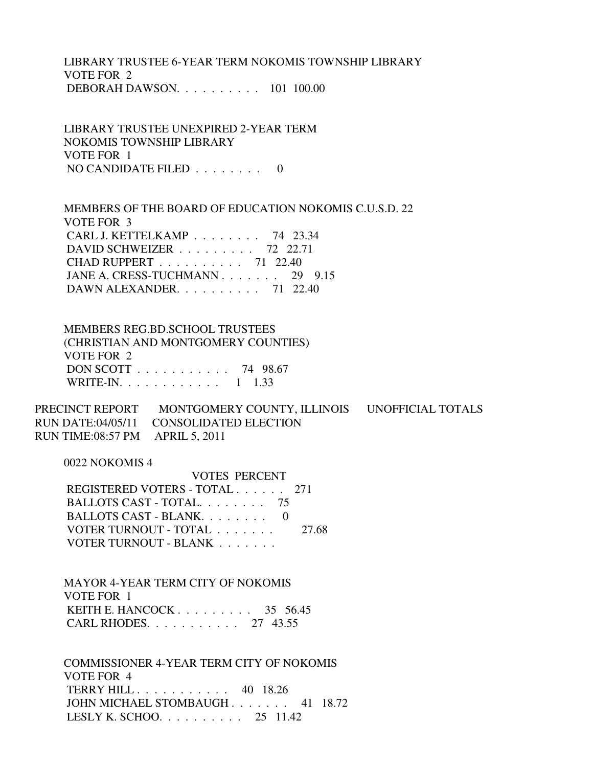LIBRARY TRUSTEE 6-YEAR TERM NOKOMIS TOWNSHIP LIBRARY
VOTE FOR 2

| | VOTES | PERCENT |
|---|---|---|
| DEBORAH DAWSON. . . . . . . . . . | 101 | 100.00 |

LIBRARY TRUSTEE UNEXPIRED 2-YEAR TERM
NOKOMIS TOWNSHIP LIBRARY
VOTE FOR 1

| | VOTES | PERCENT |
|---|---|---|
| NO CANDIDATE FILED . . . . . . . . | 0 | |

MEMBERS OF THE BOARD OF EDUCATION NOKOMIS C.U.S.D. 22
VOTE FOR 3

| | VOTES | PERCENT |
|---|---|---|
| CARL J. KETTELKAMP . . . . . . . . | 74 | 23.34 |
| DAVID SCHWEIZER . . . . . . . . . | 72 | 22.71 |
| CHAD RUPPERT . . . . . . . . . . | 71 | 22.40 |
| JANE A. CRESS-TUCHMANN . . . . . . . | 29 | 9.15 |
| DAWN ALEXANDER. . . . . . . . . . | 71 | 22.40 |

MEMBERS REG.BD.SCHOOL TRUSTEES
(CHRISTIAN AND MONTGOMERY COUNTIES)
VOTE FOR 2

| | VOTES | PERCENT |
|---|---|---|
| DON SCOTT . . . . . . . . . . . | 74 | 98.67 |
| WRITE-IN. . . . . . . . . . . . | 1 | 1.33 |

PRECINCT REPORT MONTGOMERY COUNTY, ILLINOIS UNOFFICIAL TOTALS
RUN DATE:04/05/11 CONSOLIDATED ELECTION
RUN TIME:08:57 PM APRIL 5, 2011

0022 NOKOMIS 4

| | VOTES | PERCENT |
|---|---|---|
| REGISTERED VOTERS - TOTAL . . . . . . | 271 | |
| BALLOTS CAST - TOTAL. . . . . . . . | 75 | |
| BALLOTS CAST - BLANK. . . . . . . . | 0 | |
| VOTER TURNOUT - TOTAL . . . . . . . | | 27.68 |
| VOTER TURNOUT - BLANK . . . . . . . | | |

MAYOR 4-YEAR TERM CITY OF NOKOMIS
VOTE FOR 1

| | VOTES | PERCENT |
|---|---|---|
| KEITH E. HANCOCK . . . . . . . . . | 35 | 56.45 |
| CARL RHODES. . . . . . . . . . . | 27 | 43.55 |

COMMISSIONER 4-YEAR TERM CITY OF NOKOMIS
VOTE FOR 4

| | VOTES | PERCENT |
|---|---|---|
| TERRY HILL . . . . . . . . . . . | 40 | 18.26 |
| JOHN MICHAEL STOMBAUGH . . . . . . . | 41 | 18.72 |
| LESLY K. SCHOO. . . . . . . . . . | 25 | 11.42 |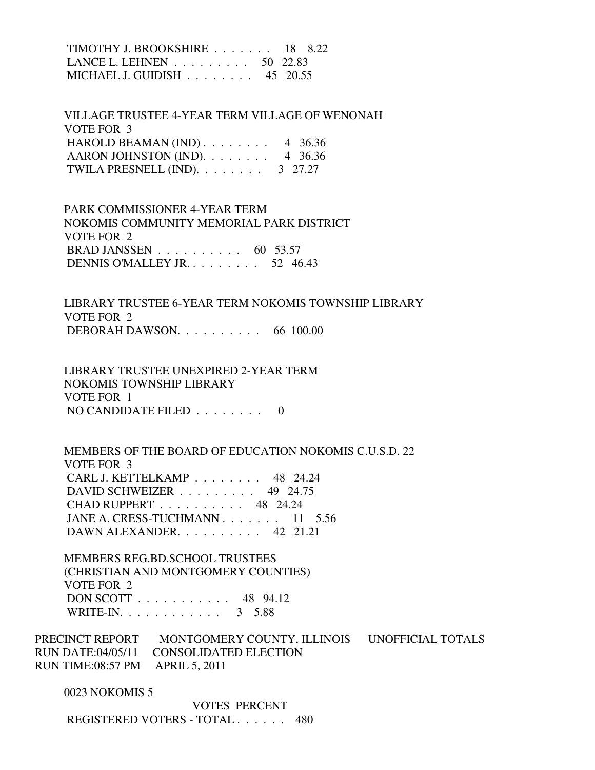TIMOTHY J. BROOKSHIRE . . . . . . . 18 8.22
LANCE L. LEHNEN . . . . . . . . . 50 22.83
MICHAEL J. GUIDISH . . . . . . . . 45 20.55

VILLAGE TRUSTEE 4-YEAR TERM VILLAGE OF WENONAH
VOTE FOR 3
HAROLD BEAMAN (IND) . . . . . . . . 4 36.36
AARON JOHNSTON (IND). . . . . . . . 4 36.36
TWILA PRESNELL (IND). . . . . . . . 3 27.27

PARK COMMISSIONER 4-YEAR TERM
NOKOMIS COMMUNITY MEMORIAL PARK DISTRICT
VOTE FOR 2
BRAD JANSSEN . . . . . . . . . . 60 53.57
DENNIS O'MALLEY JR. . . . . . . . . 52 46.43

LIBRARY TRUSTEE 6-YEAR TERM NOKOMIS TOWNSHIP LIBRARY
VOTE FOR 2
DEBORAH DAWSON. . . . . . . . . . 66 100.00

LIBRARY TRUSTEE UNEXPIRED 2-YEAR TERM
NOKOMIS TOWNSHIP LIBRARY
VOTE FOR 1
NO CANDIDATE FILED . . . . . . . . 0

MEMBERS OF THE BOARD OF EDUCATION NOKOMIS C.U.S.D. 22
VOTE FOR 3
CARL J. KETTELKAMP . . . . . . . . 48 24.24
DAVID SCHWEIZER . . . . . . . . . 49 24.75
CHAD RUPPERT . . . . . . . . . . 48 24.24
JANE A. CRESS-TUCHMANN . . . . . . . 11 5.56
DAWN ALEXANDER. . . . . . . . . . 42 21.21

MEMBERS REG.BD.SCHOOL TRUSTEES
(CHRISTIAN AND MONTGOMERY COUNTIES)
VOTE FOR 2
DON SCOTT . . . . . . . . . . . 48 94.12
WRITE-IN. . . . . . . . . . . . 3 5.88

PRECINCT REPORT MONTGOMERY COUNTY, ILLINOIS UNOFFICIAL TOTALS
RUN DATE:04/05/11 CONSOLIDATED ELECTION
RUN TIME:08:57 PM APRIL 5, 2011

0023 NOKOMIS 5

VOTES PERCENT
REGISTERED VOTERS - TOTAL . . . . . . 480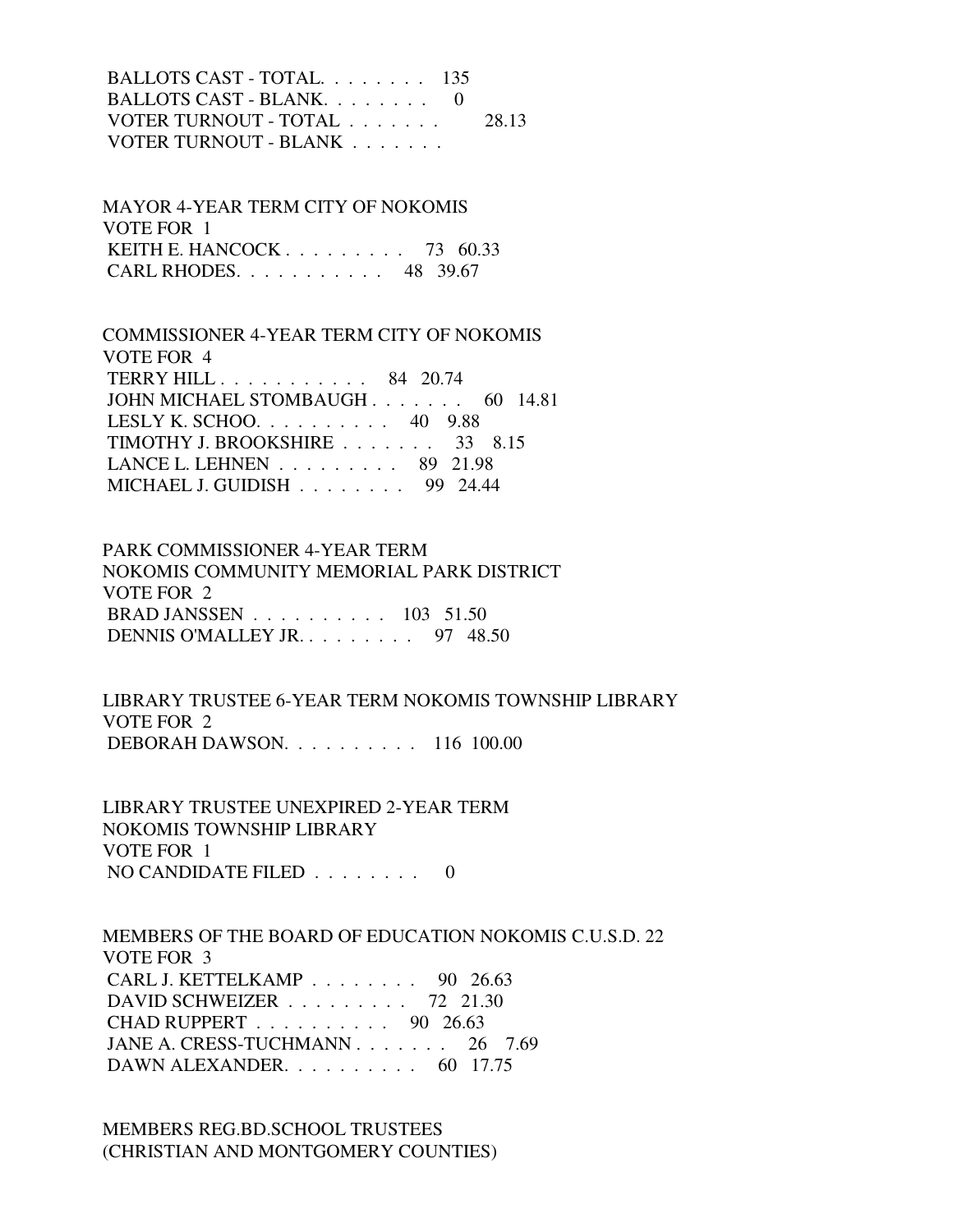BALLOTS CAST - TOTAL. . . . . . . . 135
BALLOTS CAST - BLANK. . . . . . . . 0
VOTER TURNOUT - TOTAL . . . . . . . 28.13
VOTER TURNOUT - BLANK . . . . . . .

MAYOR 4-YEAR TERM CITY OF NOKOMIS
VOTE FOR 1
KEITH E. HANCOCK . . . . . . . . . 73 60.33
CARL RHODES. . . . . . . . . . . 48 39.67

COMMISSIONER 4-YEAR TERM CITY OF NOKOMIS
VOTE FOR 4
TERRY HILL . . . . . . . . . . . 84 20.74
JOHN MICHAEL STOMBAUGH . . . . . . . 60 14.81
LESLY K. SCHOO. . . . . . . . . . 40 9.88
TIMOTHY J. BROOKSHIRE . . . . . . . 33 8.15
LANCE L. LEHNEN . . . . . . . . . 89 21.98
MICHAEL J. GUIDISH . . . . . . . . 99 24.44

PARK COMMISSIONER 4-YEAR TERM
NOKOMIS COMMUNITY MEMORIAL PARK DISTRICT
VOTE FOR 2
BRAD JANSSEN . . . . . . . . . . 103 51.50
DENNIS O'MALLEY JR. . . . . . . . . 97 48.50

LIBRARY TRUSTEE 6-YEAR TERM NOKOMIS TOWNSHIP LIBRARY
VOTE FOR 2
DEBORAH DAWSON. . . . . . . . . . 116 100.00

LIBRARY TRUSTEE UNEXPIRED 2-YEAR TERM
NOKOMIS TOWNSHIP LIBRARY
VOTE FOR 1
NO CANDIDATE FILED . . . . . . . . 0

MEMBERS OF THE BOARD OF EDUCATION NOKOMIS C.U.S.D. 22
VOTE FOR 3
CARL J. KETTELKAMP . . . . . . . . 90 26.63
DAVID SCHWEIZER . . . . . . . . . 72 21.30
CHAD RUPPERT . . . . . . . . . . 90 26.63
JANE A. CRESS-TUCHMANN . . . . . . . 26 7.69
DAWN ALEXANDER. . . . . . . . . . 60 17.75

MEMBERS REG.BD.SCHOOL TRUSTEES
(CHRISTIAN AND MONTGOMERY COUNTIES)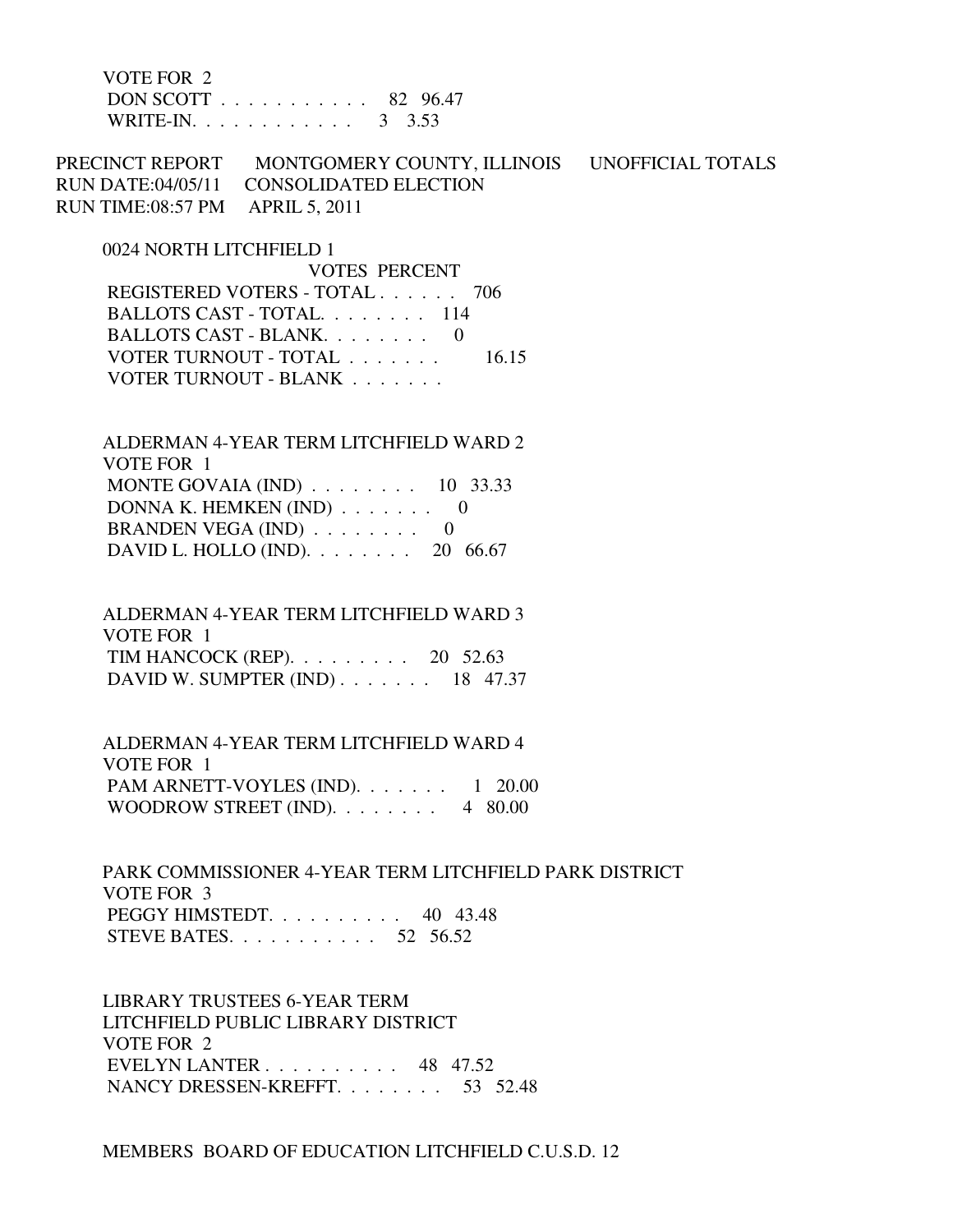VOTE FOR 2

| | VOTES | PERCENT |
|---|---|---|
| DON SCOTT | 82 | 96.47 |
| WRITE-IN. | 3 | 3.53 |

PRECINCT REPORT MONTGOMERY COUNTY, ILLINOIS UNOFFICIAL TOTALS
RUN DATE:04/05/11 CONSOLIDATED ELECTION
RUN TIME:08:57 PM APRIL 5, 2011

0024 NORTH LITCHFIELD 1

| | VOTES | PERCENT |
|---|---|---|
| REGISTERED VOTERS - TOTAL | 706 | |
| BALLOTS CAST - TOTAL. | 114 | |
| BALLOTS CAST - BLANK. | 0 | |
| VOTER TURNOUT - TOTAL | | 16.15 |
| VOTER TURNOUT - BLANK | | |

ALDERMAN 4-YEAR TERM LITCHFIELD WARD 2
VOTE FOR 1

| | VOTES | PERCENT |
|---|---|---|
| MONTE GOVAIA (IND) | 10 | 33.33 |
| DONNA K. HEMKEN (IND) | 0 | |
| BRANDEN VEGA (IND) | 0 | |
| DAVID L. HOLLO (IND). | 20 | 66.67 |

ALDERMAN 4-YEAR TERM LITCHFIELD WARD 3
VOTE FOR 1

| | VOTES | PERCENT |
|---|---|---|
| TIM HANCOCK (REP). | 20 | 52.63 |
| DAVID W. SUMPTER (IND) | 18 | 47.37 |

ALDERMAN 4-YEAR TERM LITCHFIELD WARD 4
VOTE FOR 1

| | VOTES | PERCENT |
|---|---|---|
| PAM ARNETT-VOYLES (IND). | 1 | 20.00 |
| WOODROW STREET (IND). | 4 | 80.00 |

PARK COMMISSIONER 4-YEAR TERM LITCHFIELD PARK DISTRICT
VOTE FOR 3

| | VOTES | PERCENT |
|---|---|---|
| PEGGY HIMSTEDT. | 40 | 43.48 |
| STEVE BATES. | 52 | 56.52 |

LIBRARY TRUSTEES 6-YEAR TERM
LITCHFIELD PUBLIC LIBRARY DISTRICT
VOTE FOR 2

| | VOTES | PERCENT |
|---|---|---|
| EVELYN LANTER | 48 | 47.52 |
| NANCY DRESSEN-KREFFT. | 53 | 52.48 |

MEMBERS BOARD OF EDUCATION LITCHFIELD C.U.S.D. 12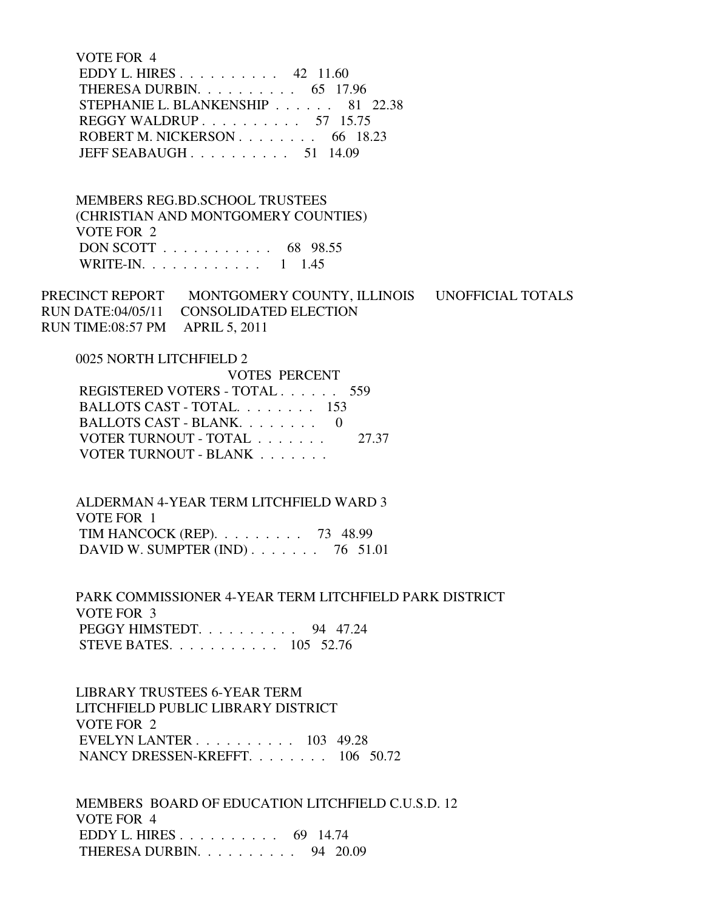VOTE FOR 4

EDDY L. HIRES . . . . . . . . . . 42 11.60
THERESA DURBIN. . . . . . . . . . 65 17.96
STEPHANIE L. BLANKENSHIP . . . . . . 81 22.38
REGGY WALDRUP . . . . . . . . . . 57 15.75
ROBERT M. NICKERSON . . . . . . . . 66 18.23
JEFF SEABAUGH . . . . . . . . . . 51 14.09

MEMBERS REG.BD.SCHOOL TRUSTEES
(CHRISTIAN AND MONTGOMERY COUNTIES)
VOTE FOR 2

DON SCOTT . . . . . . . . . . . 68 98.55
WRITE-IN. . . . . . . . . . . . 1 1.45

PRECINCT REPORT MONTGOMERY COUNTY, ILLINOIS UNOFFICIAL TOTALS
RUN DATE:04/05/11 CONSOLIDATED ELECTION
RUN TIME:08:57 PM APRIL 5, 2011

0025 NORTH LITCHFIELD 2

| | VOTES | PERCENT |
|---|---|---|
| REGISTERED VOTERS - TOTAL . . . . . . | 559 | |
| BALLOTS CAST - TOTAL. . . . . . . . | 153 | |
| BALLOTS CAST - BLANK. . . . . . . . | 0 | |
| VOTER TURNOUT - TOTAL . . . . . . . | | 27.37 |
| VOTER TURNOUT - BLANK . . . . . . . | | |

ALDERMAN 4-YEAR TERM LITCHFIELD WARD 3
VOTE FOR 1

TIM HANCOCK (REP). . . . . . . . . 73 48.99
DAVID W. SUMPTER (IND) . . . . . . . 76 51.01

PARK COMMISSIONER 4-YEAR TERM LITCHFIELD PARK DISTRICT
VOTE FOR 3

PEGGY HIMSTEDT. . . . . . . . . . 94 47.24
STEVE BATES. . . . . . . . . . . 105 52.76

LIBRARY TRUSTEES 6-YEAR TERM
LITCHFIELD PUBLIC LIBRARY DISTRICT
VOTE FOR 2

EVELYN LANTER . . . . . . . . . . 103 49.28
NANCY DRESSEN-KREFFT. . . . . . . . 106 50.72

MEMBERS BOARD OF EDUCATION LITCHFIELD C.U.S.D. 12
VOTE FOR 4

EDDY L. HIRES . . . . . . . . . . 69 14.74
THERESA DURBIN. . . . . . . . . . 94 20.09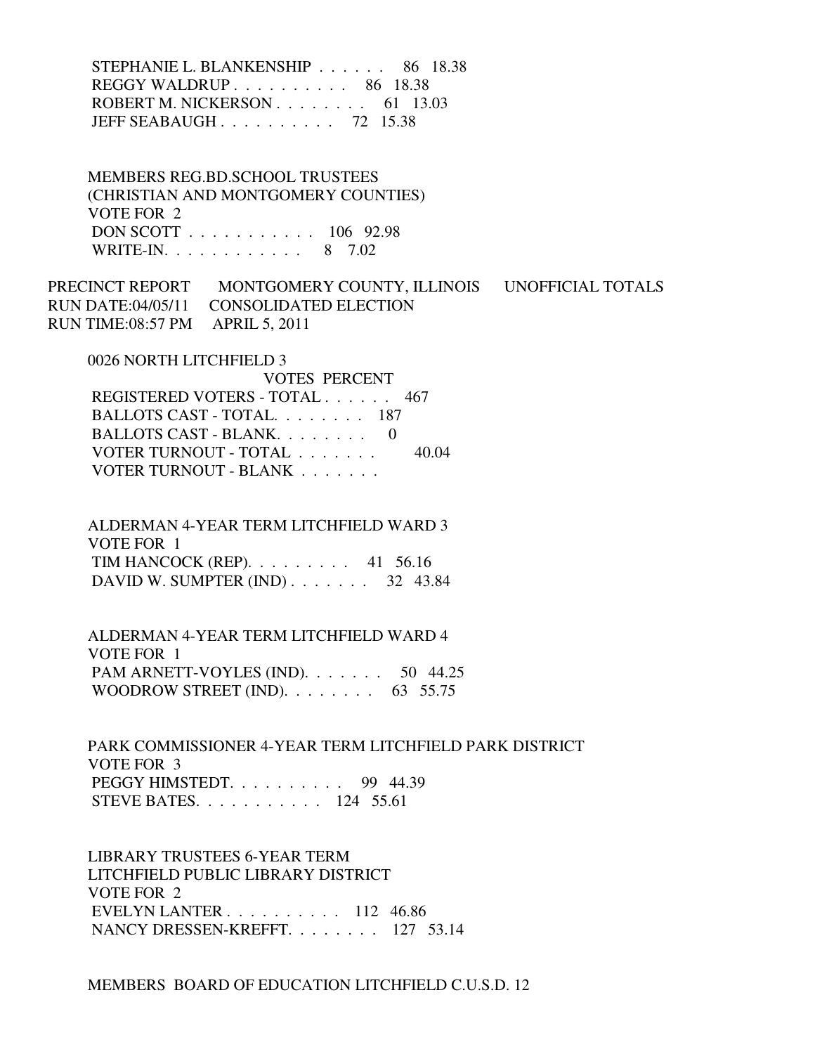STEPHANIE L. BLANKENSHIP . . . . . . 86 18.38
REGGY WALDRUP . . . . . . . . . . 86 18.38
ROBERT M. NICKERSON . . . . . . . . 61 13.03
JEFF SEABAUGH . . . . . . . . . . 72 15.38

MEMBERS REG.BD.SCHOOL TRUSTEES
(CHRISTIAN AND MONTGOMERY COUNTIES)
VOTE FOR 2
DON SCOTT . . . . . . . . . . . 106 92.98
WRITE-IN. . . . . . . . . . . . 8 7.02

PRECINCT REPORT MONTGOMERY COUNTY, ILLINOIS UNOFFICIAL TOTALS
RUN DATE:04/05/11 CONSOLIDATED ELECTION
RUN TIME:08:57 PM APRIL 5, 2011

0026 NORTH LITCHFIELD 3
VOTES PERCENT
REGISTERED VOTERS - TOTAL . . . . . . 467
BALLOTS CAST - TOTAL. . . . . . . . 187
BALLOTS CAST - BLANK. . . . . . . . 0
VOTER TURNOUT - TOTAL . . . . . . . 40.04
VOTER TURNOUT - BLANK . . . . . . .

ALDERMAN 4-YEAR TERM LITCHFIELD WARD 3
VOTE FOR 1
TIM HANCOCK (REP). . . . . . . . . 41 56.16
DAVID W. SUMPTER (IND) . . . . . . . 32 43.84

ALDERMAN 4-YEAR TERM LITCHFIELD WARD 4
VOTE FOR 1
PAM ARNETT-VOYLES (IND). . . . . . . 50 44.25
WOODROW STREET (IND). . . . . . . . 63 55.75

PARK COMMISSIONER 4-YEAR TERM LITCHFIELD PARK DISTRICT
VOTE FOR 3
PEGGY HIMSTEDT. . . . . . . . . . 99 44.39
STEVE BATES. . . . . . . . . . . 124 55.61

LIBRARY TRUSTEES 6-YEAR TERM
LITCHFIELD PUBLIC LIBRARY DISTRICT
VOTE FOR 2
EVELYN LANTER . . . . . . . . . . 112 46.86
NANCY DRESSEN-KREFFT. . . . . . . . 127 53.14

MEMBERS BOARD OF EDUCATION LITCHFIELD C.U.S.D. 12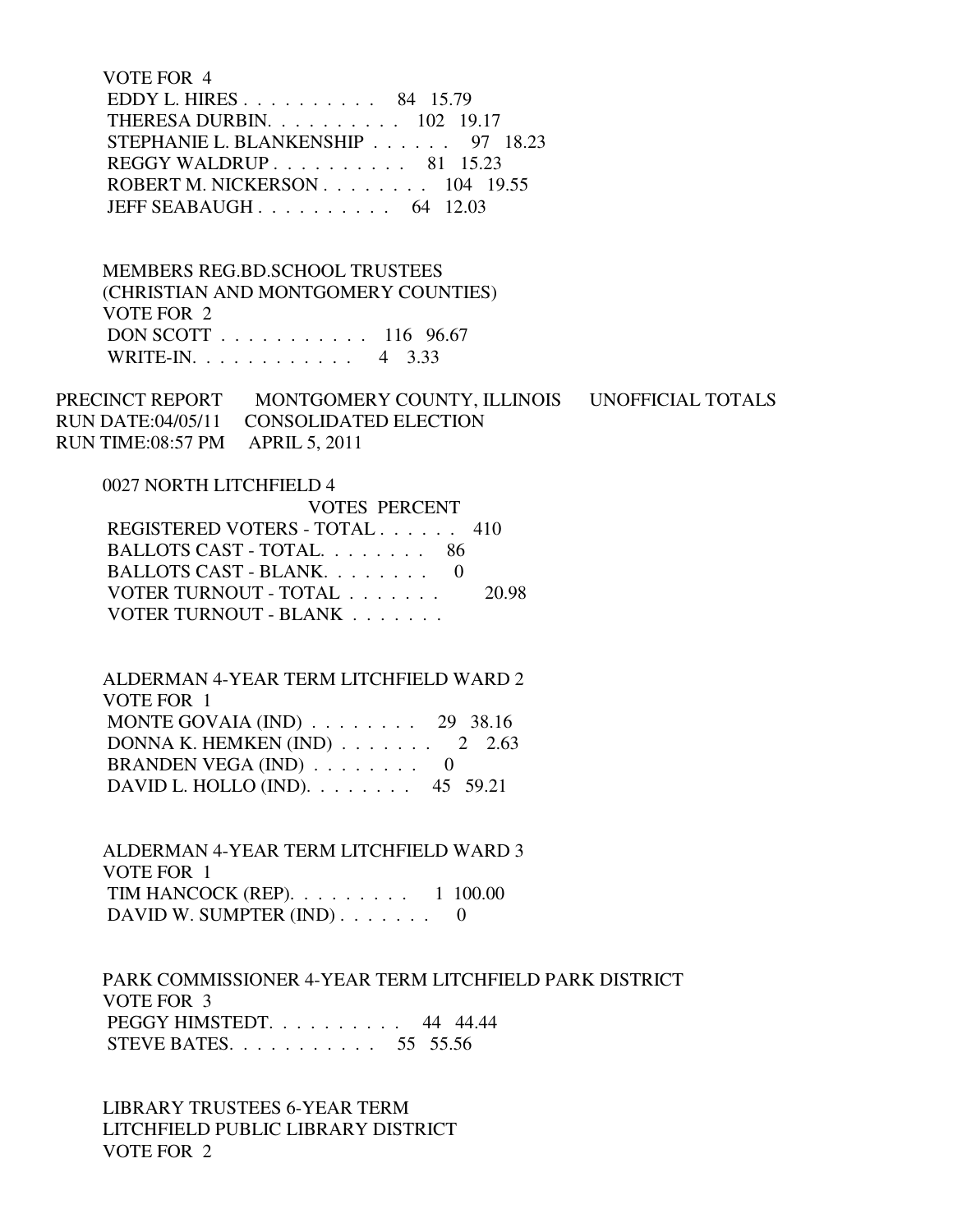VOTE FOR 4

| | | |
|---|---|---|
| EDDY L. HIRES . . . . . . . . . . . | 84 | 15.79 |
| THERESA DURBIN. . . . . . . . . . . | 102 | 19.17 |
| STEPHANIE L. BLANKENSHIP . . . . . . | 97 | 18.23 |
| REGGY WALDRUP . . . . . . . . . . . | 81 | 15.23 |
| ROBERT M. NICKERSON . . . . . . . . | 104 | 19.55 |
| JEFF SEABAUGH . . . . . . . . . . . | 64 | 12.03 |

MEMBERS REG.BD.SCHOOL TRUSTEES
(CHRISTIAN AND MONTGOMERY COUNTIES)
VOTE FOR 2

| | | |
|---|---|---|
| DON SCOTT . . . . . . . . . . . . | 116 | 96.67 |
| WRITE-IN. . . . . . . . . . . . . | 4 | 3.33 |

PRECINCT REPORT MONTGOMERY COUNTY, ILLINOIS UNOFFICIAL TOTALS
RUN DATE:04/05/11 CONSOLIDATED ELECTION
RUN TIME:08:57 PM APRIL 5, 2011

0027 NORTH LITCHFIELD 4

| | VOTES | PERCENT |
|---|---|---|
| REGISTERED VOTERS - TOTAL . . . . . . | 410 | |
| BALLOTS CAST - TOTAL. . . . . . . . | 86 | |
| BALLOTS CAST - BLANK. . . . . . . . | 0 | |
| VOTER TURNOUT - TOTAL . . . . . . . | | 20.98 |
| VOTER TURNOUT - BLANK . . . . . . . | | |

ALDERMAN 4-YEAR TERM LITCHFIELD WARD 2
VOTE FOR 1

| | | |
|---|---|---|
| MONTE GOVAIA (IND) . . . . . . . . | 29 | 38.16 |
| DONNA K. HEMKEN (IND) . . . . . . . | 2 | 2.63 |
| BRANDEN VEGA (IND) . . . . . . . . | 0 | |
| DAVID L. HOLLO (IND). . . . . . . . | 45 | 59.21 |

ALDERMAN 4-YEAR TERM LITCHFIELD WARD 3
VOTE FOR 1

| | | |
|---|---|---|
| TIM HANCOCK (REP). . . . . . . . . | 1 | 100.00 |
| DAVID W. SUMPTER (IND) . . . . . . . | 0 | |

PARK COMMISSIONER 4-YEAR TERM LITCHFIELD PARK DISTRICT
VOTE FOR 3

| | | |
|---|---|---|
| PEGGY HIMSTEDT. . . . . . . . . . . | 44 | 44.44 |
| STEVE BATES. . . . . . . . . . . . | 55 | 55.56 |

LIBRARY TRUSTEES 6-YEAR TERM
LITCHFIELD PUBLIC LIBRARY DISTRICT
VOTE FOR 2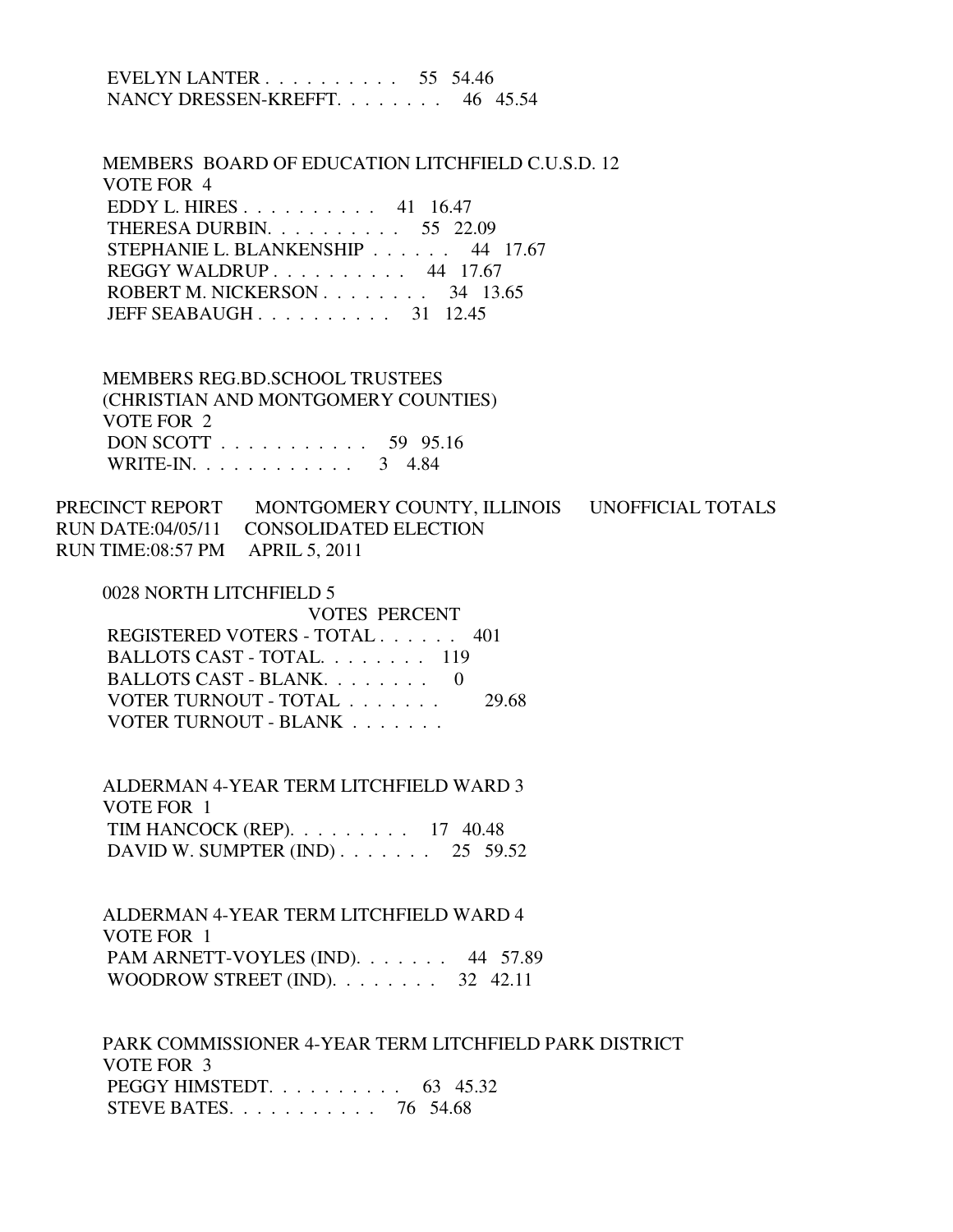EVELYN LANTER . . . . . . . . . . 55 54.46
NANCY DRESSEN-KREFFT. . . . . . . . 46 45.54

MEMBERS BOARD OF EDUCATION LITCHFIELD C.U.S.D. 12
VOTE FOR 4

| Candidate | Votes | Percent |
|---|---|---|
| EDDY L. HIRES . . . . . . . . . . | 41 | 16.47 |
| THERESA DURBIN. . . . . . . . . . | 55 | 22.09 |
| STEPHANIE L. BLANKENSHIP . . . . . . | 44 | 17.67 |
| REGGY WALDRUP . . . . . . . . . . | 44 | 17.67 |
| ROBERT M. NICKERSON . . . . . . . . | 34 | 13.65 |
| JEFF SEABAUGH . . . . . . . . . . | 31 | 12.45 |

MEMBERS REG.BD.SCHOOL TRUSTEES
(CHRISTIAN AND MONTGOMERY COUNTIES)
VOTE FOR 2

| Candidate | Votes | Percent |
|---|---|---|
| DON SCOTT . . . . . . . . . . . | 59 | 95.16 |
| WRITE-IN. . . . . . . . . . . . | 3 | 4.84 |

PRECINCT REPORT MONTGOMERY COUNTY, ILLINOIS UNOFFICIAL TOTALS
RUN DATE:04/05/11 CONSOLIDATED ELECTION
RUN TIME:08:57 PM APRIL 5, 2011

0028 NORTH LITCHFIELD 5

| | VOTES | PERCENT |
|---|---|---|
| REGISTERED VOTERS - TOTAL . . . . . . | 401 | |
| BALLOTS CAST - TOTAL. . . . . . . . | 119 | |
| BALLOTS CAST - BLANK. . . . . . . . | 0 | |
| VOTER TURNOUT - TOTAL . . . . . . . | | 29.68 |
| VOTER TURNOUT - BLANK . . . . . . . | | |

ALDERMAN 4-YEAR TERM LITCHFIELD WARD 3
VOTE FOR 1

| Candidate | Votes | Percent |
|---|---|---|
| TIM HANCOCK (REP). . . . . . . . . | 17 | 40.48 |
| DAVID W. SUMPTER (IND) . . . . . . . | 25 | 59.52 |

ALDERMAN 4-YEAR TERM LITCHFIELD WARD 4
VOTE FOR 1

| Candidate | Votes | Percent |
|---|---|---|
| PAM ARNETT-VOYLES (IND). . . . . . . | 44 | 57.89 |
| WOODROW STREET (IND). . . . . . . . | 32 | 42.11 |

PARK COMMISSIONER 4-YEAR TERM LITCHFIELD PARK DISTRICT
VOTE FOR 3

| Candidate | Votes | Percent |
|---|---|---|
| PEGGY HIMSTEDT. . . . . . . . . . | 63 | 45.32 |
| STEVE BATES. . . . . . . . . . . | 76 | 54.68 |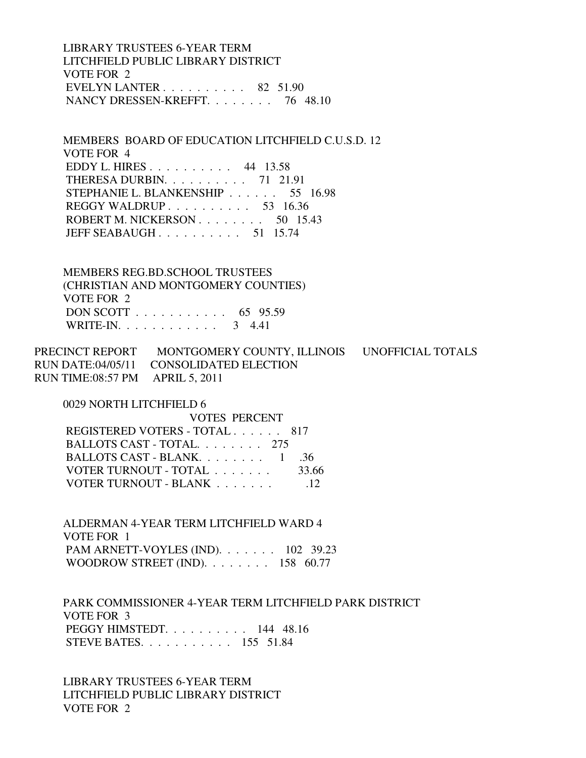LIBRARY TRUSTEES 6-YEAR TERM
LITCHFIELD PUBLIC LIBRARY DISTRICT
VOTE FOR 2

EVELYN LANTER . . . . . . . . . . 82 51.90
NANCY DRESSEN-KREFFT. . . . . . . . 76 48.10

MEMBERS BOARD OF EDUCATION LITCHFIELD C.U.S.D. 12
VOTE FOR 4

EDDY L. HIRES . . . . . . . . . . 44 13.58
THERESA DURBIN. . . . . . . . . . 71 21.91
STEPHANIE L. BLANKENSHIP . . . . . . 55 16.98
REGGY WALDRUP . . . . . . . . . . 53 16.36
ROBERT M. NICKERSON . . . . . . . . 50 15.43
JEFF SEABAUGH . . . . . . . . . . 51 15.74

MEMBERS REG.BD.SCHOOL TRUSTEES
(CHRISTIAN AND MONTGOMERY COUNTIES)
VOTE FOR 2

DON SCOTT . . . . . . . . . . . 65 95.59
WRITE-IN. . . . . . . . . . . . 3 4.41

PRECINCT REPORT MONTGOMERY COUNTY, ILLINOIS UNOFFICIAL TOTALS
RUN DATE:04/05/11 CONSOLIDATED ELECTION
RUN TIME:08:57 PM APRIL 5, 2011

0029 NORTH LITCHFIELD 6

VOTES PERCENT

REGISTERED VOTERS - TOTAL . . . . . . 817
BALLOTS CAST - TOTAL. . . . . . . . 275
BALLOTS CAST - BLANK. . . . . . . . 1 .36
VOTER TURNOUT - TOTAL . . . . . . . 33.66
VOTER TURNOUT - BLANK . . . . . . . .12

ALDERMAN 4-YEAR TERM LITCHFIELD WARD 4
VOTE FOR 1

PAM ARNETT-VOYLES (IND). . . . . . . 102 39.23
WOODROW STREET (IND). . . . . . . . 158 60.77

PARK COMMISSIONER 4-YEAR TERM LITCHFIELD PARK DISTRICT
VOTE FOR 3

PEGGY HIMSTEDT. . . . . . . . . . 144 48.16
STEVE BATES. . . . . . . . . . . 155 51.84

LIBRARY TRUSTEES 6-YEAR TERM
LITCHFIELD PUBLIC LIBRARY DISTRICT
VOTE FOR 2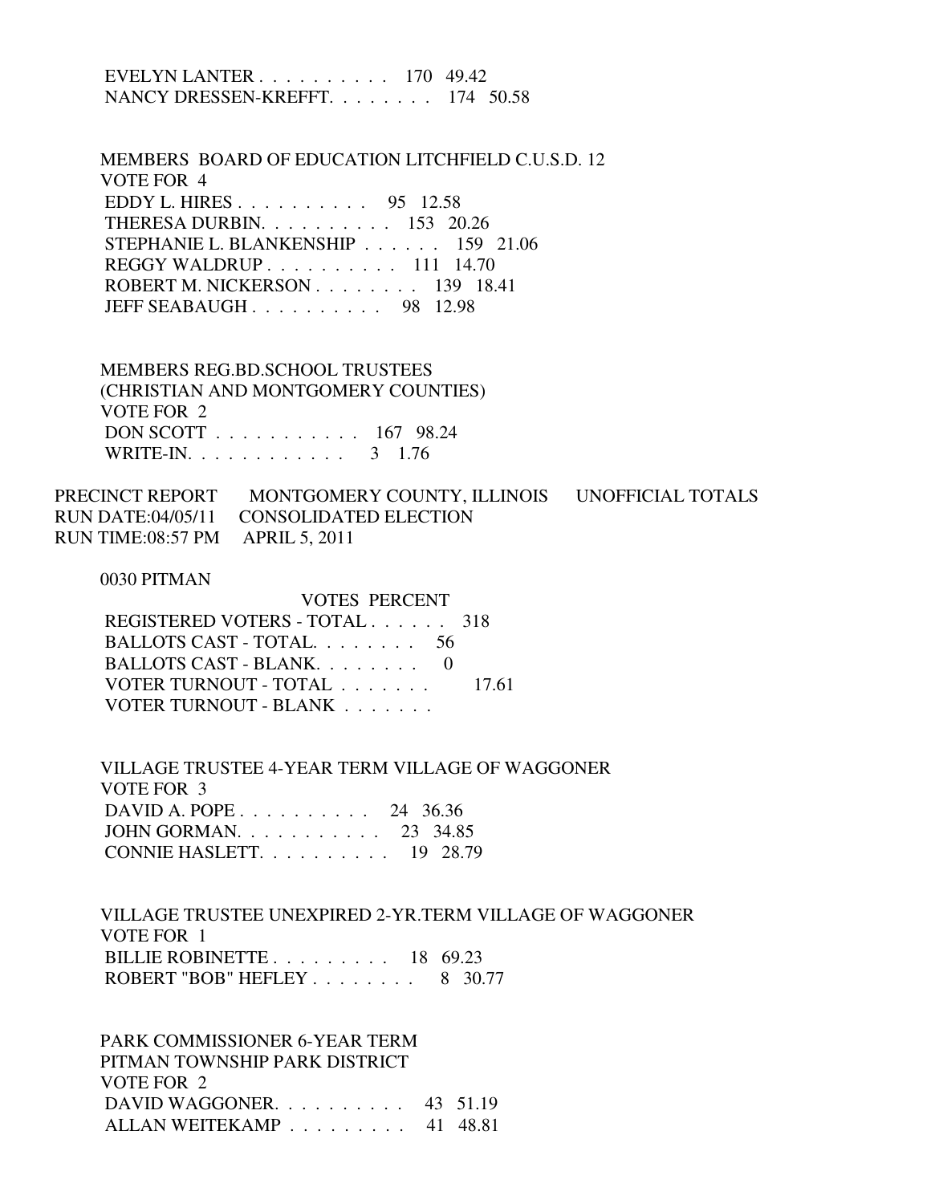EVELYN LANTER . . . . . . . . . . 170 49.42
NANCY DRESSEN-KREFFT. . . . . . . . 174 50.58

MEMBERS BOARD OF EDUCATION LITCHFIELD C.U.S.D. 12
VOTE FOR 4

EDDY L. HIRES . . . . . . . . . . 95 12.58
THERESA DURBIN. . . . . . . . . . 153 20.26
STEPHANIE L. BLANKENSHIP . . . . . . 159 21.06
REGGY WALDRUP . . . . . . . . . . 111 14.70
ROBERT M. NICKERSON . . . . . . . . 139 18.41
JEFF SEABAUGH . . . . . . . . . . 98 12.98

MEMBERS REG.BD.SCHOOL TRUSTEES
(CHRISTIAN AND MONTGOMERY COUNTIES)
VOTE FOR 2

DON SCOTT . . . . . . . . . . . 167 98.24
WRITE-IN. . . . . . . . . . . . 3 1.76

PRECINCT REPORT MONTGOMERY COUNTY, ILLINOIS UNOFFICIAL TOTALS
RUN DATE:04/05/11 CONSOLIDATED ELECTION
RUN TIME:08:57 PM APRIL 5, 2011

0030 PITMAN

VOTES PERCENT

REGISTERED VOTERS - TOTAL . . . . . . 318
BALLOTS CAST - TOTAL. . . . . . . . 56
BALLOTS CAST - BLANK. . . . . . . . 0
VOTER TURNOUT - TOTAL . . . . . . . 17.61
VOTER TURNOUT - BLANK . . . . . . .

VILLAGE TRUSTEE 4-YEAR TERM VILLAGE OF WAGGONER
VOTE FOR 3

DAVID A. POPE . . . . . . . . . . 24 36.36
JOHN GORMAN. . . . . . . . . . . 23 34.85
CONNIE HASLETT. . . . . . . . . . 19 28.79

VILLAGE TRUSTEE UNEXPIRED 2-YR.TERM VILLAGE OF WAGGONER
VOTE FOR 1

BILLIE ROBINETTE . . . . . . . . . 18 69.23
ROBERT "BOB" HEFLEY . . . . . . . . 8 30.77

PARK COMMISSIONER 6-YEAR TERM
PITMAN TOWNSHIP PARK DISTRICT
VOTE FOR 2

DAVID WAGGONER. . . . . . . . . . 43 51.19
ALLAN WEITEKAMP . . . . . . . . . 41 48.81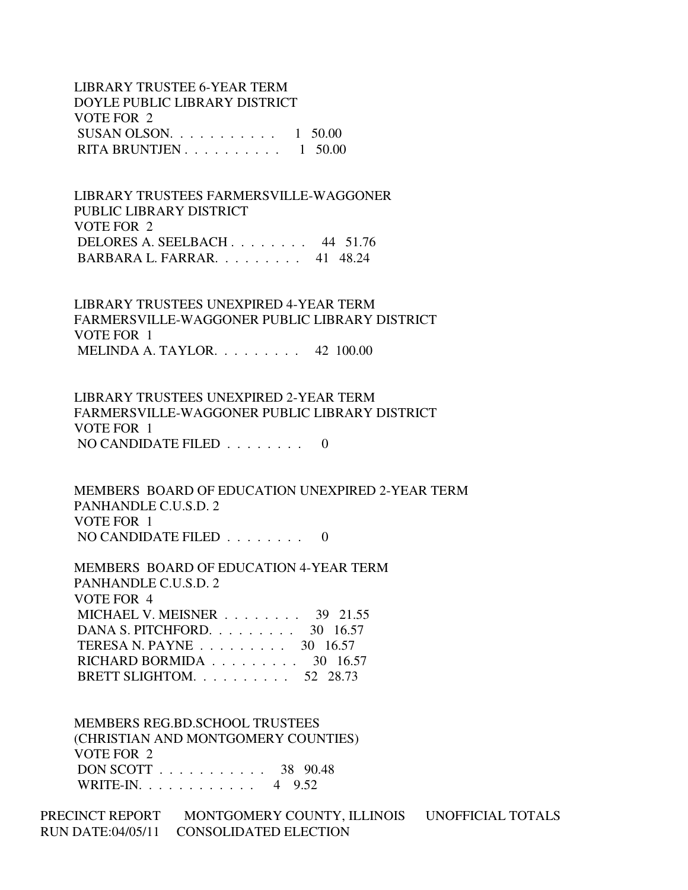LIBRARY TRUSTEE 6-YEAR TERM
DOYLE PUBLIC LIBRARY DISTRICT
VOTE FOR 2

| Candidate | Votes | Percent |
|---|---|---|
| SUSAN OLSON | 1 | 50.00 |
| RITA BRUNTJEN | 1 | 50.00 |

LIBRARY TRUSTEES FARMERSVILLE-WAGGONER
PUBLIC LIBRARY DISTRICT
VOTE FOR 2

| Candidate | Votes | Percent |
|---|---|---|
| DELORES A. SEELBACH | 44 | 51.76 |
| BARBARA L. FARRAR | 41 | 48.24 |

LIBRARY TRUSTEES UNEXPIRED 4-YEAR TERM
FARMERSVILLE-WAGGONER PUBLIC LIBRARY DISTRICT
VOTE FOR 1

| Candidate | Votes | Percent |
|---|---|---|
| MELINDA A. TAYLOR | 42 | 100.00 |

LIBRARY TRUSTEES UNEXPIRED 2-YEAR TERM
FARMERSVILLE-WAGGONER PUBLIC LIBRARY DISTRICT
VOTE FOR 1

| Candidate | Votes |
|---|---|
| NO CANDIDATE FILED | 0 |

MEMBERS BOARD OF EDUCATION UNEXPIRED 2-YEAR TERM
PANHANDLE C.U.S.D. 2
VOTE FOR 1

| Candidate | Votes |
|---|---|
| NO CANDIDATE FILED | 0 |

MEMBERS BOARD OF EDUCATION 4-YEAR TERM
PANHANDLE C.U.S.D. 2
VOTE FOR 4

| Candidate | Votes | Percent |
|---|---|---|
| MICHAEL V. MEISNER | 39 | 21.55 |
| DANA S. PITCHFORD | 30 | 16.57 |
| TERESA N. PAYNE | 30 | 16.57 |
| RICHARD BORMIDA | 30 | 16.57 |
| BRETT SLIGHTOM | 52 | 28.73 |

MEMBERS REG.BD.SCHOOL TRUSTEES
(CHRISTIAN AND MONTGOMERY COUNTIES)
VOTE FOR 2

| Candidate | Votes | Percent |
|---|---|---|
| DON SCOTT | 38 | 90.48 |
| WRITE-IN | 4 | 9.52 |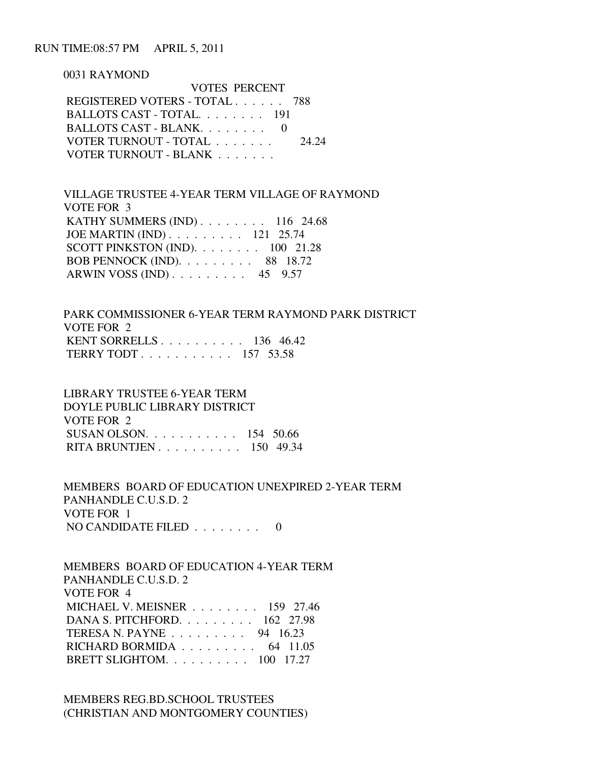RUN TIME:08:57 PM APRIL 5, 2011

0031 RAYMOND

| | VOTES | PERCENT |
|---|---|---|
| REGISTERED VOTERS - TOTAL . . . . . . | 788 | |
| BALLOTS CAST - TOTAL. . . . . . . . | 191 | |
| BALLOTS CAST - BLANK. . . . . . . . | 0 | |
| VOTER TURNOUT - TOTAL . . . . . . . | | 24.24 |
| VOTER TURNOUT - BLANK . . . . . . . | | |

VILLAGE TRUSTEE 4-YEAR TERM VILLAGE OF RAYMOND
VOTE FOR 3

| | VOTES | PERCENT |
|---|---|---|
| KATHY SUMMERS (IND) . . . . . . . . | 116 | 24.68 |
| JOE MARTIN (IND) . . . . . . . . . | 121 | 25.74 |
| SCOTT PINKSTON (IND). . . . . . . . | 100 | 21.28 |
| BOB PENNOCK (IND). . . . . . . . . | 88 | 18.72 |
| ARWIN VOSS (IND) . . . . . . . . . | 45 | 9.57 |

PARK COMMISSIONER 6-YEAR TERM RAYMOND PARK DISTRICT
VOTE FOR 2

| | VOTES | PERCENT |
|---|---|---|
| KENT SORRELLS . . . . . . . . . . | 136 | 46.42 |
| TERRY TODT . . . . . . . . . . . | 157 | 53.58 |

LIBRARY TRUSTEE 6-YEAR TERM
DOYLE PUBLIC LIBRARY DISTRICT
VOTE FOR 2

| | VOTES | PERCENT |
|---|---|---|
| SUSAN OLSON. . . . . . . . . . . | 154 | 50.66 |
| RITA BRUNTJEN . . . . . . . . . . | 150 | 49.34 |

MEMBERS BOARD OF EDUCATION UNEXPIRED 2-YEAR TERM
PANHANDLE C.U.S.D. 2
VOTE FOR 1

| | VOTES | PERCENT |
|---|---|---|
| NO CANDIDATE FILED . . . . . . . . | 0 | |

MEMBERS BOARD OF EDUCATION 4-YEAR TERM
PANHANDLE C.U.S.D. 2
VOTE FOR 4

| | VOTES | PERCENT |
|---|---|---|
| MICHAEL V. MEISNER . . . . . . . . | 159 | 27.46 |
| DANA S. PITCHFORD. . . . . . . . . | 162 | 27.98 |
| TERESA N. PAYNE . . . . . . . . . | 94 | 16.23 |
| RICHARD BORMIDA . . . . . . . . . | 64 | 11.05 |
| BRETT SLIGHTOM. . . . . . . . . . | 100 | 17.27 |

MEMBERS REG.BD.SCHOOL TRUSTEES
(CHRISTIAN AND MONTGOMERY COUNTIES)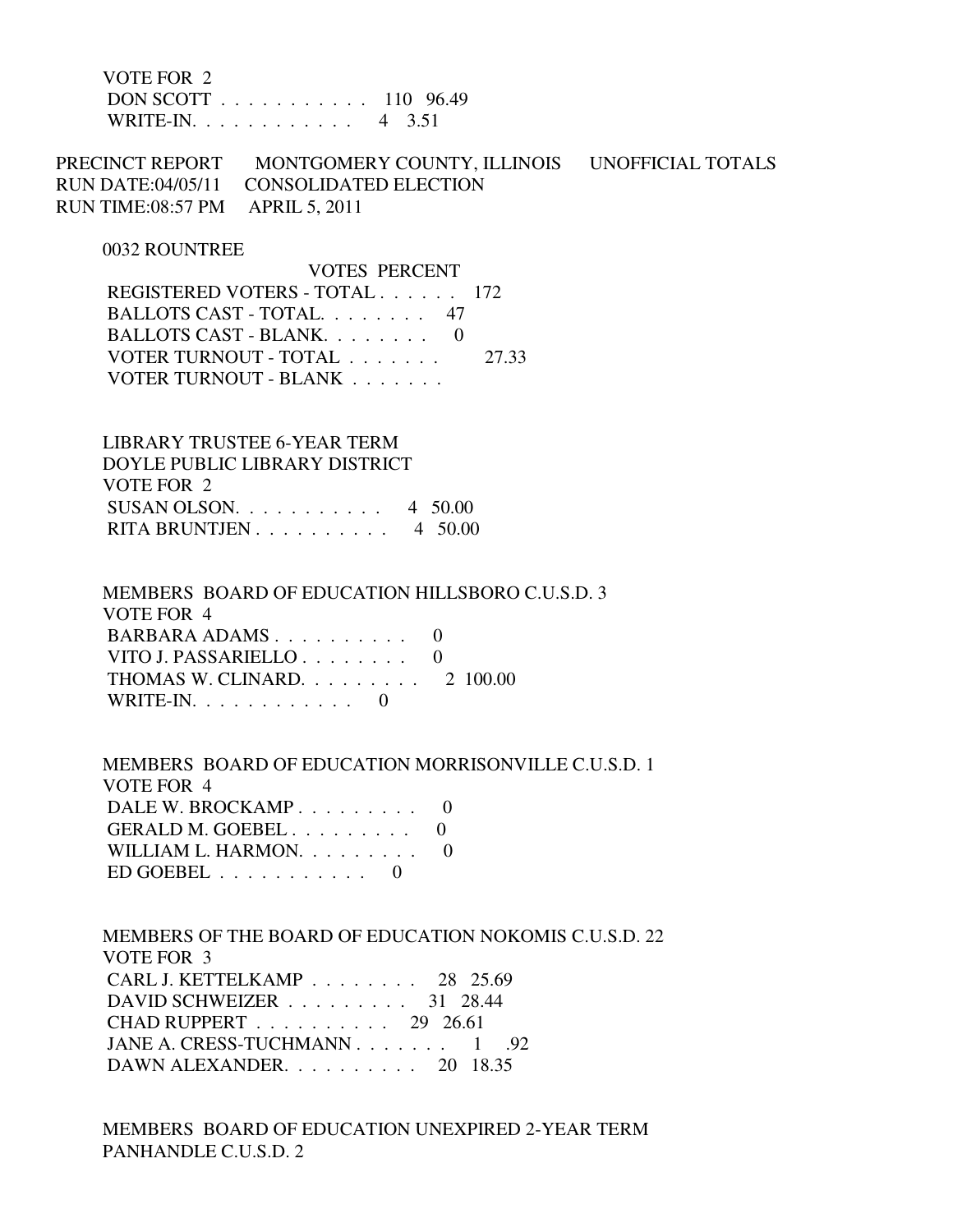VOTE FOR 2

| | VOTES | PERCENT |
|---|---|---|
| DON SCOTT | 110 | 96.49 |
| WRITE-IN. | 4 | 3.51 |

PRECINCT REPORT MONTGOMERY COUNTY, ILLINOIS UNOFFICIAL TOTALS
RUN DATE:04/05/11 CONSOLIDATED ELECTION
RUN TIME:08:57 PM APRIL 5, 2011

0032 ROUNTREE

| | VOTES | PERCENT |
|---|---|---|
| REGISTERED VOTERS - TOTAL | 172 | |
| BALLOTS CAST - TOTAL. | 47 | |
| BALLOTS CAST - BLANK. | 0 | |
| VOTER TURNOUT - TOTAL | | 27.33 |
| VOTER TURNOUT - BLANK | | |

LIBRARY TRUSTEE 6-YEAR TERM
DOYLE PUBLIC LIBRARY DISTRICT
VOTE FOR 2

| | VOTES | PERCENT |
|---|---|---|
| SUSAN OLSON. | 4 | 50.00 |
| RITA BRUNTJEN | 4 | 50.00 |

MEMBERS BOARD OF EDUCATION HILLSBORO C.U.S.D. 3
VOTE FOR 4

| | VOTES | PERCENT |
|---|---|---|
| BARBARA ADAMS | 0 | |
| VITO J. PASSARIELLO | 0 | |
| THOMAS W. CLINARD. | 2 | 100.00 |
| WRITE-IN. | 0 | |

MEMBERS BOARD OF EDUCATION MORRISONVILLE C.U.S.D. 1
VOTE FOR 4

| | VOTES | PERCENT |
|---|---|---|
| DALE W. BROCKAMP | 0 | |
| GERALD M. GOEBEL | 0 | |
| WILLIAM L. HARMON. | 0 | |
| ED GOEBEL | 0 | |

MEMBERS OF THE BOARD OF EDUCATION NOKOMIS C.U.S.D. 22
VOTE FOR 3

| | VOTES | PERCENT |
|---|---|---|
| CARL J. KETTELKAMP | 28 | 25.69 |
| DAVID SCHWEIZER | 31 | 28.44 |
| CHAD RUPPERT | 29 | 26.61 |
| JANE A. CRESS-TUCHMANN | 1 | .92 |
| DAWN ALEXANDER. | 20 | 18.35 |

MEMBERS BOARD OF EDUCATION UNEXPIRED 2-YEAR TERM
PANHANDLE C.U.S.D. 2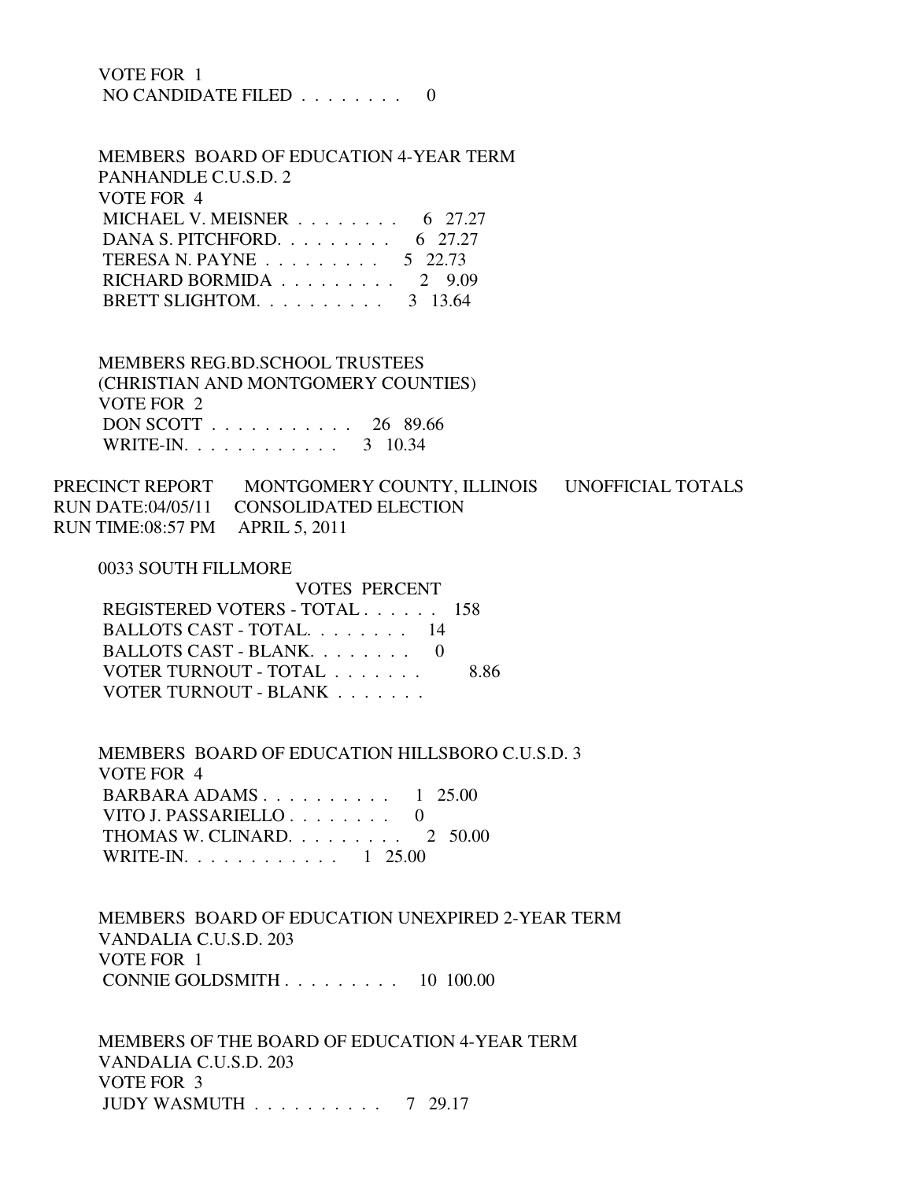VOTE FOR 1
NO CANDIDATE FILED . . . . . . . . 0

MEMBERS BOARD OF EDUCATION 4-YEAR TERM
PANHANDLE C.U.S.D. 2
VOTE FOR 4

| | | |
|---|---|---|
| MICHAEL V. MEISNER . . . . . . . . | 6 | 27.27 |
| DANA S. PITCHFORD. . . . . . . . . | 6 | 27.27 |
| TERESA N. PAYNE . . . . . . . . . | 5 | 22.73 |
| RICHARD BORMIDA . . . . . . . . . | 2 | 9.09 |
| BRETT SLIGHTOM. . . . . . . . . . | 3 | 13.64 |

MEMBERS REG.BD.SCHOOL TRUSTEES
(CHRISTIAN AND MONTGOMERY COUNTIES)
VOTE FOR 2

| | | |
|---|---|---|
| DON SCOTT . . . . . . . . . . . | 26 | 89.66 |
| WRITE-IN. . . . . . . . . . . . | 3 | 10.34 |

PRECINCT REPORT MONTGOMERY COUNTY, ILLINOIS UNOFFICIAL TOTALS
RUN DATE:04/05/11 CONSOLIDATED ELECTION
RUN TIME:08:57 PM APRIL 5, 2011

0033 SOUTH FILLMORE

| | VOTES | PERCENT |
|---|---|---|
| REGISTERED VOTERS - TOTAL . . . . . . | 158 | |
| BALLOTS CAST - TOTAL. . . . . . . . | 14 | |
| BALLOTS CAST - BLANK. . . . . . . . | 0 | |
| VOTER TURNOUT - TOTAL . . . . . . . | | 8.86 |
| VOTER TURNOUT - BLANK . . . . . . . | | |

MEMBERS BOARD OF EDUCATION HILLSBORO C.U.S.D. 3
VOTE FOR 4

| | | |
|---|---|---|
| BARBARA ADAMS . . . . . . . . . . | 1 | 25.00 |
| VITO J. PASSARIELLO . . . . . . . . | 0 | |
| THOMAS W. CLINARD. . . . . . . . . | 2 | 50.00 |
| WRITE-IN. . . . . . . . . . . . | 1 | 25.00 |

MEMBERS BOARD OF EDUCATION UNEXPIRED 2-YEAR TERM
VANDALIA C.U.S.D. 203
VOTE FOR 1

| | | |
|---|---|---|
| CONNIE GOLDSMITH . . . . . . . . . | 10 | 100.00 |

MEMBERS OF THE BOARD OF EDUCATION 4-YEAR TERM
VANDALIA C.U.S.D. 203
VOTE FOR 3

| | | |
|---|---|---|
| JUDY WASMUTH . . . . . . . . . . | 7 | 29.17 |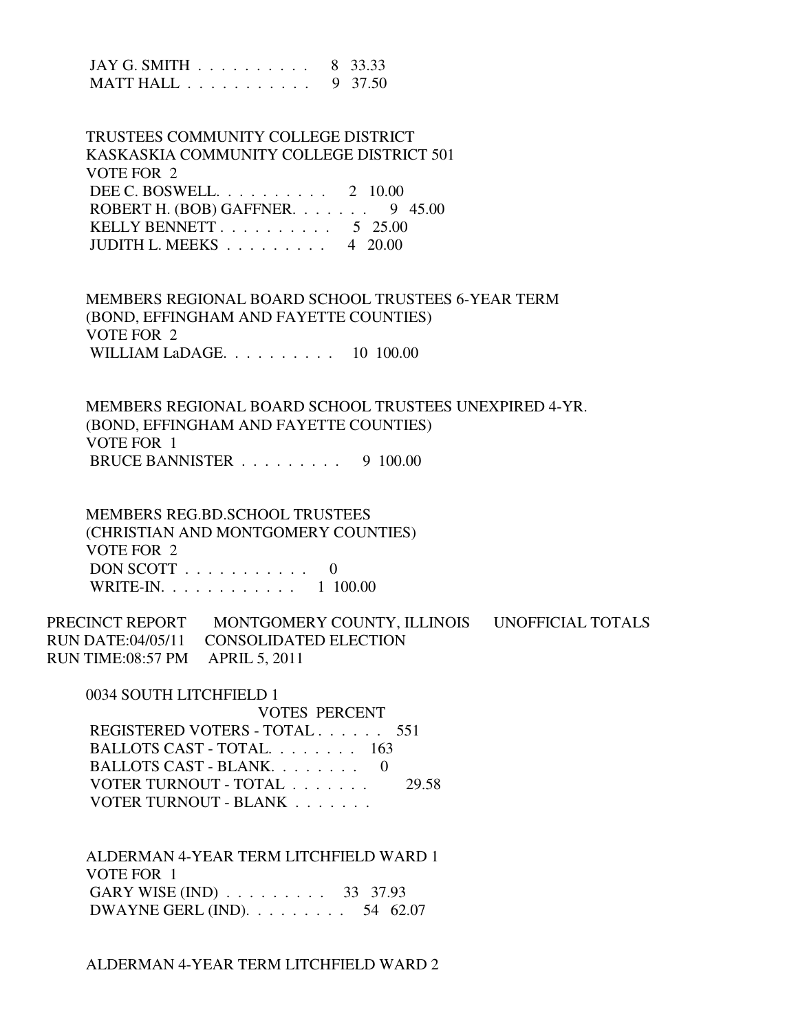JAY G. SMITH . . . . . . . . . . 8 33.33
MATT HALL . . . . . . . . . . . 9 37.50

TRUSTEES COMMUNITY COLLEGE DISTRICT
KASKASKIA COMMUNITY COLLEGE DISTRICT 501
VOTE FOR 2
DEE C. BOSWELL. . . . . . . . . . 2 10.00
ROBERT H. (BOB) GAFFNER. . . . . . . 9 45.00
KELLY BENNETT . . . . . . . . . . 5 25.00
JUDITH L. MEEKS . . . . . . . . . 4 20.00

MEMBERS REGIONAL BOARD SCHOOL TRUSTEES 6-YEAR TERM
(BOND, EFFINGHAM AND FAYETTE COUNTIES)
VOTE FOR 2
WILLIAM LaDAGE. . . . . . . . . . 10 100.00

MEMBERS REGIONAL BOARD SCHOOL TRUSTEES UNEXPIRED 4-YR.
(BOND, EFFINGHAM AND FAYETTE COUNTIES)
VOTE FOR 1
BRUCE BANNISTER . . . . . . . . . 9 100.00

MEMBERS REG.BD.SCHOOL TRUSTEES
(CHRISTIAN AND MONTGOMERY COUNTIES)
VOTE FOR 2
DON SCOTT . . . . . . . . . . . 0
WRITE-IN. . . . . . . . . . . . 1 100.00

PRECINCT REPORT MONTGOMERY COUNTY, ILLINOIS UNOFFICIAL TOTALS
RUN DATE:04/05/11 CONSOLIDATED ELECTION
RUN TIME:08:57 PM APRIL 5, 2011

0034 SOUTH LITCHFIELD 1

| | VOTES | PERCENT |
|---|---|---|
| REGISTERED VOTERS - TOTAL . . . . . . | 551 | |
| BALLOTS CAST - TOTAL. . . . . . . . | 163 | |
| BALLOTS CAST - BLANK. . . . . . . . | 0 | |
| VOTER TURNOUT - TOTAL . . . . . . . | | 29.58 |
| VOTER TURNOUT - BLANK . . . . . . . | | |

ALDERMAN 4-YEAR TERM LITCHFIELD WARD 1
VOTE FOR 1
GARY WISE (IND) . . . . . . . . . 33 37.93
DWAYNE GERL (IND). . . . . . . . . 54 62.07

ALDERMAN 4-YEAR TERM LITCHFIELD WARD 2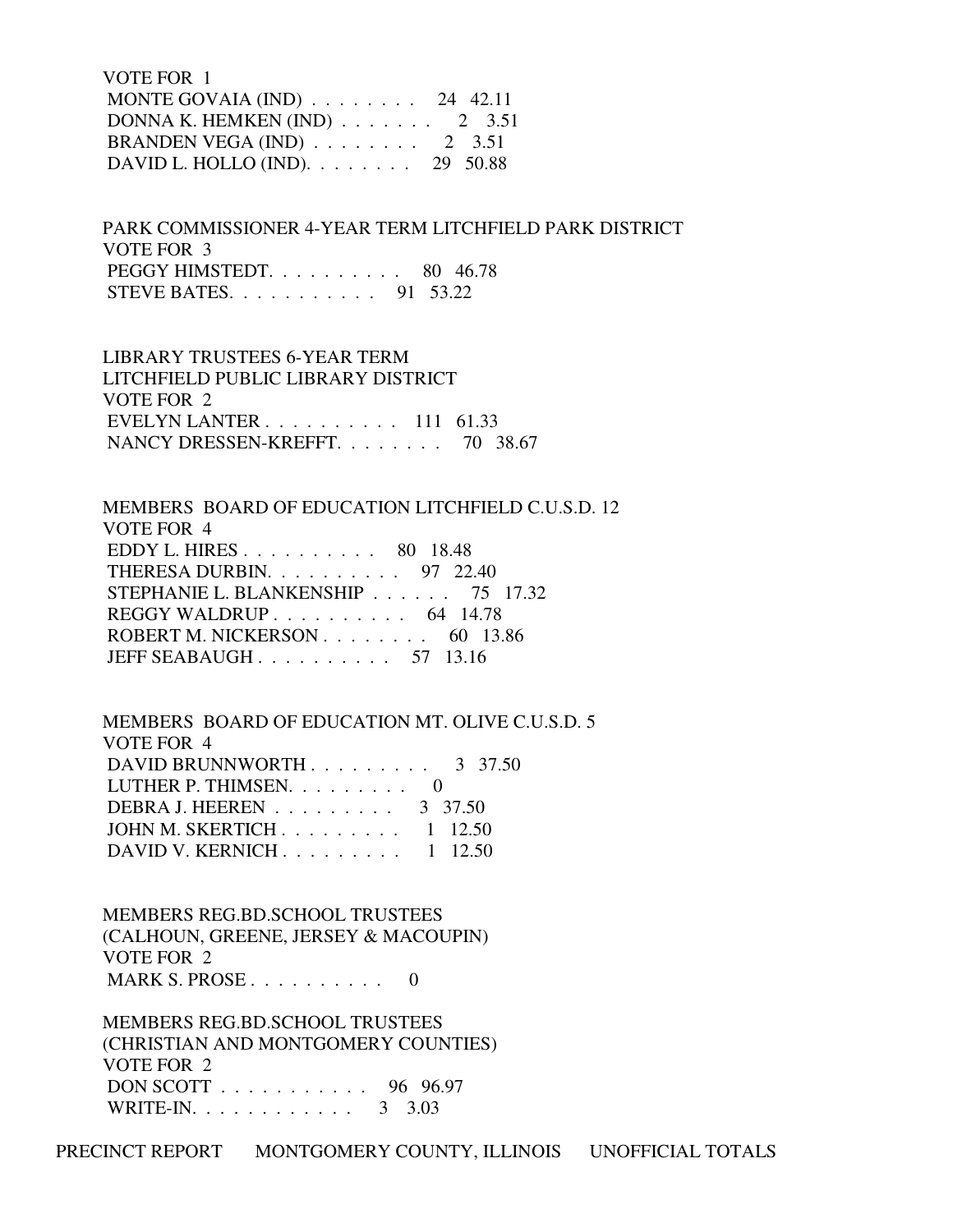VOTE FOR 1

| Candidate | Votes | Percent |
|---|---|---|
| MONTE GOVAIA (IND) | 24 | 42.11 |
| DONNA K. HEMKEN (IND) | 2 | 3.51 |
| BRANDEN VEGA (IND) | 2 | 3.51 |
| DAVID L. HOLLO (IND). | 29 | 50.88 |

PARK COMMISSIONER 4-YEAR TERM LITCHFIELD PARK DISTRICT

VOTE FOR 3

| Candidate | Votes | Percent |
|---|---|---|
| PEGGY HIMSTEDT. | 80 | 46.78 |
| STEVE BATES. | 91 | 53.22 |

LIBRARY TRUSTEES 6-YEAR TERM

LITCHFIELD PUBLIC LIBRARY DISTRICT

VOTE FOR 2

| Candidate | Votes | Percent |
|---|---|---|
| EVELYN LANTER | 111 | 61.33 |
| NANCY DRESSEN-KREFFT. | 70 | 38.67 |

MEMBERS BOARD OF EDUCATION LITCHFIELD C.U.S.D. 12

VOTE FOR 4

| Candidate | Votes | Percent |
|---|---|---|
| EDDY L. HIRES | 80 | 18.48 |
| THERESA DURBIN. | 97 | 22.40 |
| STEPHANIE L. BLANKENSHIP | 75 | 17.32 |
| REGGY WALDRUP | 64 | 14.78 |
| ROBERT M. NICKERSON | 60 | 13.86 |
| JEFF SEABAUGH | 57 | 13.16 |

MEMBERS BOARD OF EDUCATION MT. OLIVE C.U.S.D. 5

VOTE FOR 4

| Candidate | Votes | Percent |
|---|---|---|
| DAVID BRUNNWORTH | 3 | 37.50 |
| LUTHER P. THIMSEN. | 0 | |
| DEBRA J. HEEREN | 3 | 37.50 |
| JOHN M. SKERTICH | 1 | 12.50 |
| DAVID V. KERNICH | 1 | 12.50 |

MEMBERS REG.BD.SCHOOL TRUSTEES

(CALHOUN, GREENE, JERSEY & MACOUPIN)

VOTE FOR 2

| Candidate | Votes | Percent |
|---|---|---|
| MARK S. PROSE | 0 | |

MEMBERS REG.BD.SCHOOL TRUSTEES

(CHRISTIAN AND MONTGOMERY COUNTIES)

VOTE FOR 2

| Candidate | Votes | Percent |
|---|---|---|
| DON SCOTT | 96 | 96.97 |
| WRITE-IN. | 3 | 3.03 |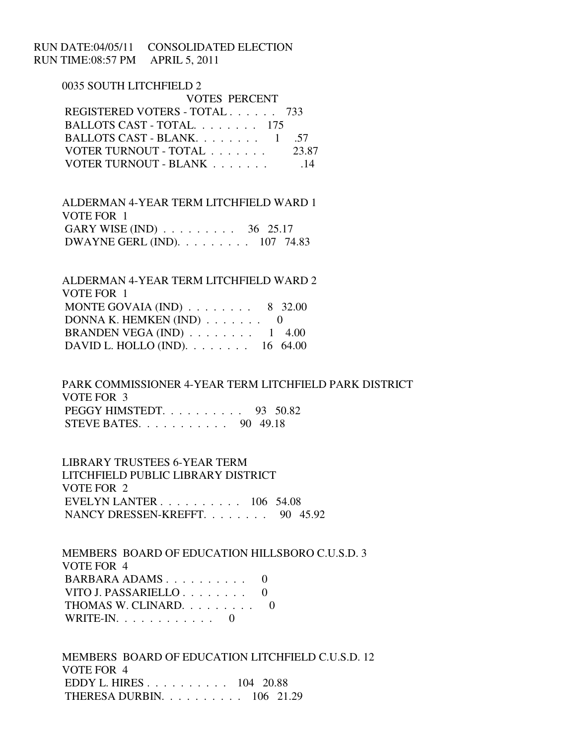RUN DATE:04/05/11 CONSOLIDATED ELECTION
RUN TIME:08:57 PM APRIL 5, 2011

0035 SOUTH LITCHFIELD 2

| | VOTES | PERCENT |
|---|---|---|
| REGISTERED VOTERS - TOTAL . . . . . . | 733 | |
| BALLOTS CAST - TOTAL. . . . . . . . | 175 | |
| BALLOTS CAST - BLANK. . . . . . . . | 1 | .57 |
| VOTER TURNOUT - TOTAL . . . . . . . | | 23.87 |
| VOTER TURNOUT - BLANK . . . . . . . | | .14 |

ALDERMAN 4-YEAR TERM LITCHFIELD WARD 1
VOTE FOR 1

| | VOTES | PERCENT |
|---|---|---|
| GARY WISE (IND) . . . . . . . . . | 36 | 25.17 |
| DWAYNE GERL (IND). . . . . . . . . | 107 | 74.83 |

ALDERMAN 4-YEAR TERM LITCHFIELD WARD 2
VOTE FOR 1

| | VOTES | PERCENT |
|---|---|---|
| MONTE GOVAIA (IND) . . . . . . . . | 8 | 32.00 |
| DONNA K. HEMKEN (IND) . . . . . . . | 0 | |
| BRANDEN VEGA (IND) . . . . . . . . | 1 | 4.00 |
| DAVID L. HOLLO (IND). . . . . . . . | 16 | 64.00 |

PARK COMMISSIONER 4-YEAR TERM LITCHFIELD PARK DISTRICT
VOTE FOR 3

| | VOTES | PERCENT |
|---|---|---|
| PEGGY HIMSTEDT. . . . . . . . . . | 93 | 50.82 |
| STEVE BATES. . . . . . . . . . . | 90 | 49.18 |

LIBRARY TRUSTEES 6-YEAR TERM
LITCHFIELD PUBLIC LIBRARY DISTRICT
VOTE FOR 2

| | VOTES | PERCENT |
|---|---|---|
| EVELYN LANTER . . . . . . . . . . | 106 | 54.08 |
| NANCY DRESSEN-KREFFT. . . . . . . . | 90 | 45.92 |

MEMBERS BOARD OF EDUCATION HILLSBORO C.U.S.D. 3
VOTE FOR 4

| | VOTES | PERCENT |
|---|---|---|
| BARBARA ADAMS . . . . . . . . . . | 0 | |
| VITO J. PASSARIELLO . . . . . . . . | 0 | |
| THOMAS W. CLINARD. . . . . . . . . | 0 | |
| WRITE-IN. . . . . . . . . . . . | 0 | |

MEMBERS BOARD OF EDUCATION LITCHFIELD C.U.S.D. 12
VOTE FOR 4

| | VOTES | PERCENT |
|---|---|---|
| EDDY L. HIRES . . . . . . . . . . | 104 | 20.88 |
| THERESA DURBIN. . . . . . . . . . | 106 | 21.29 |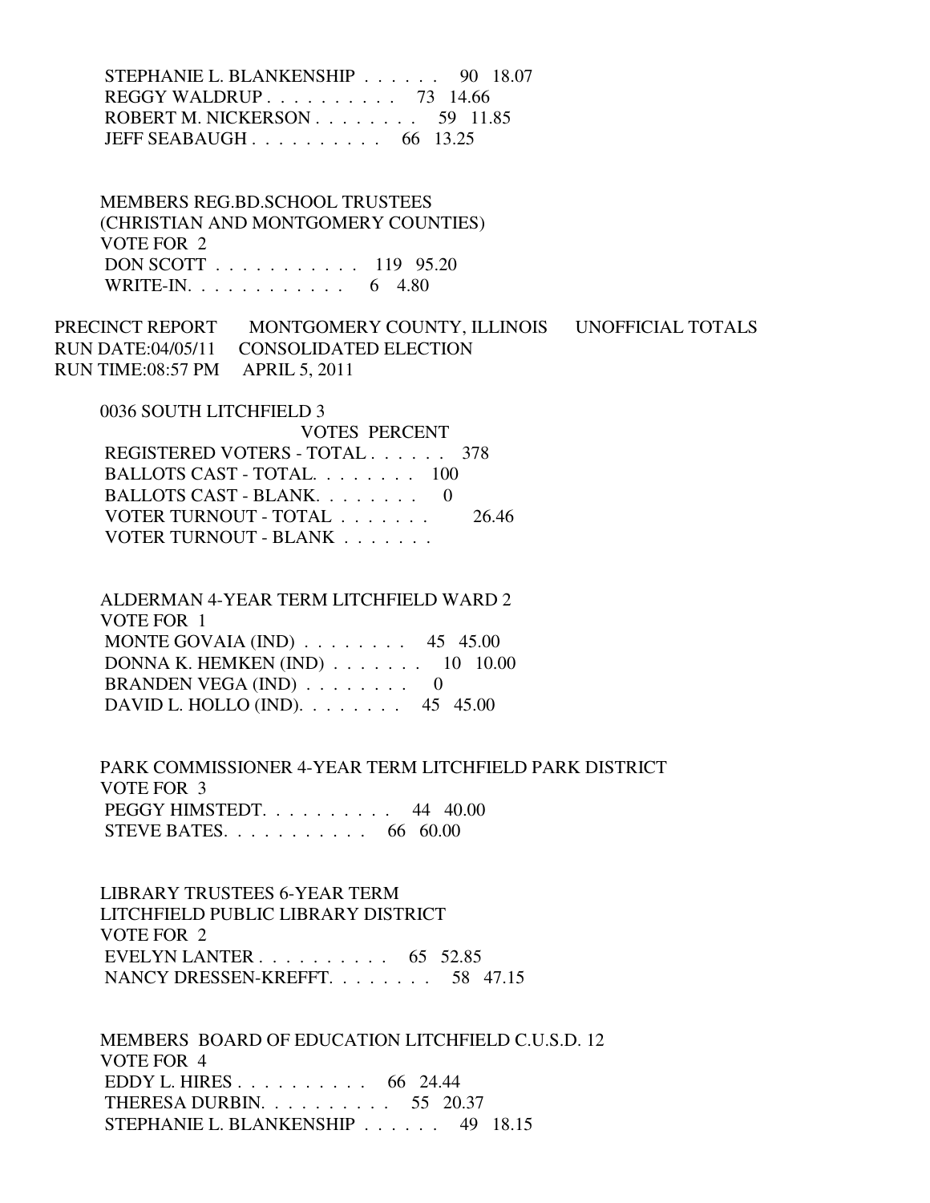STEPHANIE L. BLANKENSHIP . . . . . . 90 18.07
REGGY WALDRUP . . . . . . . . . . 73 14.66
ROBERT M. NICKERSON . . . . . . . . 59 11.85
JEFF SEABAUGH . . . . . . . . . . 66 13.25

MEMBERS REG.BD.SCHOOL TRUSTEES
(CHRISTIAN AND MONTGOMERY COUNTIES)
VOTE FOR 2
DON SCOTT . . . . . . . . . . . 119 95.20
WRITE-IN. . . . . . . . . . . . 6 4.80

PRECINCT REPORT MONTGOMERY COUNTY, ILLINOIS UNOFFICIAL TOTALS
RUN DATE:04/05/11 CONSOLIDATED ELECTION
RUN TIME:08:57 PM APRIL 5, 2011

0036 SOUTH LITCHFIELD 3

| | VOTES | PERCENT |
|---|---|---|
| REGISTERED VOTERS - TOTAL . . . . . . | 378 | |
| BALLOTS CAST - TOTAL. . . . . . . . | 100 | |
| BALLOTS CAST - BLANK. . . . . . . . | 0 | |
| VOTER TURNOUT - TOTAL . . . . . . . | | 26.46 |
| VOTER TURNOUT - BLANK . . . . . . . | | |

ALDERMAN 4-YEAR TERM LITCHFIELD WARD 2
VOTE FOR 1
MONTE GOVAIA (IND) . . . . . . . . 45 45.00
DONNA K. HEMKEN (IND) . . . . . . . 10 10.00
BRANDEN VEGA (IND) . . . . . . . . 0
DAVID L. HOLLO (IND). . . . . . . . 45 45.00

PARK COMMISSIONER 4-YEAR TERM LITCHFIELD PARK DISTRICT
VOTE FOR 3
PEGGY HIMSTEDT. . . . . . . . . . 44 40.00
STEVE BATES. . . . . . . . . . . 66 60.00

LIBRARY TRUSTEES 6-YEAR TERM
LITCHFIELD PUBLIC LIBRARY DISTRICT
VOTE FOR 2
EVELYN LANTER . . . . . . . . . . 65 52.85
NANCY DRESSEN-KREFFT. . . . . . . . 58 47.15

MEMBERS BOARD OF EDUCATION LITCHFIELD C.U.S.D. 12
VOTE FOR 4
EDDY L. HIRES . . . . . . . . . . 66 24.44
THERESA DURBIN. . . . . . . . . . 55 20.37
STEPHANIE L. BLANKENSHIP . . . . . . 49 18.15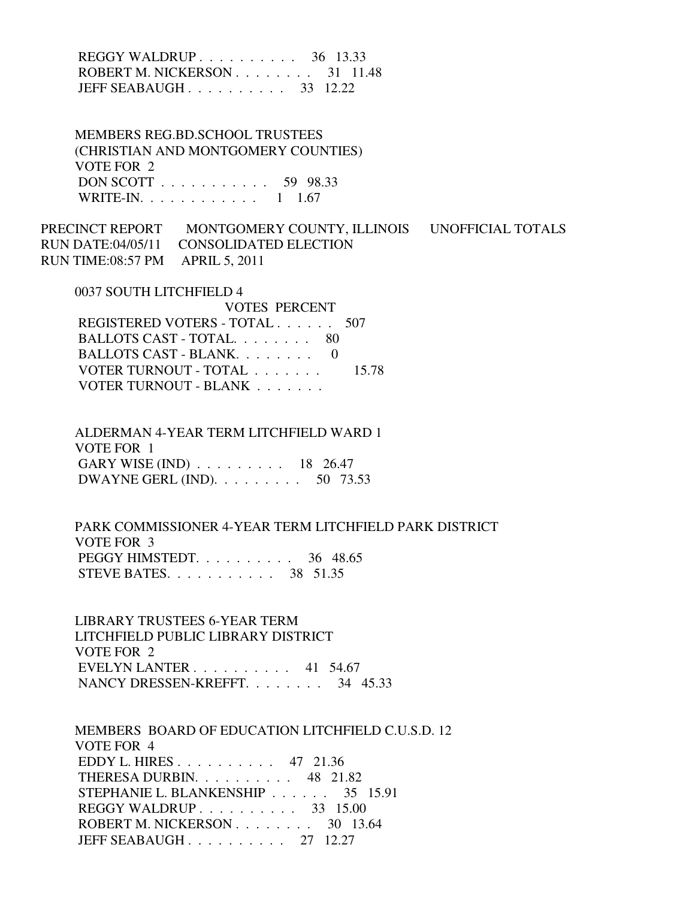REGGY WALDRUP . . . . . . . . . . 36 13.33
ROBERT M. NICKERSON . . . . . . . . 31 11.48
JEFF SEABAUGH . . . . . . . . . . 33 12.22

MEMBERS REG.BD.SCHOOL TRUSTEES
(CHRISTIAN AND MONTGOMERY COUNTIES)
VOTE FOR 2
DON SCOTT . . . . . . . . . . . 59 98.33
WRITE-IN. . . . . . . . . . . . 1 1.67

PRECINCT REPORT MONTGOMERY COUNTY, ILLINOIS UNOFFICIAL TOTALS
RUN DATE:04/05/11 CONSOLIDATED ELECTION
RUN TIME:08:57 PM APRIL 5, 2011

0037 SOUTH LITCHFIELD 4

| | VOTES | PERCENT |
|---|---|---|
| REGISTERED VOTERS - TOTAL . . . . . . | 507 | |
| BALLOTS CAST - TOTAL. . . . . . . . | 80 | |
| BALLOTS CAST - BLANK. . . . . . . . | 0 | |
| VOTER TURNOUT - TOTAL . . . . . . . | | 15.78 |
| VOTER TURNOUT - BLANK . . . . . . . | | |

ALDERMAN 4-YEAR TERM LITCHFIELD WARD 1
VOTE FOR 1
GARY WISE (IND) . . . . . . . . . 18 26.47
DWAYNE GERL (IND). . . . . . . . . 50 73.53

PARK COMMISSIONER 4-YEAR TERM LITCHFIELD PARK DISTRICT
VOTE FOR 3
PEGGY HIMSTEDT. . . . . . . . . . 36 48.65
STEVE BATES. . . . . . . . . . . 38 51.35

LIBRARY TRUSTEES 6-YEAR TERM
LITCHFIELD PUBLIC LIBRARY DISTRICT
VOTE FOR 2
EVELYN LANTER . . . . . . . . . . 41 54.67
NANCY DRESSEN-KREFFT. . . . . . . . 34 45.33

MEMBERS BOARD OF EDUCATION LITCHFIELD C.U.S.D. 12
VOTE FOR 4
EDDY L. HIRES . . . . . . . . . . 47 21.36
THERESA DURBIN. . . . . . . . . . 48 21.82
STEPHANIE L. BLANKENSHIP . . . . . . 35 15.91
REGGY WALDRUP . . . . . . . . . . 33 15.00
ROBERT M. NICKERSON . . . . . . . . 30 13.64
JEFF SEABAUGH . . . . . . . . . . 27 12.27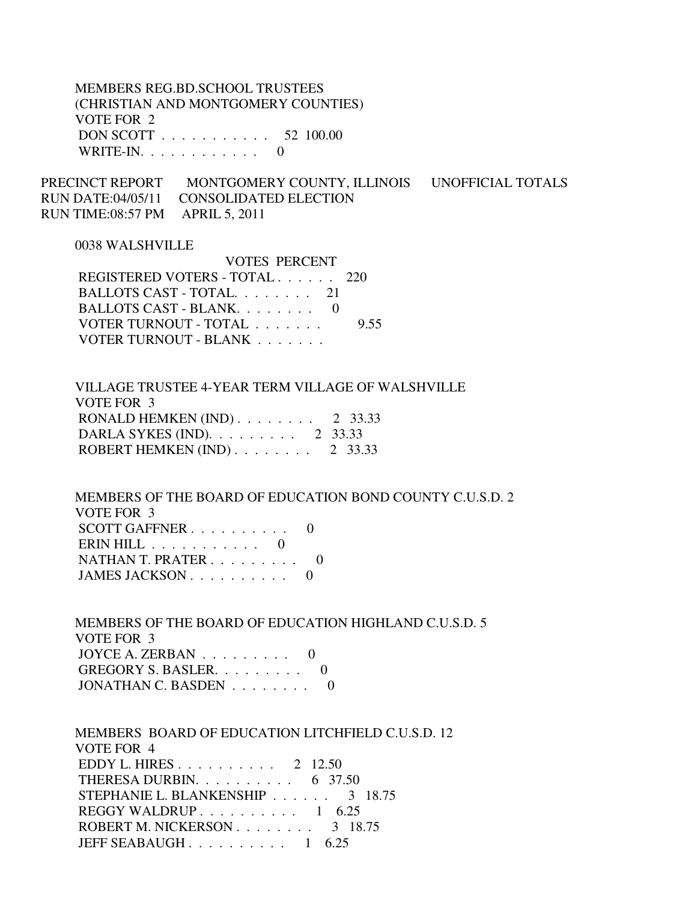MEMBERS REG.BD.SCHOOL TRUSTEES
(CHRISTIAN AND MONTGOMERY COUNTIES)
VOTE FOR 2

| | VOTES | PERCENT |
|---|---|---|
| DON SCOTT | 52 | 100.00 |
| WRITE-IN. | 0 | |

PRECINCT REPORT MONTGOMERY COUNTY, ILLINOIS UNOFFICIAL TOTALS
RUN DATE:04/05/11 CONSOLIDATED ELECTION
RUN TIME:08:57 PM APRIL 5, 2011

0038 WALSHVILLE

| | VOTES | PERCENT |
|---|---|---|
| REGISTERED VOTERS - TOTAL | 220 | |
| BALLOTS CAST - TOTAL. | 21 | |
| BALLOTS CAST - BLANK. | 0 | |
| VOTER TURNOUT - TOTAL | | 9.55 |
| VOTER TURNOUT - BLANK | | |

VILLAGE TRUSTEE 4-YEAR TERM VILLAGE OF WALSHVILLE
VOTE FOR 3

| | VOTES | PERCENT |
|---|---|---|
| RONALD HEMKEN (IND) | 2 | 33.33 |
| DARLA SYKES (IND). | 2 | 33.33 |
| ROBERT HEMKEN (IND) | 2 | 33.33 |

MEMBERS OF THE BOARD OF EDUCATION BOND COUNTY C.U.S.D. 2
VOTE FOR 3

| | VOTES | PERCENT |
|---|---|---|
| SCOTT GAFFNER | 0 | |
| ERIN HILL | 0 | |
| NATHAN T. PRATER | 0 | |
| JAMES JACKSON | 0 | |

MEMBERS OF THE BOARD OF EDUCATION HIGHLAND C.U.S.D. 5
VOTE FOR 3

| | VOTES | PERCENT |
|---|---|---|
| JOYCE A. ZERBAN | 0 | |
| GREGORY S. BASLER. | 0 | |
| JONATHAN C. BASDEN | 0 | |

MEMBERS BOARD OF EDUCATION LITCHFIELD C.U.S.D. 12
VOTE FOR 4

| | VOTES | PERCENT |
|---|---|---|
| EDDY L. HIRES | 2 | 12.50 |
| THERESA DURBIN. | 6 | 37.50 |
| STEPHANIE L. BLANKENSHIP | 3 | 18.75 |
| REGGY WALDRUP | 1 | 6.25 |
| ROBERT M. NICKERSON | 3 | 18.75 |
| JEFF SEABAUGH | 1 | 6.25 |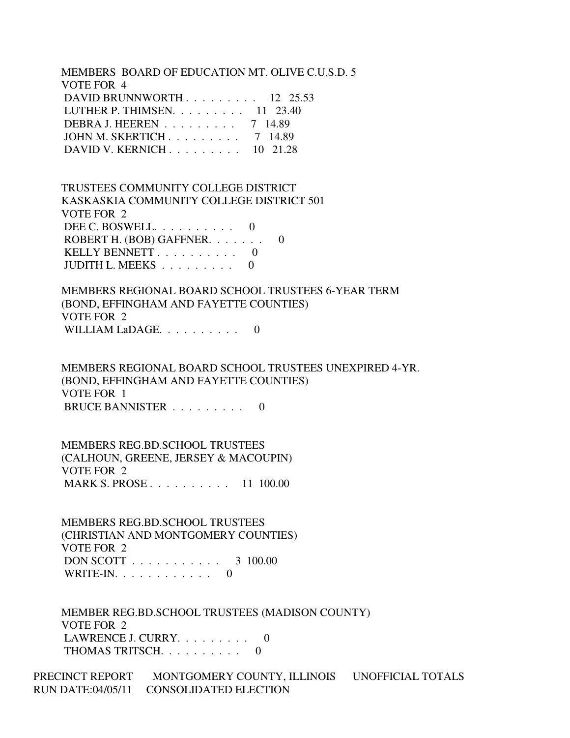MEMBERS BOARD OF EDUCATION MT. OLIVE C.U.S.D. 5
VOTE FOR 4

| | | |
|---|---|---|
| DAVID BRUNNWORTH | 12 | 25.53 |
| LUTHER P. THIMSEN. | 11 | 23.40 |
| DEBRA J. HEEREN | 7 | 14.89 |
| JOHN M. SKERTICH | 7 | 14.89 |
| DAVID V. KERNICH | 10 | 21.28 |

TRUSTEES COMMUNITY COLLEGE DISTRICT
KASKASKIA COMMUNITY COLLEGE DISTRICT 501
VOTE FOR 2

| | |
|---|---|
| DEE C. BOSWELL. | 0 |
| ROBERT H. (BOB) GAFFNER. | 0 |
| KELLY BENNETT | 0 |
| JUDITH L. MEEKS | 0 |

MEMBERS REGIONAL BOARD SCHOOL TRUSTEES 6-YEAR TERM
(BOND, EFFINGHAM AND FAYETTE COUNTIES)
VOTE FOR 2

| | |
|---|---|
| WILLIAM LaDAGE. | 0 |

MEMBERS REGIONAL BOARD SCHOOL TRUSTEES UNEXPIRED 4-YR.
(BOND, EFFINGHAM AND FAYETTE COUNTIES)
VOTE FOR 1

| | |
|---|---|
| BRUCE BANNISTER | 0 |

MEMBERS REG.BD.SCHOOL TRUSTEES
(CALHOUN, GREENE, JERSEY & MACOUPIN)
VOTE FOR 2

| | | |
|---|---|---|
| MARK S. PROSE | 11 | 100.00 |

MEMBERS REG.BD.SCHOOL TRUSTEES
(CHRISTIAN AND MONTGOMERY COUNTIES)
VOTE FOR 2

| | | |
|---|---|---|
| DON SCOTT | 3 | 100.00 |
| WRITE-IN. | 0 | |

MEMBER REG.BD.SCHOOL TRUSTEES (MADISON COUNTY)
VOTE FOR 2

| | |
|---|---|
| LAWRENCE J. CURRY. | 0 |
| THOMAS TRITSCH. | 0 |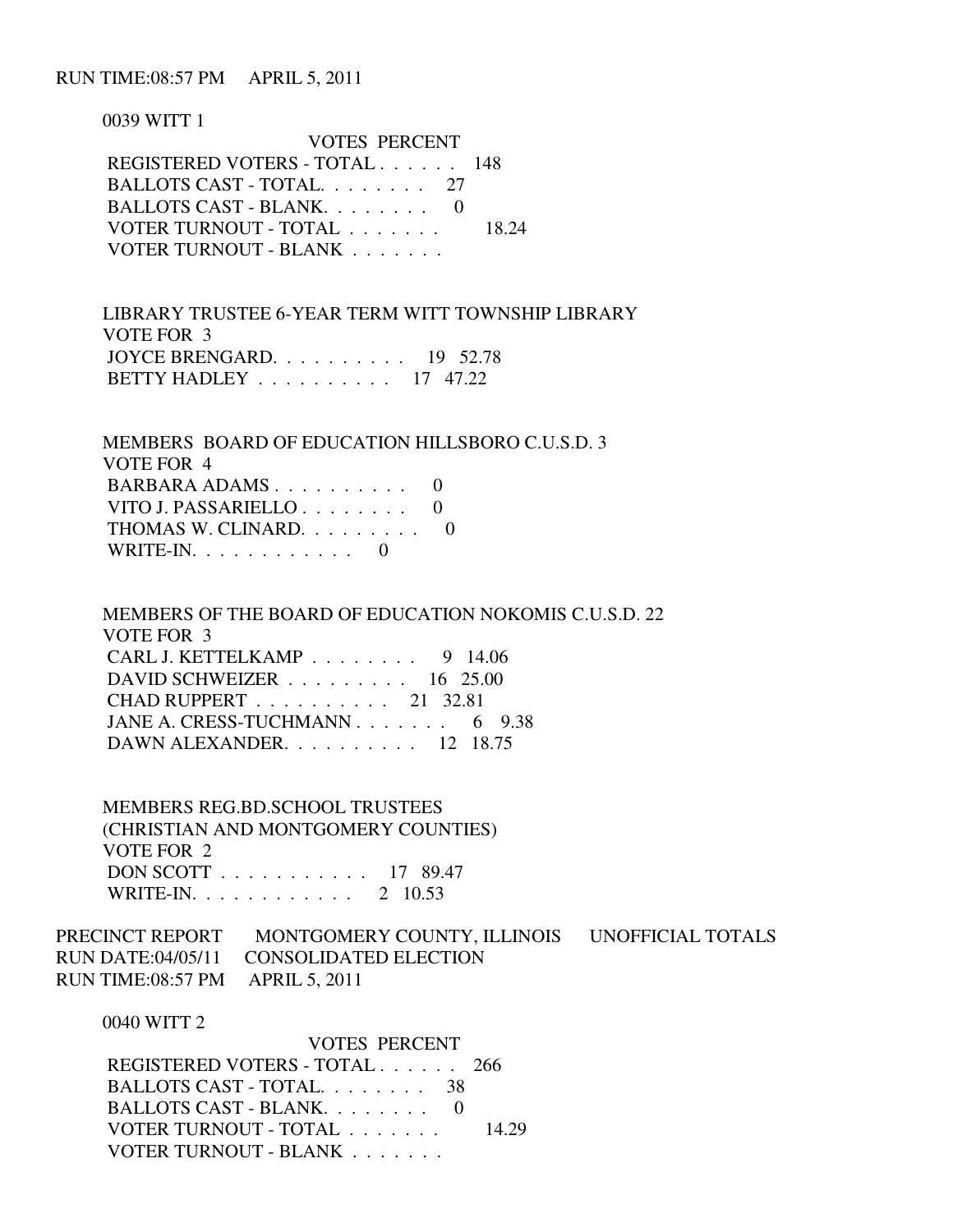RUN TIME:08:57 PM APRIL 5, 2011

0039 WITT 1

| | VOTES | PERCENT |
|---|---|---|
| REGISTERED VOTERS - TOTAL . . . . . . | 148 | |
| BALLOTS CAST - TOTAL. . . . . . . . | 27 | |
| BALLOTS CAST - BLANK. . . . . . . . | 0 | |
| VOTER TURNOUT - TOTAL . . . . . . . | | 18.24 |
| VOTER TURNOUT - BLANK . . . . . . . | | |

LIBRARY TRUSTEE 6-YEAR TERM WITT TOWNSHIP LIBRARY
VOTE FOR 3

| | VOTES | PERCENT |
|---|---|---|
| JOYCE BRENGARD. . . . . . . . . . | 19 | 52.78 |
| BETTY HADLEY . . . . . . . . . . | 17 | 47.22 |

MEMBERS BOARD OF EDUCATION HILLSBORO C.U.S.D. 3
VOTE FOR 4

| | VOTES | PERCENT |
|---|---|---|
| BARBARA ADAMS . . . . . . . . . . | 0 | |
| VITO J. PASSARIELLO . . . . . . . . | 0 | |
| THOMAS W. CLINARD. . . . . . . . . | 0 | |
| WRITE-IN. . . . . . . . . . . . | 0 | |

MEMBERS OF THE BOARD OF EDUCATION NOKOMIS C.U.S.D. 22
VOTE FOR 3

| | VOTES | PERCENT |
|---|---|---|
| CARL J. KETTELKAMP . . . . . . . . | 9 | 14.06 |
| DAVID SCHWEIZER . . . . . . . . . | 16 | 25.00 |
| CHAD RUPPERT . . . . . . . . . . | 21 | 32.81 |
| JANE A. CRESS-TUCHMANN . . . . . . . | 6 | 9.38 |
| DAWN ALEXANDER. . . . . . . . . . | 12 | 18.75 |

MEMBERS REG.BD.SCHOOL TRUSTEES
(CHRISTIAN AND MONTGOMERY COUNTIES)
VOTE FOR 2

| | VOTES | PERCENT |
|---|---|---|
| DON SCOTT . . . . . . . . . . . | 17 | 89.47 |
| WRITE-IN. . . . . . . . . . . . | 2 | 10.53 |

PRECINCT REPORT MONTGOMERY COUNTY, ILLINOIS UNOFFICIAL TOTALS
RUN DATE:04/05/11 CONSOLIDATED ELECTION
RUN TIME:08:57 PM APRIL 5, 2011

0040 WITT 2

| | VOTES | PERCENT |
|---|---|---|
| REGISTERED VOTERS - TOTAL . . . . . . | 266 | |
| BALLOTS CAST - TOTAL. . . . . . . . | 38 | |
| BALLOTS CAST - BLANK. . . . . . . . | 0 | |
| VOTER TURNOUT - TOTAL . . . . . . . | | 14.29 |
| VOTER TURNOUT - BLANK . . . . . . . | | |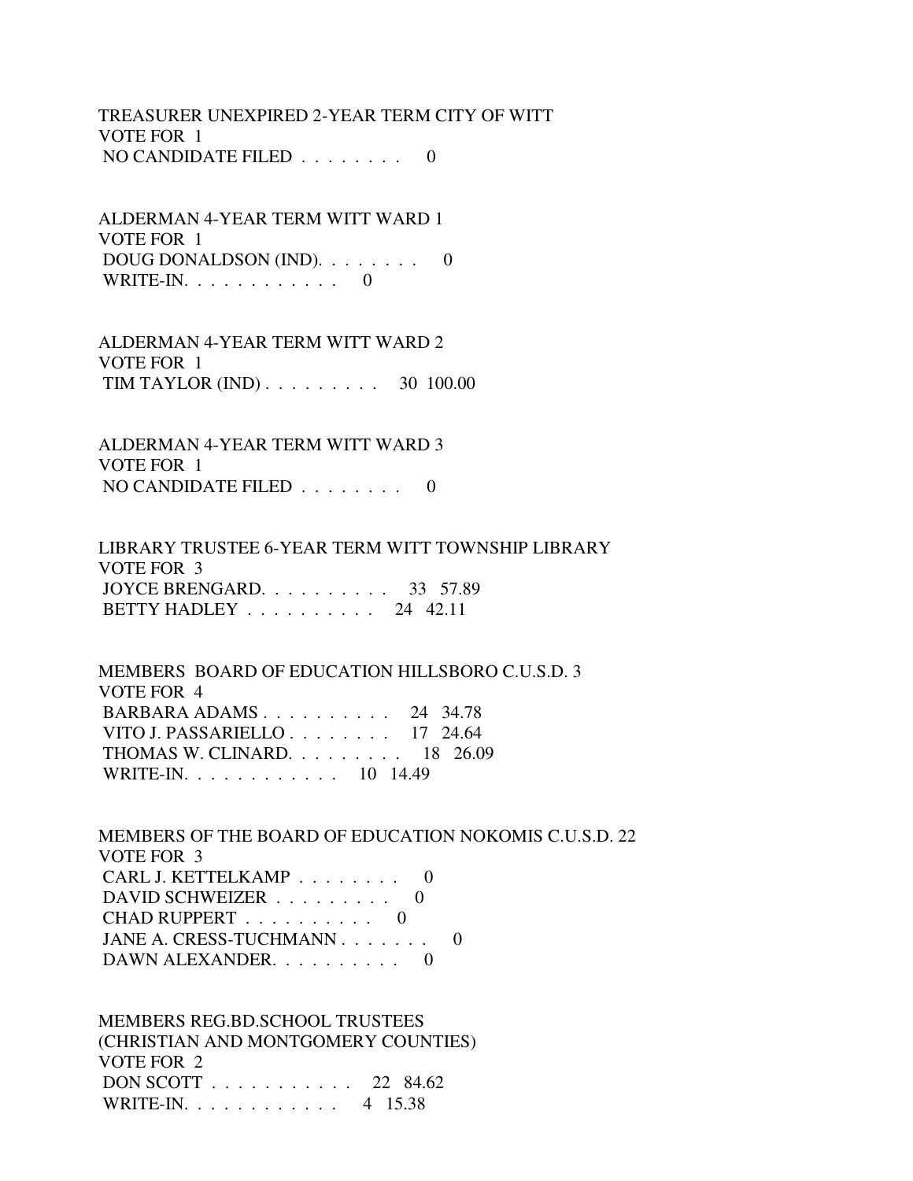TREASURER UNEXPIRED 2-YEAR TERM CITY OF WITT
VOTE FOR 1
NO CANDIDATE FILED . . . . . . . . 0

ALDERMAN 4-YEAR TERM WITT WARD 1
VOTE FOR 1
DOUG DONALDSON (IND). . . . . . . . 0
WRITE-IN. . . . . . . . . . . . 0

ALDERMAN 4-YEAR TERM WITT WARD 2
VOTE FOR 1
TIM TAYLOR (IND) . . . . . . . . . 30 100.00

ALDERMAN 4-YEAR TERM WITT WARD 3
VOTE FOR 1
NO CANDIDATE FILED . . . . . . . . 0

LIBRARY TRUSTEE 6-YEAR TERM WITT TOWNSHIP LIBRARY
VOTE FOR 3
JOYCE BRENGARD. . . . . . . . . . 33 57.89
BETTY HADLEY . . . . . . . . . . 24 42.11

MEMBERS BOARD OF EDUCATION HILLSBORO C.U.S.D. 3
VOTE FOR 4
BARBARA ADAMS . . . . . . . . . . 24 34.78
VITO J. PASSARIELLO . . . . . . . . 17 24.64
THOMAS W. CLINARD. . . . . . . . . 18 26.09
WRITE-IN. . . . . . . . . . . . 10 14.49

MEMBERS OF THE BOARD OF EDUCATION NOKOMIS C.U.S.D. 22
VOTE FOR 3
CARL J. KETTELKAMP . . . . . . . . 0
DAVID SCHWEIZER . . . . . . . . . 0
CHAD RUPPERT . . . . . . . . . . 0
JANE A. CRESS-TUCHMANN . . . . . . . 0
DAWN ALEXANDER. . . . . . . . . . 0

MEMBERS REG.BD.SCHOOL TRUSTEES
(CHRISTIAN AND MONTGOMERY COUNTIES)
VOTE FOR 2
DON SCOTT . . . . . . . . . . . 22 84.62
WRITE-IN. . . . . . . . . . . . 4 15.38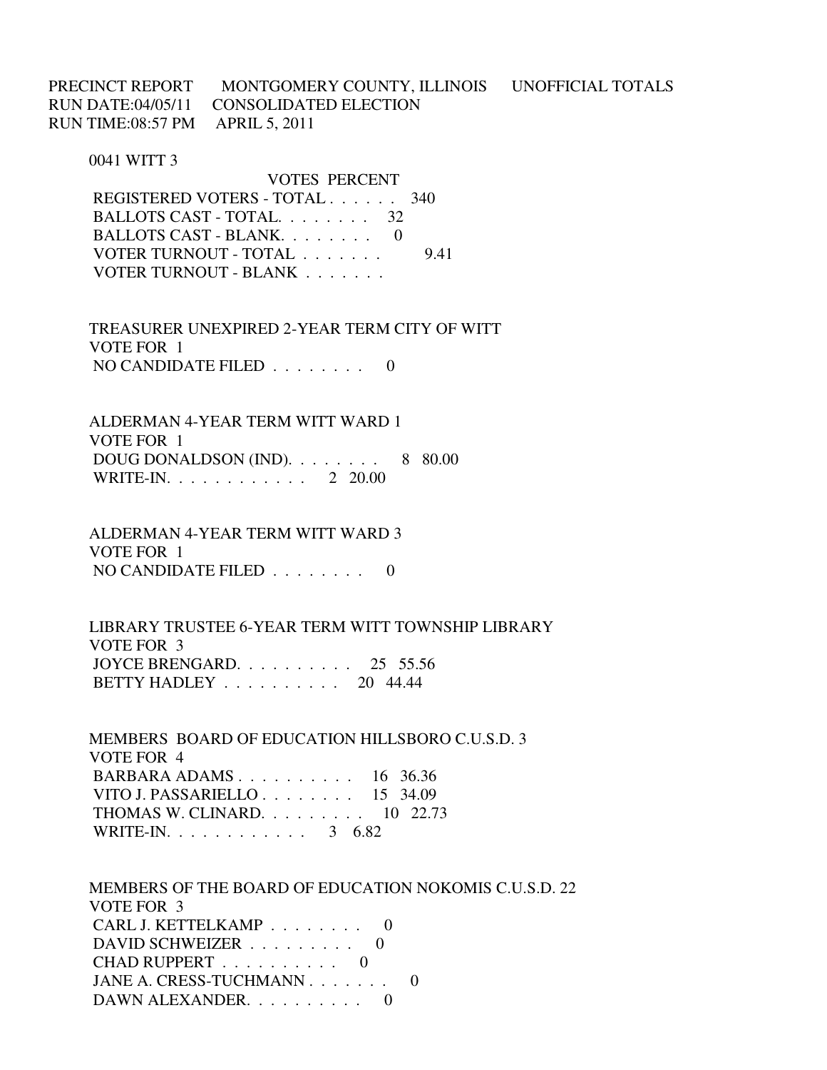PRECINCT REPORT MONTGOMERY COUNTY, ILLINOIS UNOFFICIAL TOTALS
RUN DATE:04/05/11 CONSOLIDATED ELECTION
RUN TIME:08:57 PM APRIL 5, 2011

0041 WITT 3

| | VOTES | PERCENT |
|---|---|---|
| REGISTERED VOTERS - TOTAL . . . . . . | 340 | |
| BALLOTS CAST - TOTAL. . . . . . . . | 32 | |
| BALLOTS CAST - BLANK. . . . . . . . | 0 | |
| VOTER TURNOUT - TOTAL . . . . . . . | | 9.41 |
| VOTER TURNOUT - BLANK . . . . . . . | | |

TREASURER UNEXPIRED 2-YEAR TERM CITY OF WITT
VOTE FOR 1

| | VOTES | PERCENT |
|---|---|---|
| NO CANDIDATE FILED . . . . . . . . | 0 | |

ALDERMAN 4-YEAR TERM WITT WARD 1
VOTE FOR 1

| | VOTES | PERCENT |
|---|---|---|
| DOUG DONALDSON (IND). . . . . . . . | 8 | 80.00 |
| WRITE-IN. . . . . . . . . . . . | 2 | 20.00 |

ALDERMAN 4-YEAR TERM WITT WARD 3
VOTE FOR 1

| | VOTES | PERCENT |
|---|---|---|
| NO CANDIDATE FILED . . . . . . . . | 0 | |

LIBRARY TRUSTEE 6-YEAR TERM WITT TOWNSHIP LIBRARY
VOTE FOR 3

| | VOTES | PERCENT |
|---|---|---|
| JOYCE BRENGARD. . . . . . . . . . | 25 | 55.56 |
| BETTY HADLEY . . . . . . . . . . | 20 | 44.44 |

MEMBERS BOARD OF EDUCATION HILLSBORO C.U.S.D. 3
VOTE FOR 4

| | VOTES | PERCENT |
|---|---|---|
| BARBARA ADAMS . . . . . . . . . . | 16 | 36.36 |
| VITO J. PASSARIELLO . . . . . . . . | 15 | 34.09 |
| THOMAS W. CLINARD. . . . . . . . . | 10 | 22.73 |
| WRITE-IN. . . . . . . . . . . . | 3 | 6.82 |

MEMBERS OF THE BOARD OF EDUCATION NOKOMIS C.U.S.D. 22
VOTE FOR 3

| | VOTES | PERCENT |
|---|---|---|
| CARL J. KETTELKAMP . . . . . . . . | 0 | |
| DAVID SCHWEIZER . . . . . . . . . | 0 | |
| CHAD RUPPERT . . . . . . . . . . | 0 | |
| JANE A. CRESS-TUCHMANN . . . . . . . | 0 | |
| DAWN ALEXANDER. . . . . . . . . . | 0 | |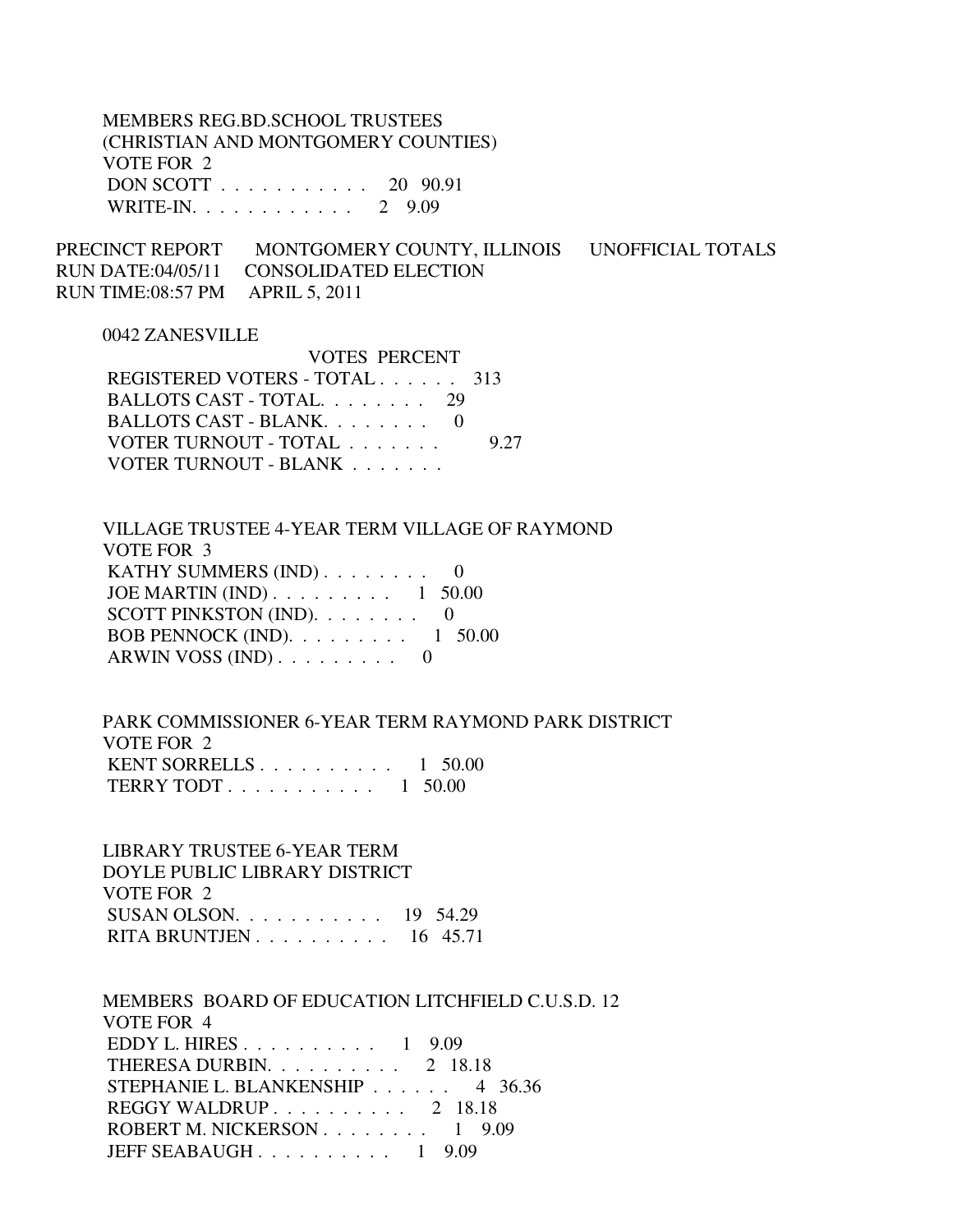MEMBERS REG.BD.SCHOOL TRUSTEES
(CHRISTIAN AND MONTGOMERY COUNTIES)
VOTE FOR 2

| | VOTES | PERCENT |
|---|---|---|
| DON SCOTT | 20 | 90.91 |
| WRITE-IN. | 2 | 9.09 |

PRECINCT REPORT MONTGOMERY COUNTY, ILLINOIS UNOFFICIAL TOTALS
RUN DATE:04/05/11 CONSOLIDATED ELECTION
RUN TIME:08:57 PM APRIL 5, 2011

0042 ZANESVILLE

| | VOTES | PERCENT |
|---|---|---|
| REGISTERED VOTERS - TOTAL | 313 | |
| BALLOTS CAST - TOTAL. | 29 | |
| BALLOTS CAST - BLANK. | 0 | |
| VOTER TURNOUT - TOTAL | | 9.27 |
| VOTER TURNOUT - BLANK | | |

VILLAGE TRUSTEE 4-YEAR TERM VILLAGE OF RAYMOND
VOTE FOR 3

| | VOTES | PERCENT |
|---|---|---|
| KATHY SUMMERS (IND) | 0 | |
| JOE MARTIN (IND) | 1 | 50.00 |
| SCOTT PINKSTON (IND). | 0 | |
| BOB PENNOCK (IND). | 1 | 50.00 |
| ARWIN VOSS (IND) | 0 | |

PARK COMMISSIONER 6-YEAR TERM RAYMOND PARK DISTRICT
VOTE FOR 2

| | VOTES | PERCENT |
|---|---|---|
| KENT SORRELLS | 1 | 50.00 |
| TERRY TODT | 1 | 50.00 |

LIBRARY TRUSTEE 6-YEAR TERM
DOYLE PUBLIC LIBRARY DISTRICT
VOTE FOR 2

| | VOTES | PERCENT |
|---|---|---|
| SUSAN OLSON. | 19 | 54.29 |
| RITA BRUNTJEN | 16 | 45.71 |

MEMBERS BOARD OF EDUCATION LITCHFIELD C.U.S.D. 12
VOTE FOR 4

| | VOTES | PERCENT |
|---|---|---|
| EDDY L. HIRES | 1 | 9.09 |
| THERESA DURBIN. | 2 | 18.18 |
| STEPHANIE L. BLANKENSHIP | 4 | 36.36 |
| REGGY WALDRUP | 2 | 18.18 |
| ROBERT M. NICKERSON | 1 | 9.09 |
| JEFF SEABAUGH | 1 | 9.09 |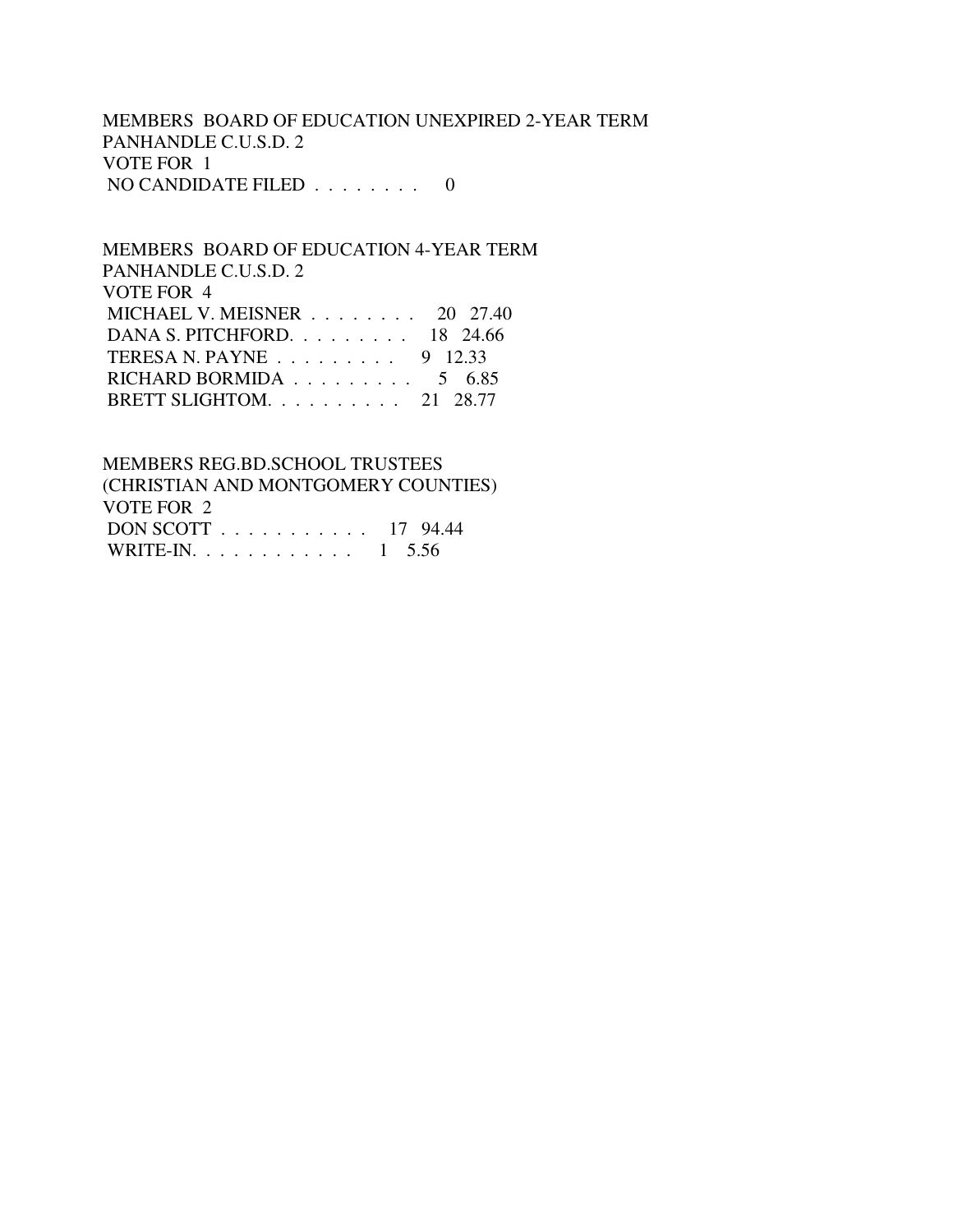MEMBERS BOARD OF EDUCATION UNEXPIRED 2-YEAR TERM
PANHANDLE C.U.S.D. 2
VOTE FOR 1

| | |
|---|---|
| NO CANDIDATE FILED . . . . . . . . | 0 |

MEMBERS BOARD OF EDUCATION 4-YEAR TERM
PANHANDLE C.U.S.D. 2
VOTE FOR 4

| | | |
|---|---|---|
| MICHAEL V. MEISNER . . . . . . . . | 20 | 27.40 |
| DANA S. PITCHFORD. . . . . . . . . | 18 | 24.66 |
| TERESA N. PAYNE . . . . . . . . . | 9 | 12.33 |
| RICHARD BORMIDA . . . . . . . . . | 5 | 6.85 |
| BRETT SLIGHTOM. . . . . . . . . . | 21 | 28.77 |

MEMBERS REG.BD.SCHOOL TRUSTEES
(CHRISTIAN AND MONTGOMERY COUNTIES)
VOTE FOR 2

| | | |
|---|---|---|
| DON SCOTT . . . . . . . . . . . | 17 | 94.44 |
| WRITE-IN. . . . . . . . . . . . | 1 | 5.56 |